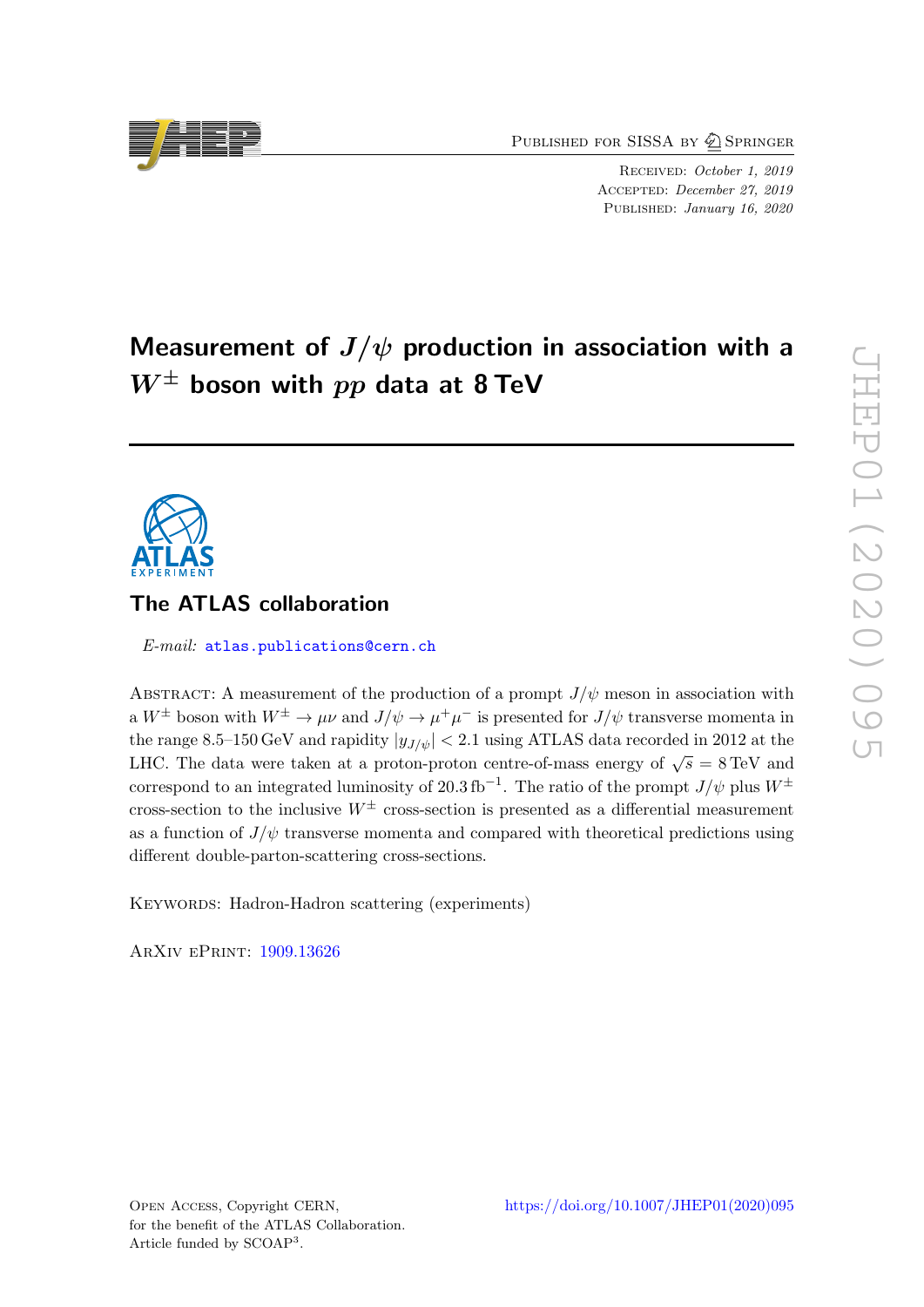Published for SISSA by Springer

Received: *October 1, 2019*
Accepted: *December 27, 2019*
Published: *January 16, 2020*

# Measurement of $J/\psi$ production in association with a $W^{\pm}$ boson with $pp$ data at 8 TeV

## The ATLAS collaboration

*E-mail:* atlas.publications@cern.ch

Abstract: A measurement of the production of a prompt $J/\psi$ meson in association with a $W^{\pm}$ boson with $W^{\pm} \rightarrow \mu\nu$ and $J/\psi \rightarrow \mu^{+}\mu^{-}$ is presented for $J/\psi$ transverse momenta in the range 8.5–150 GeV and rapidity $|y_{J/\psi}| < 2.1$ using ATLAS data recorded in 2012 at the LHC. The data were taken at a proton-proton centre-of-mass energy of $\sqrt{s} = 8\,\text{TeV}$ and correspond to an integrated luminosity of $20.3\,\text{fb}^{-1}$. The ratio of the prompt $J/\psi$ plus $W^{\pm}$ cross-section to the inclusive $W^{\pm}$ cross-section is presented as a differential measurement as a function of $J/\psi$ transverse momenta and compared with theoretical predictions using different double-parton-scattering cross-sections.

Keywords: Hadron-Hadron scattering (experiments)

ArXiv ePrint: 1909.13626

Open Access, Copyright CERN,
for the benefit of the ATLAS Collaboration.
Article funded by SCOAP[3].

https://doi.org/10.1007/JHEP01(2020)095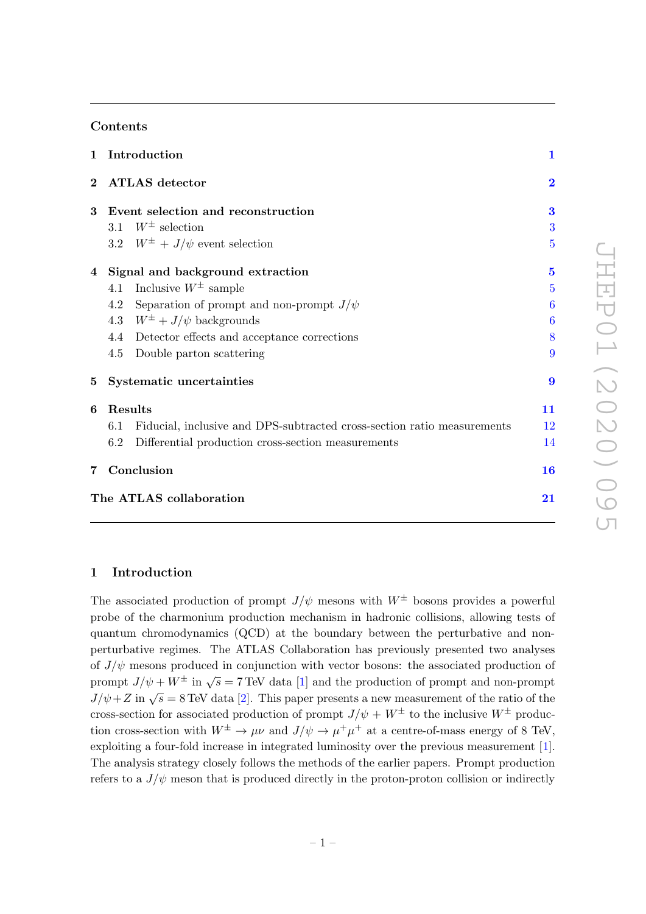## Contents

| | | |
|---|---|---|
| **1** | **Introduction** | **1** |
| **2** | **ATLAS detector** | **2** |
| **3** | **Event selection and reconstruction** | **3** |
| 3.1 | $W^{\pm}$ selection | 3 |
| 3.2 | $W^{\pm}$ + $J/\psi$ event selection | 5 |
| **4** | **Signal and background extraction** | **5** |
| 4.1 | Inclusive $W^{\pm}$ sample | 5 |
| 4.2 | Separation of prompt and non-prompt $J/\psi$ | 6 |
| 4.3 | $W^{\pm} + J/\psi$ backgrounds | 6 |
| 4.4 | Detector effects and acceptance corrections | 8 |
| 4.5 | Double parton scattering | 9 |
| **5** | **Systematic uncertainties** | **9** |
| **6** | **Results** | **11** |
| 6.1 | Fiducial, inclusive and DPS-subtracted cross-section ratio measurements | 12 |
| 6.2 | Differential production cross-section measurements | 14 |
| **7** | **Conclusion** | **16** |
| | **The ATLAS collaboration** | **21** |

# 1 Introduction

The associated production of prompt $J/\psi$ mesons with $W^{\pm}$ bosons provides a powerful probe of the charmonium production mechanism in hadronic collisions, allowing tests of quantum chromodynamics (QCD) at the boundary between the perturbative and non-perturbative regimes. The ATLAS Collaboration has previously presented two analyses of $J/\psi$ mesons produced in conjunction with vector bosons: the associated production of prompt $J/\psi + W^{\pm}$ in $\sqrt{s} = 7$ TeV data [1] and the production of prompt and non-prompt $J/\psi + Z$ in $\sqrt{s} = 8$ TeV data [2]. This paper presents a new measurement of the ratio of the cross-section for associated production of prompt $J/\psi$ + $W^{\pm}$ to the inclusive $W^{\pm}$ production cross-section with $W^{\pm} \to \mu\nu$ and $J/\psi \to \mu^{+}\mu^{+}$ at a centre-of-mass energy of 8 TeV, exploiting a four-fold increase in integrated luminosity over the previous measurement [1]. The analysis strategy closely follows the methods of the earlier papers. Prompt production refers to a $J/\psi$ meson that is produced directly in the proton-proton collision or indirectly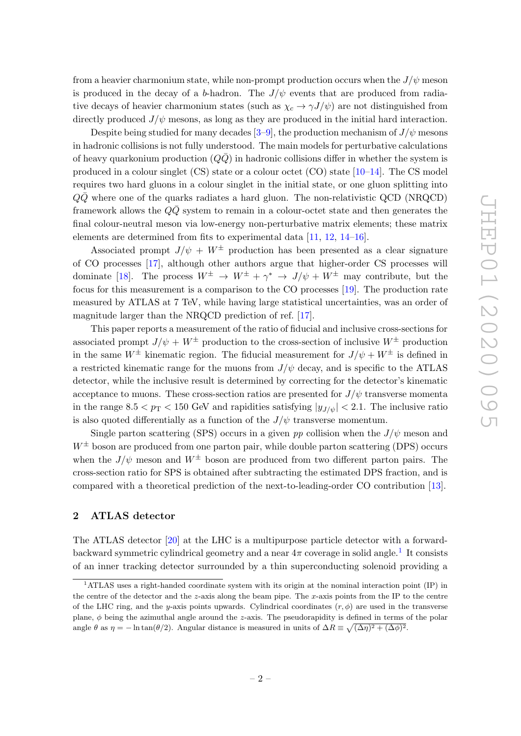from a heavier charmonium state, while non-prompt production occurs when the $J/\psi$ meson is produced in the decay of a $b$-hadron. The $J/\psi$ events that are produced from radiative decays of heavier charmonium states (such as $\chi_c \to \gamma J/\psi$) are not distinguished from directly produced $J/\psi$ mesons, as long as they are produced in the initial hard interaction.

Despite being studied for many decades [3–9], the production mechanism of $J/\psi$ mesons in hadronic collisions is not fully understood. The main models for perturbative calculations of heavy quarkonium production ($Q\bar{Q}$) in hadronic collisions differ in whether the system is produced in a colour singlet (CS) state or a colour octet (CO) state [10–14]. The CS model requires two hard gluons in a colour singlet in the initial state, or one gluon splitting into $Q\bar{Q}$ where one of the quarks radiates a hard gluon. The non-relativistic QCD (NRQCD) framework allows the $Q\bar{Q}$ system to remain in a colour-octet state and then generates the final colour-neutral meson via low-energy non-perturbative matrix elements; these matrix elements are determined from fits to experimental data [11, 12, 14–16].

Associated prompt $J/\psi + W^{\pm}$ production has been presented as a clear signature of CO processes [17], although other authors argue that higher-order CS processes will dominate [18]. The process $W^{\pm} \to W^{\pm} + \gamma^{*} \to J/\psi + W^{\pm}$ may contribute, but the focus for this measurement is a comparison to the CO processes [19]. The production rate measured by ATLAS at 7 TeV, while having large statistical uncertainties, was an order of magnitude larger than the NRQCD prediction of ref. [17].

This paper reports a measurement of the ratio of fiducial and inclusive cross-sections for associated prompt $J/\psi + W^{\pm}$ production to the cross-section of inclusive $W^{\pm}$ production in the same $W^{\pm}$ kinematic region. The fiducial measurement for $J/\psi + W^{\pm}$ is defined in a restricted kinematic range for the muons from $J/\psi$ decay, and is specific to the ATLAS detector, while the inclusive result is determined by correcting for the detector's kinematic acceptance to muons. These cross-section ratios are presented for $J/\psi$ transverse momenta in the range $8.5 < p_{\mathrm{T}} < 150$ GeV and rapidities satisfying $|y_{J/\psi}| < 2.1$. The inclusive ratio is also quoted differentially as a function of the $J/\psi$ transverse momentum.

Single parton scattering (SPS) occurs in a given $pp$ collision when the $J/\psi$ meson and $W^{\pm}$ boson are produced from one parton pair, while double parton scattering (DPS) occurs when the $J/\psi$ meson and $W^{\pm}$ boson are produced from two different parton pairs. The cross-section ratio for SPS is obtained after subtracting the estimated DPS fraction, and is compared with a theoretical prediction of the next-to-leading-order CO contribution [13].

## 2 ATLAS detector

The ATLAS detector [20] at the LHC is a multipurpose particle detector with a forward-backward symmetric cylindrical geometry and a near $4\pi$ coverage in solid angle.[1] It consists of an inner tracking detector surrounded by a thin superconducting solenoid providing a

[1] ATLAS uses a right-handed coordinate system with its origin at the nominal interaction point (IP) in the centre of the detector and the $z$-axis along the beam pipe. The $x$-axis points from the IP to the centre of the LHC ring, and the $y$-axis points upwards. Cylindrical coordinates $(r, \phi)$ are used in the transverse plane, $\phi$ being the azimuthal angle around the $z$-axis. The pseudorapidity is defined in terms of the polar angle $\theta$ as $\eta = -\ln \tan(\theta/2)$. Angular distance is measured in units of $\Delta R \equiv \sqrt{(\Delta\eta)^2 + (\Delta\phi)^2}$.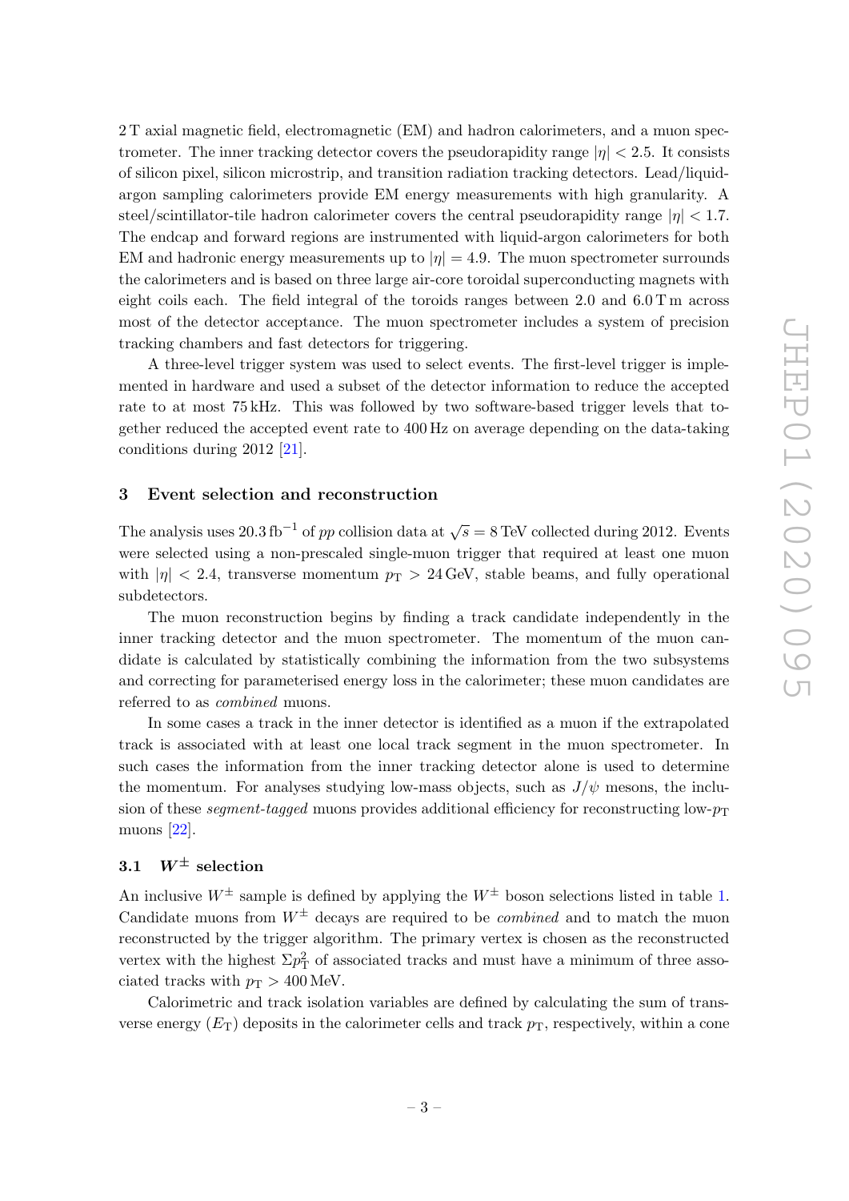2 T axial magnetic field, electromagnetic (EM) and hadron calorimeters, and a muon spectrometer. The inner tracking detector covers the pseudorapidity range $|\eta| < 2.5$. It consists of silicon pixel, silicon microstrip, and transition radiation tracking detectors. Lead/liquid-argon sampling calorimeters provide EM energy measurements with high granularity. A steel/scintillator-tile hadron calorimeter covers the central pseudorapidity range $|\eta| < 1.7$. The endcap and forward regions are instrumented with liquid-argon calorimeters for both EM and hadronic energy measurements up to $|\eta| = 4.9$. The muon spectrometer surrounds the calorimeters and is based on three large air-core toroidal superconducting magnets with eight coils each. The field integral of the toroids ranges between 2.0 and 6.0 T m across most of the detector acceptance. The muon spectrometer includes a system of precision tracking chambers and fast detectors for triggering.

A three-level trigger system was used to select events. The first-level trigger is implemented in hardware and used a subset of the detector information to reduce the accepted rate to at most 75 kHz. This was followed by two software-based trigger levels that together reduced the accepted event rate to 400 Hz on average depending on the data-taking conditions during 2012 [21].

## 3 Event selection and reconstruction

The analysis uses 20.3 fb$^{-1}$ of $pp$ collision data at $\sqrt{s} = 8$ TeV collected during 2012. Events were selected using a non-prescaled single-muon trigger that required at least one muon with $|\eta| < 2.4$, transverse momentum $p_{\mathrm{T}} > 24$ GeV, stable beams, and fully operational subdetectors.

The muon reconstruction begins by finding a track candidate independently in the inner tracking detector and the muon spectrometer. The momentum of the muon candidate is calculated by statistically combining the information from the two subsystems and correcting for parameterised energy loss in the calorimeter; these muon candidates are referred to as *combined* muons.

In some cases a track in the inner detector is identified as a muon if the extrapolated track is associated with at least one local track segment in the muon spectrometer. In such cases the information from the inner tracking detector alone is used to determine the momentum. For analyses studying low-mass objects, such as $J/\psi$ mesons, the inclusion of these *segment-tagged* muons provides additional efficiency for reconstructing low-$p_{\mathrm{T}}$ muons [22].

### 3.1 $W^{\pm}$ selection

An inclusive $W^{\pm}$ sample is defined by applying the $W^{\pm}$ boson selections listed in table 1. Candidate muons from $W^{\pm}$ decays are required to be *combined* and to match the muon reconstructed by the trigger algorithm. The primary vertex is chosen as the reconstructed vertex with the highest $\Sigma p_{\mathrm{T}}^2$ of associated tracks and must have a minimum of three associated tracks with $p_{\mathrm{T}} > 400$ MeV.

Calorimetric and track isolation variables are defined by calculating the sum of transverse energy ($E_{\mathrm{T}}$) deposits in the calorimeter cells and track $p_{\mathrm{T}}$, respectively, within a cone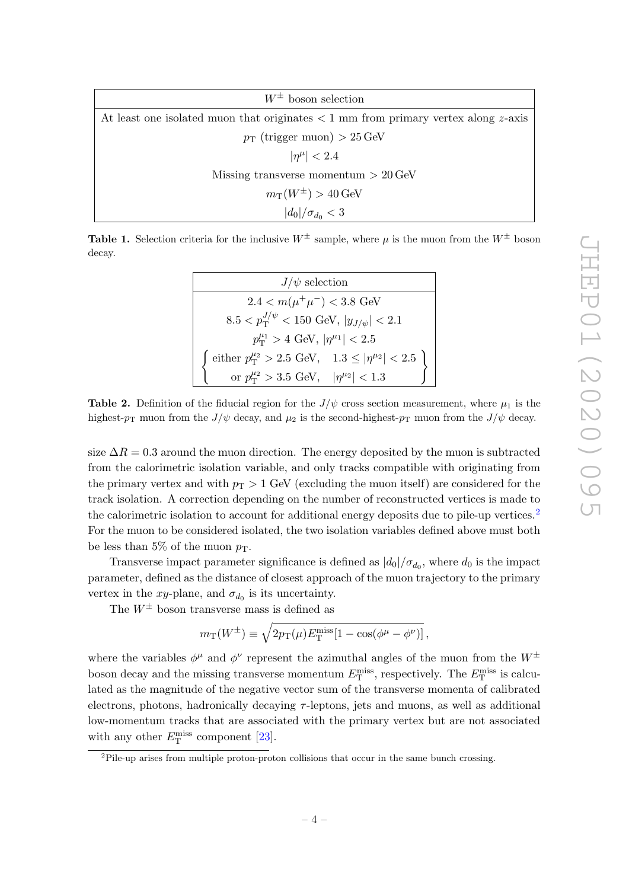| $W^{\pm}$ boson selection |
|---|
| At least one isolated muon that originates $< 1$ mm from primary vertex along $z$-axis |
| $p_{\mathrm{T}}$ (trigger muon) $> 25\,\mathrm{GeV}$ |
| $\lvert\eta^{\mu}\rvert < 2.4$ |
| Missing transverse momentum $> 20\,\mathrm{GeV}$ |
| $m_{\mathrm{T}}(W^{\pm}) > 40\,\mathrm{GeV}$ |
| $\lvert d_0\rvert/\sigma_{d_0} < 3$ |

**Table 1.** Selection criteria for the inclusive $W^{\pm}$ sample, where $\mu$ is the muon from the $W^{\pm}$ boson decay.

| $J/\psi$ selection |
|---|
| $2.4 < m(\mu^+\mu^-) < 3.8$ GeV |
| $8.5 < p_{\mathrm{T}}^{J/\psi} < 150$ GeV, $\lvert y_{J/\psi}\rvert < 2.1$ |
| $p_{\mathrm{T}}^{\mu_1} > 4$ GeV, $\lvert\eta^{\mu_1}\rvert < 2.5$ |
| $\left\{ \begin{array}{c} \text{either } p_{\mathrm{T}}^{\mu_2} > 2.5 \text{ GeV}, \quad 1.3 \leq \lvert\eta^{\mu_2}\rvert < 2.5 \\ \text{or } p_{\mathrm{T}}^{\mu_2} > 3.5 \text{ GeV}, \quad \lvert\eta^{\mu_2}\rvert < 1.3 \end{array} \right\}$ |

**Table 2.** Definition of the fiducial region for the $J/\psi$ cross section measurement, where $\mu_1$ is the highest-$p_{\mathrm{T}}$ muon from the $J/\psi$ decay, and $\mu_2$ is the second-highest-$p_{\mathrm{T}}$ muon from the $J/\psi$ decay.

size $\Delta R = 0.3$ around the muon direction. The energy deposited by the muon is subtracted from the calorimetric isolation variable, and only tracks compatible with originating from the primary vertex and with $p_{\mathrm{T}} > 1$ GeV (excluding the muon itself) are considered for the track isolation. A correction depending on the number of reconstructed vertices is made to the calorimetric isolation to account for additional energy deposits due to pile-up vertices.[2] For the muon to be considered isolated, the two isolation variables defined above must both be less than 5% of the muon $p_{\mathrm{T}}$.

Transverse impact parameter significance is defined as $\lvert d_0\rvert/\sigma_{d_0}$, where $d_0$ is the impact parameter, defined as the distance of closest approach of the muon trajectory to the primary vertex in the $xy$-plane, and $\sigma_{d_0}$ is its uncertainty.

The $W^{\pm}$ boson transverse mass is defined as

$$m_{\mathrm{T}}(W^{\pm}) \equiv \sqrt{2p_{\mathrm{T}}(\mu)E_{\mathrm{T}}^{\mathrm{miss}}[1 - \cos(\phi^{\mu} - \phi^{\nu})]}\,,$$

where the variables $\phi^{\mu}$ and $\phi^{\nu}$ represent the azimuthal angles of the muon from the $W^{\pm}$ boson decay and the missing transverse momentum $E_{\mathrm{T}}^{\mathrm{miss}}$, respectively. The $E_{\mathrm{T}}^{\mathrm{miss}}$ is calculated as the magnitude of the negative vector sum of the transverse momenta of calibrated electrons, photons, hadronically decaying $\tau$-leptons, jets and muons, as well as additional low-momentum tracks that are associated with the primary vertex but are not associated with any other $E_{\mathrm{T}}^{\mathrm{miss}}$ component [23].

[2] Pile-up arises from multiple proton-proton collisions that occur in the same bunch crossing.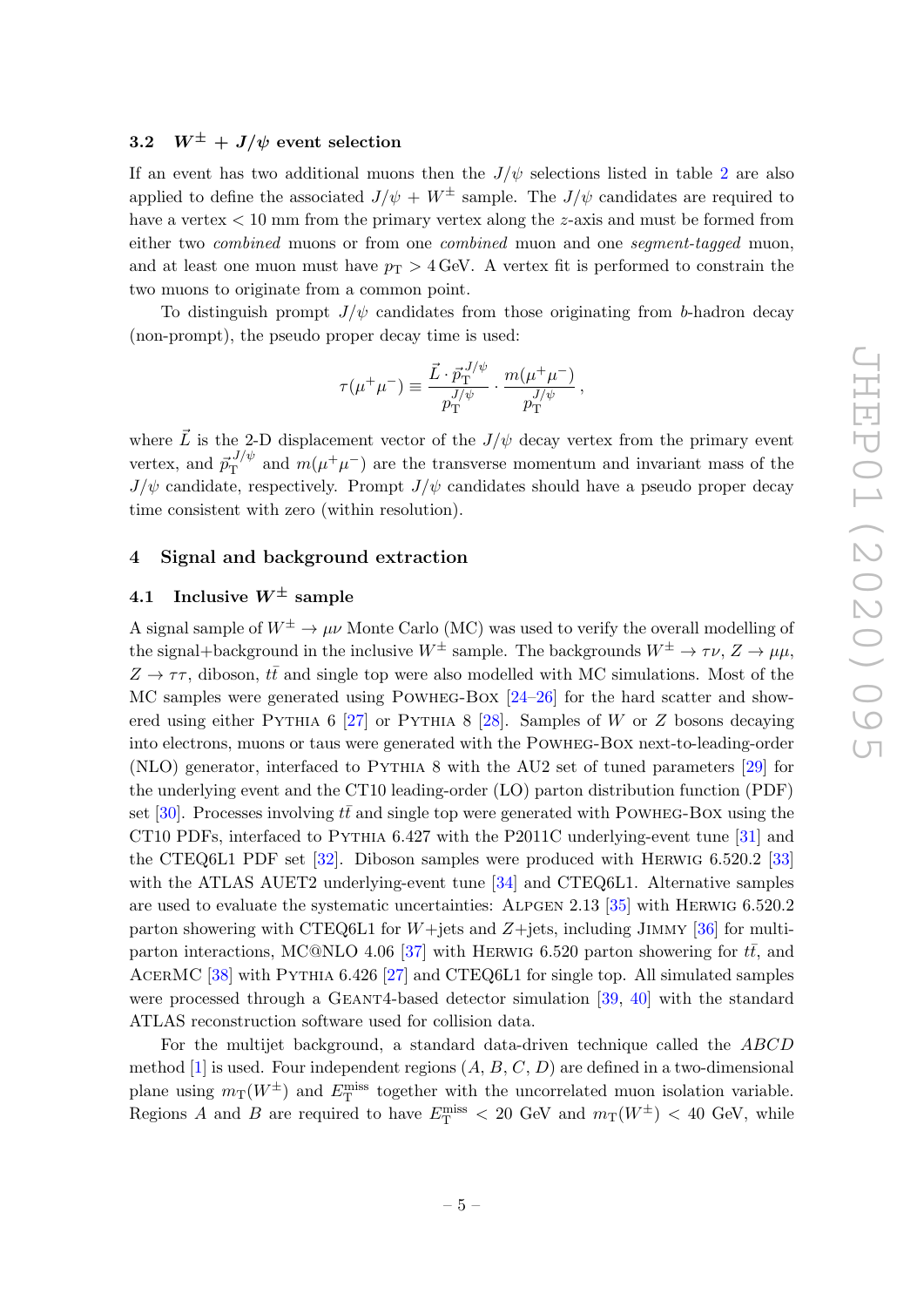### 3.2 $W^{\pm}$ + $J/\psi$ event selection

If an event has two additional muons then the $J/\psi$ selections listed in table 2 are also applied to define the associated $J/\psi$ + $W^{\pm}$ sample. The $J/\psi$ candidates are required to have a vertex < 10 mm from the primary vertex along the $z$-axis and must be formed from either two *combined* muons or from one *combined* muon and one *segment-tagged* muon, and at least one muon must have $p_{\mathrm{T}} > 4\,\mathrm{GeV}$. A vertex fit is performed to constrain the two muons to originate from a common point.

To distinguish prompt $J/\psi$ candidates from those originating from $b$-hadron decay (non-prompt), the pseudo proper decay time is used:

$$\tau(\mu^+\mu^-) \equiv \frac{\vec{L} \cdot \vec{p}_{\mathrm{T}}^{\,J/\psi}}{p_{\mathrm{T}}^{J/\psi}} \cdot \frac{m(\mu^+\mu^-)}{p_{\mathrm{T}}^{J/\psi}},$$

where $\vec{L}$ is the 2-D displacement vector of the $J/\psi$ decay vertex from the primary event vertex, and $\vec{p}_{\mathrm{T}}^{\,J/\psi}$ and $m(\mu^+\mu^-)$ are the transverse momentum and invariant mass of the $J/\psi$ candidate, respectively. Prompt $J/\psi$ candidates should have a pseudo proper decay time consistent with zero (within resolution).

## 4 Signal and background extraction

### 4.1 Inclusive $W^{\pm}$ sample

A signal sample of $W^{\pm} \to \mu\nu$ Monte Carlo (MC) was used to verify the overall modelling of the signal+background in the inclusive $W^{\pm}$ sample. The backgrounds $W^{\pm} \to \tau\nu$, $Z \to \mu\mu$, $Z \to \tau\tau$, diboson, $t\bar{t}$ and single top were also modelled with MC simulations. Most of the MC samples were generated using Powheg-Box [24–26] for the hard scatter and showered using either Pythia 6 [27] or Pythia 8 [28]. Samples of $W$ or $Z$ bosons decaying into electrons, muons or taus were generated with the Powheg-Box next-to-leading-order (NLO) generator, interfaced to Pythia 8 with the AU2 set of tuned parameters [29] for the underlying event and the CT10 leading-order (LO) parton distribution function (PDF) set [30]. Processes involving $t\bar{t}$ and single top were generated with Powheg-Box using the CT10 PDFs, interfaced to Pythia 6.427 with the P2011C underlying-event tune [31] and the CTEQ6L1 PDF set [32]. Diboson samples were produced with Herwig 6.520.2 [33] with the ATLAS AUET2 underlying-event tune [34] and CTEQ6L1. Alternative samples are used to evaluate the systematic uncertainties: Alpgen 2.13 [35] with Herwig 6.520.2 parton showering with CTEQ6L1 for $W$+jets and $Z$+jets, including Jimmy [36] for multi-parton interactions, MC@NLO 4.06 [37] with Herwig 6.520 parton showering for $t\bar{t}$, and AcerMC [38] with Pythia 6.426 [27] and CTEQ6L1 for single top. All simulated samples were processed through a Geant4-based detector simulation [39, 40] with the standard ATLAS reconstruction software used for collision data.

For the multijet background, a standard data-driven technique called the *ABCD* method [1] is used. Four independent regions ($A$, $B$, $C$, $D$) are defined in a two-dimensional plane using $m_{\mathrm{T}}(W^{\pm})$ and $E_{\mathrm{T}}^{\mathrm{miss}}$ together with the uncorrelated muon isolation variable. Regions $A$ and $B$ are required to have $E_{\mathrm{T}}^{\mathrm{miss}} < 20$ GeV and $m_{\mathrm{T}}(W^{\pm}) < 40$ GeV, while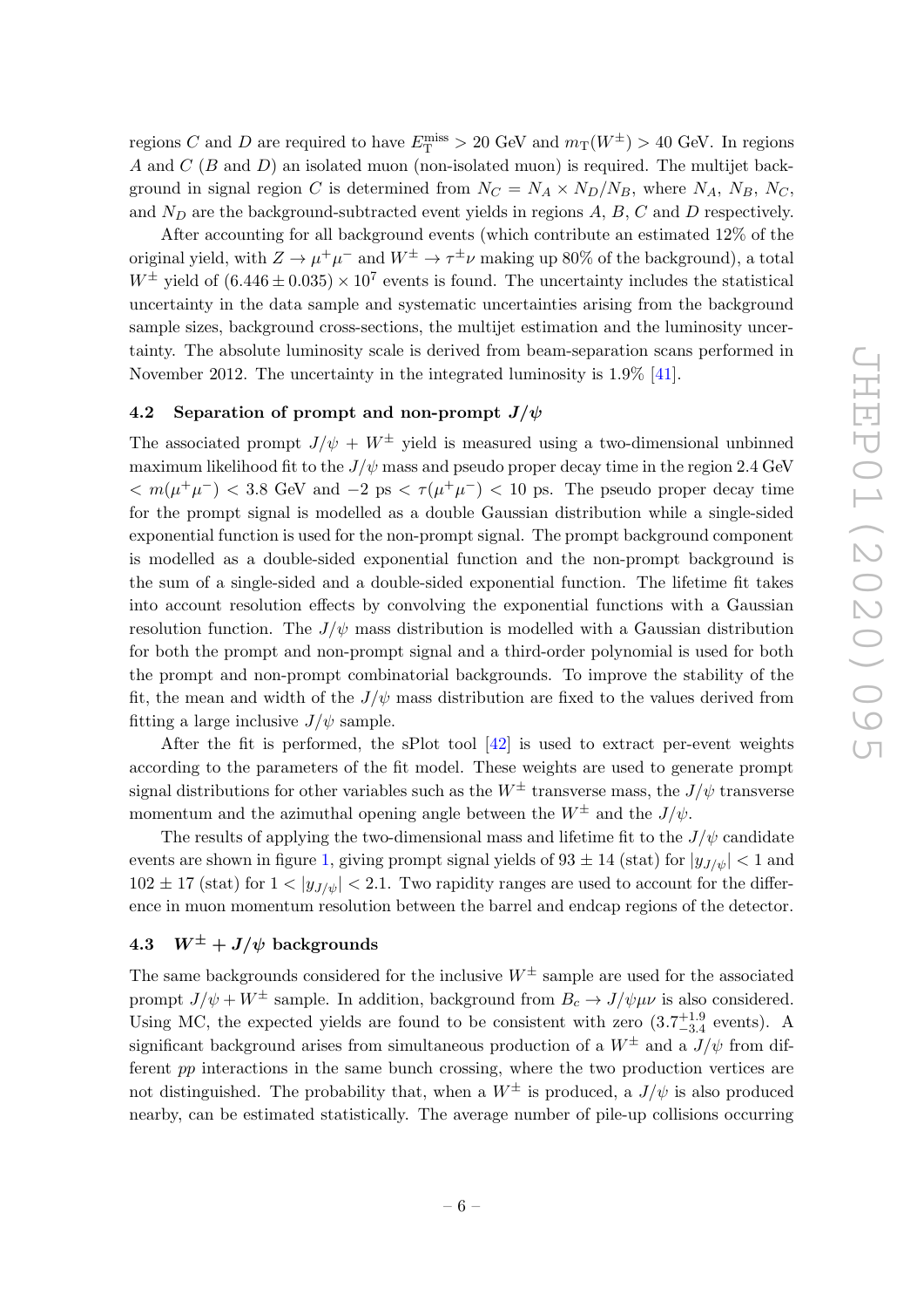regions $C$ and $D$ are required to have $E_{\mathrm{T}}^{\mathrm{miss}} > 20$ GeV and $m_{\mathrm{T}}(W^{\pm}) > 40$ GeV. In regions $A$ and $C$ ($B$ and $D$) an isolated muon (non-isolated muon) is required. The multijet background in signal region $C$ is determined from $N_C = N_A \times N_D/N_B$, where $N_A$, $N_B$, $N_C$, and $N_D$ are the background-subtracted event yields in regions $A$, $B$, $C$ and $D$ respectively.

After accounting for all background events (which contribute an estimated 12% of the original yield, with $Z \to \mu^+\mu^-$ and $W^{\pm} \to \tau^{\pm}\nu$ making up 80% of the background), a total $W^{\pm}$ yield of $(6.446 \pm 0.035) \times 10^7$ events is found. The uncertainty includes the statistical uncertainty in the data sample and systematic uncertainties arising from the background sample sizes, background cross-sections, the multijet estimation and the luminosity uncertainty. The absolute luminosity scale is derived from beam-separation scans performed in November 2012. The uncertainty in the integrated luminosity is 1.9% [41].

### 4.2 Separation of prompt and non-prompt $J/\psi$

The associated prompt $J/\psi + W^{\pm}$ yield is measured using a two-dimensional unbinned maximum likelihood fit to the $J/\psi$ mass and pseudo proper decay time in the region 2.4 GeV $< m(\mu^+\mu^-) <$ 3.8 GeV and $-2$ ps $< \tau(\mu^+\mu^-) <$ 10 ps. The pseudo proper decay time for the prompt signal is modelled as a double Gaussian distribution while a single-sided exponential function is used for the non-prompt signal. The prompt background component is modelled as a double-sided exponential function and the non-prompt background is the sum of a single-sided and a double-sided exponential function. The lifetime fit takes into account resolution effects by convolving the exponential functions with a Gaussian resolution function. The $J/\psi$ mass distribution is modelled with a Gaussian distribution for both the prompt and non-prompt signal and a third-order polynomial is used for both the prompt and non-prompt combinatorial backgrounds. To improve the stability of the fit, the mean and width of the $J/\psi$ mass distribution are fixed to the values derived from fitting a large inclusive $J/\psi$ sample.

After the fit is performed, the sPlot tool [42] is used to extract per-event weights according to the parameters of the fit model. These weights are used to generate prompt signal distributions for other variables such as the $W^{\pm}$ transverse mass, the $J/\psi$ transverse momentum and the azimuthal opening angle between the $W^{\pm}$ and the $J/\psi$.

The results of applying the two-dimensional mass and lifetime fit to the $J/\psi$ candidate events are shown in figure 1, giving prompt signal yields of $93 \pm 14$ (stat) for $|y_{J/\psi}| < 1$ and $102 \pm 17$ (stat) for $1 < |y_{J/\psi}| < 2.1$. Two rapidity ranges are used to account for the difference in muon momentum resolution between the barrel and endcap regions of the detector.

### 4.3 $W^{\pm} + J/\psi$ backgrounds

The same backgrounds considered for the inclusive $W^{\pm}$ sample are used for the associated prompt $J/\psi + W^{\pm}$ sample. In addition, background from $B_c \to J/\psi\mu\nu$ is also considered. Using MC, the expected yields are found to be consistent with zero ($3.7^{+1.9}_{-3.4}$ events). A significant background arises from simultaneous production of a $W^{\pm}$ and a $J/\psi$ from different $pp$ interactions in the same bunch crossing, where the two production vertices are not distinguished. The probability that, when a $W^{\pm}$ is produced, a $J/\psi$ is also produced nearby, can be estimated statistically. The average number of pile-up collisions occurring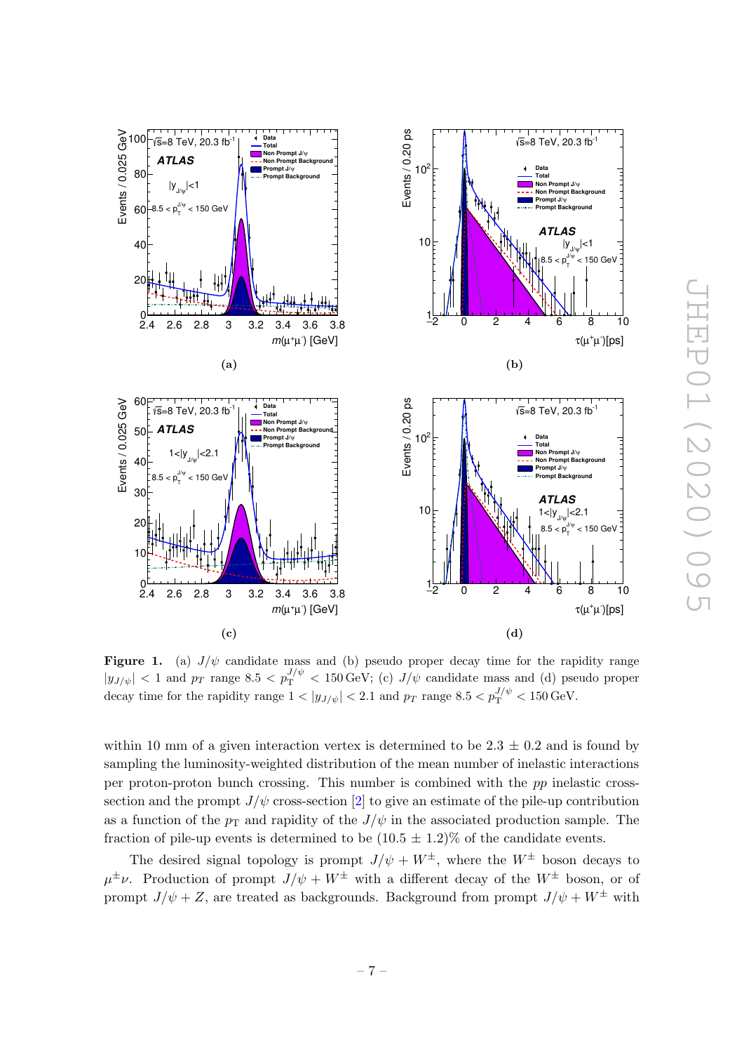**Figure 1.** (a) $J/\psi$ candidate mass and (b) pseudo proper decay time for the rapidity range $|y_{J/\psi}| < 1$ and $p_T$ range $8.5 < p_{\mathrm{T}}^{J/\psi} < 150\,\mathrm{GeV}$; (c) $J/\psi$ candidate mass and (d) pseudo proper decay time for the rapidity range $1 < |y_{J/\psi}| < 2.1$ and $p_T$ range $8.5 < p_{\mathrm{T}}^{J/\psi} < 150\,\mathrm{GeV}$.

within 10 mm of a given interaction vertex is determined to be $2.3 \pm 0.2$ and is found by sampling the luminosity-weighted distribution of the mean number of inelastic interactions per proton-proton bunch crossing. This number is combined with the $pp$ inelastic cross-section and the prompt $J/\psi$ cross-section [2] to give an estimate of the pile-up contribution as a function of the $p_{\mathrm{T}}$ and rapidity of the $J/\psi$ in the associated production sample. The fraction of pile-up events is determined to be $(10.5 \pm 1.2)\%$ of the candidate events.

The desired signal topology is prompt $J/\psi + W^{\pm}$, where the $W^{\pm}$ boson decays to $\mu^{\pm}\nu$. Production of prompt $J/\psi + W^{\pm}$ with a different decay of the $W^{\pm}$ boson, or of prompt $J/\psi + Z$, are treated as backgrounds. Background from prompt $J/\psi + W^{\pm}$ with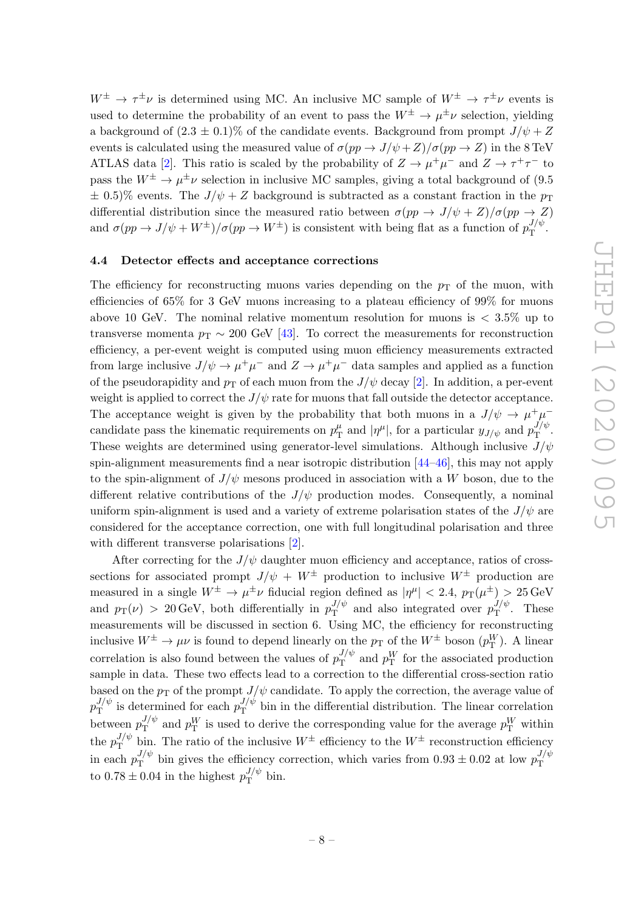$W^{\pm} \to \tau^{\pm}\nu$ is determined using MC. An inclusive MC sample of $W^{\pm} \to \tau^{\pm}\nu$ events is used to determine the probability of an event to pass the $W^{\pm} \to \mu^{\pm}\nu$ selection, yielding a background of $(2.3 \pm 0.1)\%$ of the candidate events. Background from prompt $J/\psi + Z$ events is calculated using the measured value of $\sigma(pp \to J/\psi + Z)/\sigma(pp \to Z)$ in the 8 TeV ATLAS data [2]. This ratio is scaled by the probability of $Z \to \mu^+\mu^-$ and $Z \to \tau^+\tau^-$ to pass the $W^{\pm} \to \mu^{\pm}\nu$ selection in inclusive MC samples, giving a total background of (9.5 $\pm$ 0.5)% events. The $J/\psi + Z$ background is subtracted as a constant fraction in the $p_{\mathrm{T}}$ differential distribution since the measured ratio between $\sigma(pp \to J/\psi + Z)/\sigma(pp \to Z)$ and $\sigma(pp \to J/\psi + W^{\pm})/\sigma(pp \to W^{\pm})$ is consistent with being flat as a function of $p_{\mathrm{T}}^{J/\psi}$.

### 4.4 Detector effects and acceptance corrections

The efficiency for reconstructing muons varies depending on the $p_{\mathrm{T}}$ of the muon, with efficiencies of 65% for 3 GeV muons increasing to a plateau efficiency of 99% for muons above 10 GeV. The nominal relative momentum resolution for muons is $< 3.5\%$ up to transverse momenta $p_{\mathrm{T}} \sim 200$ GeV [43]. To correct the measurements for reconstruction efficiency, a per-event weight is computed using muon efficiency measurements extracted from large inclusive $J/\psi \to \mu^+\mu^-$ and $Z \to \mu^+\mu^-$ data samples and applied as a function of the pseudorapidity and $p_{\mathrm{T}}$ of each muon from the $J/\psi$ decay [2]. In addition, a per-event weight is applied to correct the $J/\psi$ rate for muons that fall outside the detector acceptance. The acceptance weight is given by the probability that both muons in a $J/\psi \to \mu^+\mu^-$ candidate pass the kinematic requirements on $p_{\mathrm{T}}^{\mu}$ and $|\eta^{\mu}|$, for a particular $y_{J/\psi}$ and $p_{\mathrm{T}}^{J/\psi}$. These weights are determined using generator-level simulations. Although inclusive $J/\psi$ spin-alignment measurements find a near isotropic distribution [44–46], this may not apply to the spin-alignment of $J/\psi$ mesons produced in association with a $W$ boson, due to the different relative contributions of the $J/\psi$ production modes. Consequently, a nominal uniform spin-alignment is used and a variety of extreme polarisation states of the $J/\psi$ are considered for the acceptance correction, one with full longitudinal polarisation and three with different transverse polarisations [2].

After correcting for the $J/\psi$ daughter muon efficiency and acceptance, ratios of cross-sections for associated prompt $J/\psi + W^{\pm}$ production to inclusive $W^{\pm}$ production are measured in a single $W^{\pm} \to \mu^{\pm}\nu$ fiducial region defined as $|\eta^{\mu}| < 2.4$, $p_{\mathrm{T}}(\mu^{\pm}) > 25$ GeV and $p_{\mathrm{T}}(\nu) > 20$ GeV, both differentially in $p_{\mathrm{T}}^{J/\psi}$ and also integrated over $p_{\mathrm{T}}^{J/\psi}$. These measurements will be discussed in section 6. Using MC, the efficiency for reconstructing inclusive $W^{\pm} \to \mu\nu$ is found to depend linearly on the $p_{\mathrm{T}}$ of the $W^{\pm}$ boson ($p_{\mathrm{T}}^{W}$). A linear correlation is also found between the values of $p_{\mathrm{T}}^{J/\psi}$ and $p_{\mathrm{T}}^{W}$ for the associated production sample in data. These two effects lead to a correction to the differential cross-section ratio based on the $p_{\mathrm{T}}$ of the prompt $J/\psi$ candidate. To apply the correction, the average value of $p_{\mathrm{T}}^{J/\psi}$ is determined for each $p_{\mathrm{T}}^{J/\psi}$ bin in the differential distribution. The linear correlation between $p_{\mathrm{T}}^{J/\psi}$ and $p_{\mathrm{T}}^{W}$ is used to derive the corresponding value for the average $p_{\mathrm{T}}^{W}$ within the $p_{\mathrm{T}}^{J/\psi}$ bin. The ratio of the inclusive $W^{\pm}$ efficiency to the $W^{\pm}$ reconstruction efficiency in each $p_{\mathrm{T}}^{J/\psi}$ bin gives the efficiency correction, which varies from $0.93 \pm 0.02$ at low $p_{\mathrm{T}}^{J/\psi}$ to $0.78 \pm 0.04$ in the highest $p_{\mathrm{T}}^{J/\psi}$ bin.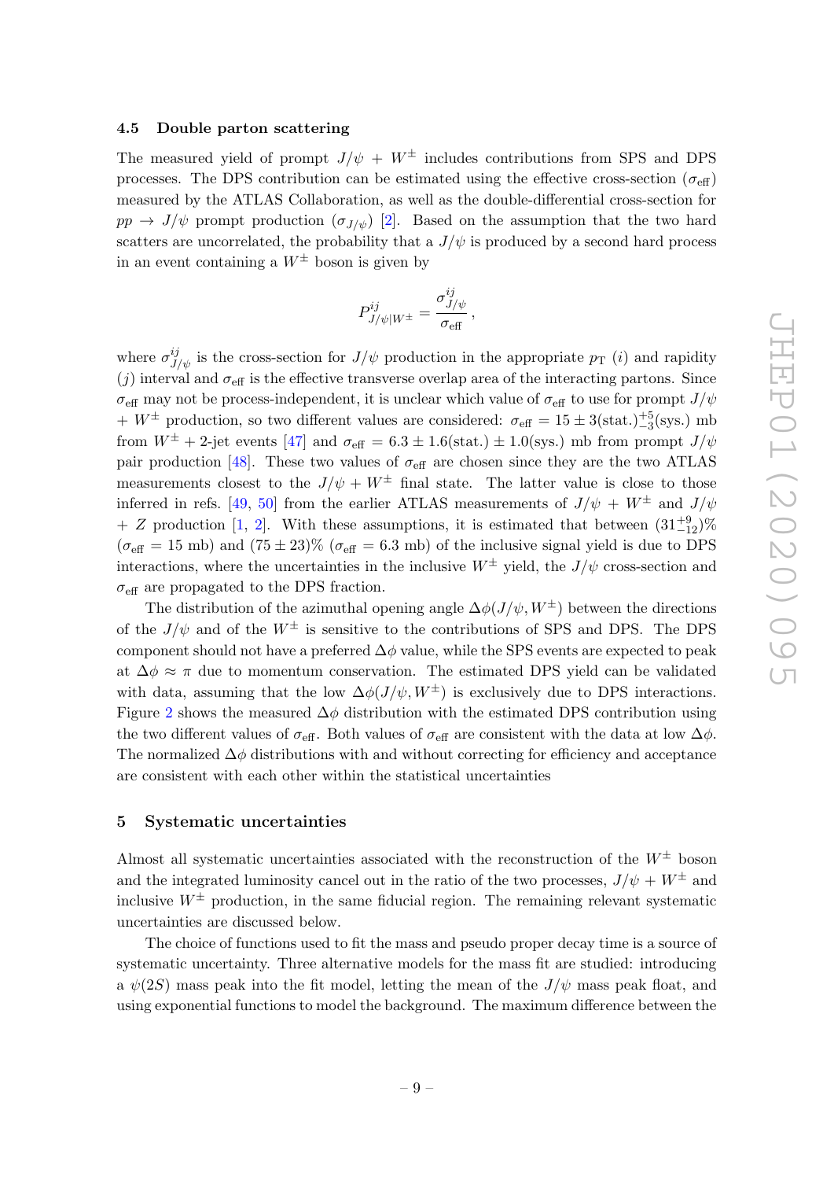### 4.5 Double parton scattering

The measured yield of prompt $J/\psi$ + $W^{\pm}$ includes contributions from SPS and DPS processes. The DPS contribution can be estimated using the effective cross-section ($\sigma_{\text{eff}}$) measured by the ATLAS Collaboration, as well as the double-differential cross-section for $pp \to J/\psi$ prompt production ($\sigma_{J/\psi}$) [2]. Based on the assumption that the two hard scatters are uncorrelated, the probability that a $J/\psi$ is produced by a second hard process in an event containing a $W^{\pm}$ boson is given by

$$P^{ij}_{J/\psi|W^{\pm}} = \frac{\sigma^{ij}_{J/\psi}}{\sigma_{\text{eff}}}\,,$$

where $\sigma^{ij}_{J/\psi}$ is the cross-section for $J/\psi$ production in the appropriate $p_{\text{T}}$ ($i$) and rapidity ($j$) interval and $\sigma_{\text{eff}}$ is the effective transverse overlap area of the interacting partons. Since $\sigma_{\text{eff}}$ may not be process-independent, it is unclear which value of $\sigma_{\text{eff}}$ to use for prompt $J/\psi$ + $W^{\pm}$ production, so two different values are considered: $\sigma_{\text{eff}} = 15 \pm 3(\text{stat.})^{+5}_{-3}(\text{sys.})$ mb from $W^{\pm}$ + 2-jet events [47] and $\sigma_{\text{eff}} = 6.3 \pm 1.6(\text{stat.}) \pm 1.0(\text{sys.})$ mb from prompt $J/\psi$ pair production [48]. These two values of $\sigma_{\text{eff}}$ are chosen since they are the two ATLAS measurements closest to the $J/\psi$ + $W^{\pm}$ final state. The latter value is close to those inferred in refs. [49, 50] from the earlier ATLAS measurements of $J/\psi$ + $W^{\pm}$ and $J/\psi$ + $Z$ production [1, 2]. With these assumptions, it is estimated that between $(31^{+9}_{-12})\%$ ($\sigma_{\text{eff}} = 15$ mb) and $(75 \pm 23)\%$ ($\sigma_{\text{eff}} = 6.3$ mb) of the inclusive signal yield is due to DPS interactions, where the uncertainties in the inclusive $W^{\pm}$ yield, the $J/\psi$ cross-section and $\sigma_{\text{eff}}$ are propagated to the DPS fraction.

The distribution of the azimuthal opening angle $\Delta\phi(J/\psi, W^{\pm})$ between the directions of the $J/\psi$ and of the $W^{\pm}$ is sensitive to the contributions of SPS and DPS. The DPS component should not have a preferred $\Delta\phi$ value, while the SPS events are expected to peak at $\Delta\phi \approx \pi$ due to momentum conservation. The estimated DPS yield can be validated with data, assuming that the low $\Delta\phi(J/\psi, W^{\pm})$ is exclusively due to DPS interactions. Figure 2 shows the measured $\Delta\phi$ distribution with the estimated DPS contribution using the two different values of $\sigma_{\text{eff}}$. Both values of $\sigma_{\text{eff}}$ are consistent with the data at low $\Delta\phi$. The normalized $\Delta\phi$ distributions with and without correcting for efficiency and acceptance are consistent with each other within the statistical uncertainties

## 5 Systematic uncertainties

Almost all systematic uncertainties associated with the reconstruction of the $W^{\pm}$ boson and the integrated luminosity cancel out in the ratio of the two processes, $J/\psi$ + $W^{\pm}$ and inclusive $W^{\pm}$ production, in the same fiducial region. The remaining relevant systematic uncertainties are discussed below.

The choice of functions used to fit the mass and pseudo proper decay time is a source of systematic uncertainty. Three alternative models for the mass fit are studied: introducing a $\psi(2S)$ mass peak into the fit model, letting the mean of the $J/\psi$ mass peak float, and using exponential functions to model the background. The maximum difference between the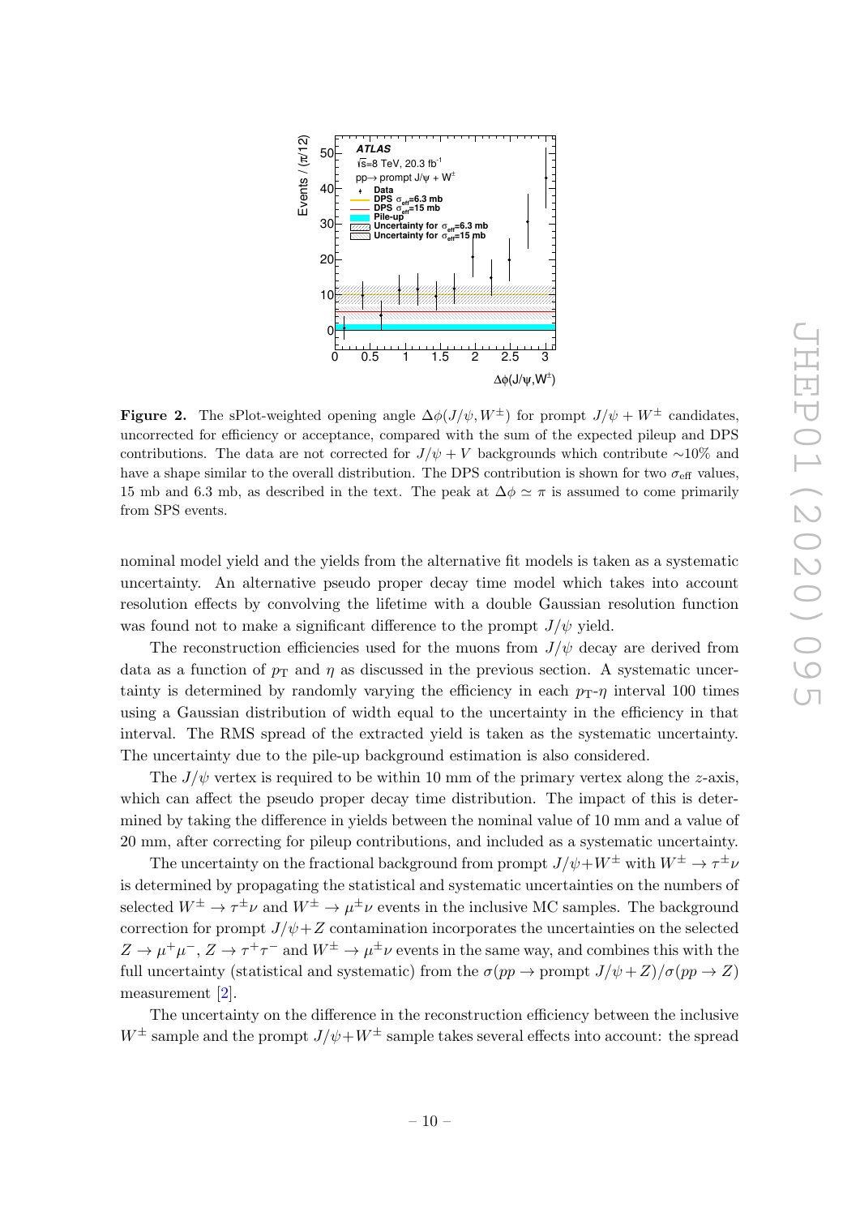**Figure 2.** The sPlot-weighted opening angle $\Delta\phi(J/\psi, W^{\pm})$ for prompt $J/\psi + W^{\pm}$ candidates, uncorrected for efficiency or acceptance, compared with the sum of the expected pileup and DPS contributions. The data are not corrected for $J/\psi + V$ backgrounds which contribute $\sim$10% and have a shape similar to the overall distribution. The DPS contribution is shown for two $\sigma_{\text{eff}}$ values, 15 mb and 6.3 mb, as described in the text. The peak at $\Delta\phi \simeq \pi$ is assumed to come primarily from SPS events.

nominal model yield and the yields from the alternative fit models is taken as a systematic uncertainty. An alternative pseudo proper decay time model which takes into account resolution effects by convolving the lifetime with a double Gaussian resolution function was found not to make a significant difference to the prompt $J/\psi$ yield.

The reconstruction efficiencies used for the muons from $J/\psi$ decay are derived from data as a function of $p_{\text{T}}$ and $\eta$ as discussed in the previous section. A systematic uncertainty is determined by randomly varying the efficiency in each $p_{\text{T}}$-$\eta$ interval 100 times using a Gaussian distribution of width equal to the uncertainty in the efficiency in that interval. The RMS spread of the extracted yield is taken as the systematic uncertainty. The uncertainty due to the pile-up background estimation is also considered.

The $J/\psi$ vertex is required to be within 10 mm of the primary vertex along the $z$-axis, which can affect the pseudo proper decay time distribution. The impact of this is determined by taking the difference in yields between the nominal value of 10 mm and a value of 20 mm, after correcting for pileup contributions, and included as a systematic uncertainty.

The uncertainty on the fractional background from prompt $J/\psi + W^{\pm}$ with $W^{\pm} \to \tau^{\pm}\nu$ is determined by propagating the statistical and systematic uncertainties on the numbers of selected $W^{\pm} \to \tau^{\pm}\nu$ and $W^{\pm} \to \mu^{\pm}\nu$ events in the inclusive MC samples. The background correction for prompt $J/\psi + Z$ contamination incorporates the uncertainties on the selected $Z \to \mu^{+}\mu^{-}$, $Z \to \tau^{+}\tau^{-}$ and $W^{\pm} \to \mu^{\pm}\nu$ events in the same way, and combines this with the full uncertainty (statistical and systematic) from the $\sigma(pp \to \text{prompt } J/\psi + Z)/\sigma(pp \to Z)$ measurement [2].

The uncertainty on the difference in the reconstruction efficiency between the inclusive $W^{\pm}$ sample and the prompt $J/\psi + W^{\pm}$ sample takes several effects into account: the spread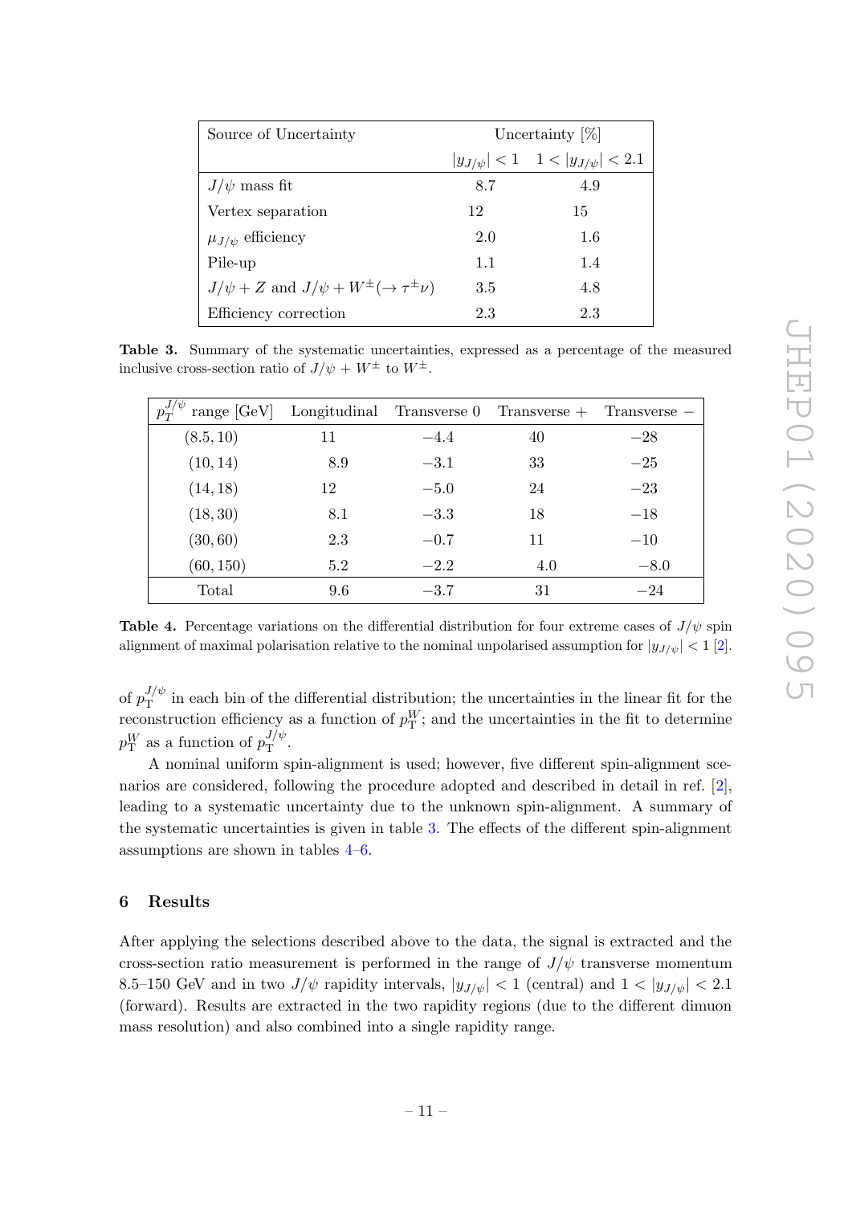| Source of Uncertainty | Uncertainty [%] | |
|---|---|---|
| | $\lvert y_{J/\psi}\rvert < 1$ | $1 < \lvert y_{J/\psi}\rvert < 2.1$ |
| $J/\psi$ mass fit | 8.7 | 4.9 |
| Vertex separation | 12 | 15 |
| $\mu_{J/\psi}$ efficiency | 2.0 | 1.6 |
| Pile-up | 1.1 | 1.4 |
| $J/\psi + Z$ and $J/\psi + W^{\pm}(\to \tau^{\pm}\nu)$ | 3.5 | 4.8 |
| Efficiency correction | 2.3 | 2.3 |

**Table 3.** Summary of the systematic uncertainties, expressed as a percentage of the measured inclusive cross-section ratio of $J/\psi + W^{\pm}$ to $W^{\pm}$.

| $p_T^{J/\psi}$ range [GeV] | Longitudinal | Transverse 0 | Transverse + | Transverse − |
|---|---|---|---|---|
| $(8.5, 10)$ | 11 | $-4.4$ | 40 | $-28$ |
| $(10, 14)$ | 8.9 | $-3.1$ | 33 | $-25$ |
| $(14, 18)$ | 12 | $-5.0$ | 24 | $-23$ |
| $(18, 30)$ | 8.1 | $-3.3$ | 18 | $-18$ |
| $(30, 60)$ | 2.3 | $-0.7$ | 11 | $-10$ |
| $(60, 150)$ | 5.2 | $-2.2$ | 4.0 | $-8.0$ |
| Total | 9.6 | $-3.7$ | 31 | $-24$ |

**Table 4.** Percentage variations on the differential distribution for four extreme cases of $J/\psi$ spin alignment of maximal polarisation relative to the nominal unpolarised assumption for $|y_{J/\psi}| < 1$ [2].

of $p_{\mathrm{T}}^{J/\psi}$ in each bin of the differential distribution; the uncertainties in the linear fit for the reconstruction efficiency as a function of $p_{\mathrm{T}}^{W}$; and the uncertainties in the fit to determine $p_{\mathrm{T}}^{W}$ as a function of $p_{\mathrm{T}}^{J/\psi}$.

A nominal uniform spin-alignment is used; however, five different spin-alignment scenarios are considered, following the procedure adopted and described in detail in ref. [2], leading to a systematic uncertainty due to the unknown spin-alignment. A summary of the systematic uncertainties is given in table 3. The effects of the different spin-alignment assumptions are shown in tables 4–6.

## 6 Results

After applying the selections described above to the data, the signal is extracted and the cross-section ratio measurement is performed in the range of $J/\psi$ transverse momentum 8.5–150 GeV and in two $J/\psi$ rapidity intervals, $|y_{J/\psi}| < 1$ (central) and $1 < |y_{J/\psi}| < 2.1$ (forward). Results are extracted in the two rapidity regions (due to the different dimuon mass resolution) and also combined into a single rapidity range.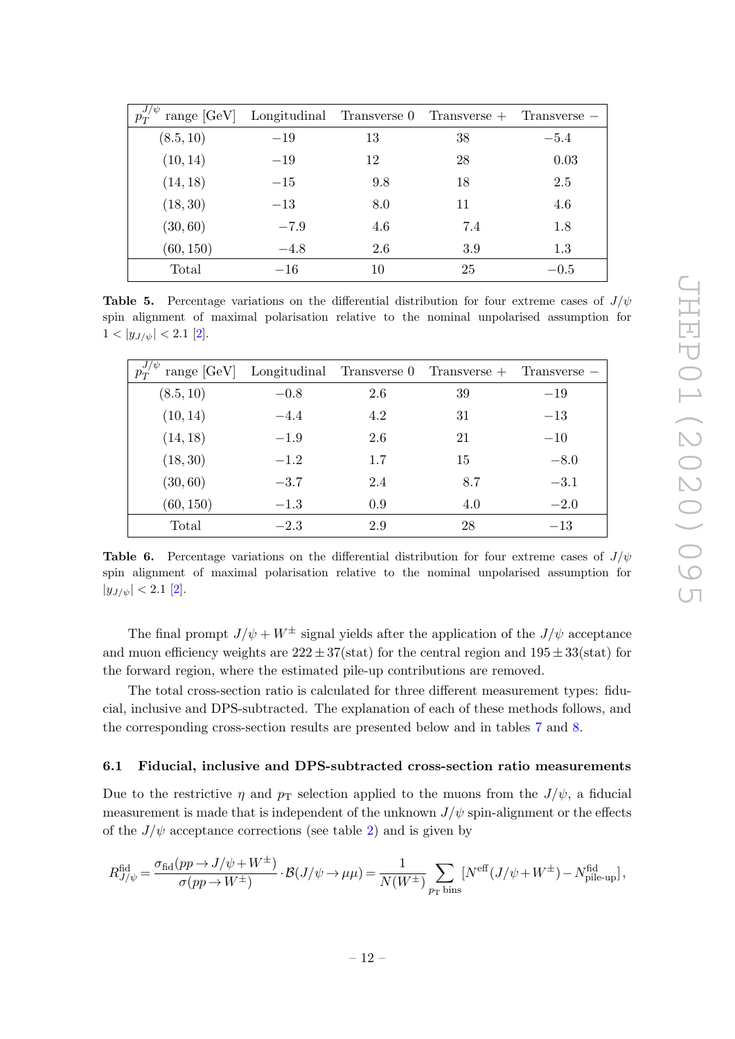| $p_T^{J/\psi}$ range [GeV] | Longitudinal | Transverse 0 | Transverse + | Transverse − |
|---|---|---|---|---|
| (8.5, 10) | −19 | 13 | 38 | −5.4 |
| (10, 14) | −19 | 12 | 28 | 0.03 |
| (14, 18) | −15 | 9.8 | 18 | 2.5 |
| (18, 30) | −13 | 8.0 | 11 | 4.6 |
| (30, 60) | −7.9 | 4.6 | 7.4 | 1.8 |
| (60, 150) | −4.8 | 2.6 | 3.9 | 1.3 |
| Total | −16 | 10 | 25 | −0.5 |

**Table 5.** Percentage variations on the differential distribution for four extreme cases of $J/\psi$ spin alignment of maximal polarisation relative to the nominal unpolarised assumption for $1 < |y_{J/\psi}| < 2.1$ [2].

| $p_T^{J/\psi}$ range [GeV] | Longitudinal | Transverse 0 | Transverse + | Transverse − |
|---|---|---|---|---|
| (8.5, 10) | −0.8 | 2.6 | 39 | −19 |
| (10, 14) | −4.4 | 4.2 | 31 | −13 |
| (14, 18) | −1.9 | 2.6 | 21 | −10 |
| (18, 30) | −1.2 | 1.7 | 15 | −8.0 |
| (30, 60) | −3.7 | 2.4 | 8.7 | −3.1 |
| (60, 150) | −1.3 | 0.9 | 4.0 | −2.0 |
| Total | −2.3 | 2.9 | 28 | −13 |

**Table 6.** Percentage variations on the differential distribution for four extreme cases of $J/\psi$ spin alignment of maximal polarisation relative to the nominal unpolarised assumption for $|y_{J/\psi}| < 2.1$ [2].

The final prompt $J/\psi + W^{\pm}$ signal yields after the application of the $J/\psi$ acceptance and muon efficiency weights are $222 \pm 37(\text{stat})$ for the central region and $195 \pm 33(\text{stat})$ for the forward region, where the estimated pile-up contributions are removed.

The total cross-section ratio is calculated for three different measurement types: fiducial, inclusive and DPS-subtracted. The explanation of each of these methods follows, and the corresponding cross-section results are presented below and in tables 7 and 8.

### 6.1 Fiducial, inclusive and DPS-subtracted cross-section ratio measurements

Due to the restrictive $\eta$ and $p_T$ selection applied to the muons from the $J/\psi$, a fiducial measurement is made that is independent of the unknown $J/\psi$ spin-alignment or the effects of the $J/\psi$ acceptance corrections (see table 2) and is given by

$$R^{\text{fid}}_{J/\psi} = \frac{\sigma_{\text{fid}}(pp \to J/\psi + W^{\pm})}{\sigma(pp \to W^{\pm})} \cdot \mathcal{B}(J/\psi \to \mu\mu) = \frac{1}{N(W^{\pm})} \sum_{p_T \text{ bins}} \left[N^{\text{eff}}(J/\psi + W^{\pm}) - N^{\text{fid}}_{\text{pile-up}}\right],$$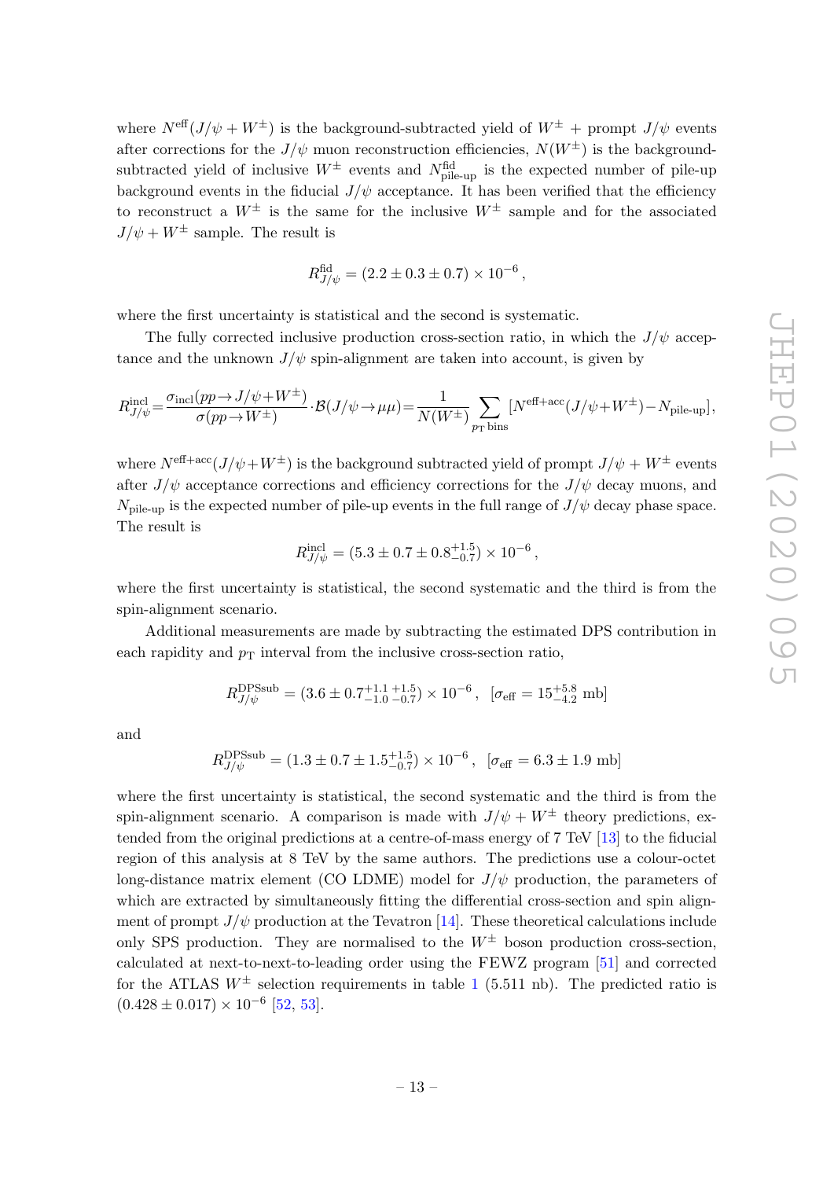where $N^{\text{eff}}(J/\psi + W^{\pm})$ is the background-subtracted yield of $W^{\pm}$ + prompt $J/\psi$ events after corrections for the $J/\psi$ muon reconstruction efficiencies, $N(W^{\pm})$ is the background-subtracted yield of inclusive $W^{\pm}$ events and $N^{\text{fid}}_{\text{pile-up}}$ is the expected number of pile-up background events in the fiducial $J/\psi$ acceptance. It has been verified that the efficiency to reconstruct a $W^{\pm}$ is the same for the inclusive $W^{\pm}$ sample and for the associated $J/\psi + W^{\pm}$ sample. The result is

$$R^{\text{fid}}_{J/\psi} = (2.2 \pm 0.3 \pm 0.7) \times 10^{-6}\,,$$

where the first uncertainty is statistical and the second is systematic.

The fully corrected inclusive production cross-section ratio, in which the $J/\psi$ acceptance and the unknown $J/\psi$ spin-alignment are taken into account, is given by

$$R^{\text{incl}}_{J/\psi} = \frac{\sigma_{\text{incl}}(pp \to J/\psi + W^{\pm})}{\sigma(pp \to W^{\pm})} \cdot \mathcal{B}(J/\psi \to \mu\mu) = \frac{1}{N(W^{\pm})} \sum_{p_{\text{T}}\,\text{bins}} [N^{\text{eff+acc}}(J/\psi + W^{\pm}) - N_{\text{pile-up}}],$$

where $N^{\text{eff+acc}}(J/\psi + W^{\pm})$ is the background subtracted yield of prompt $J/\psi$ + $W^{\pm}$ events after $J/\psi$ acceptance corrections and efficiency corrections for the $J/\psi$ decay muons, and $N_{\text{pile-up}}$ is the expected number of pile-up events in the full range of $J/\psi$ decay phase space. The result is

$$R^{\text{incl}}_{J/\psi} = (5.3 \pm 0.7 \pm 0.8^{+1.5}_{-0.7}) \times 10^{-6}\,,$$

where the first uncertainty is statistical, the second systematic and the third is from the spin-alignment scenario.

Additional measurements are made by subtracting the estimated DPS contribution in each rapidity and $p_{\text{T}}$ interval from the inclusive cross-section ratio,

$$R^{\text{DPSsub}}_{J/\psi} = (3.6 \pm 0.7^{+1.1}_{-1.0}{}^{+1.5}_{-0.7}) \times 10^{-6}\,, \quad [\sigma_{\text{eff}} = 15^{+5.8}_{-4.2}\ \text{mb}]$$

and

$$R^{\text{DPSsub}}_{J/\psi} = (1.3 \pm 0.7 \pm 1.5^{+1.5}_{-0.7}) \times 10^{-6}\,, \quad [\sigma_{\text{eff}} = 6.3 \pm 1.9\ \text{mb}]$$

where the first uncertainty is statistical, the second systematic and the third is from the spin-alignment scenario. A comparison is made with $J/\psi + W^{\pm}$ theory predictions, extended from the original predictions at a centre-of-mass energy of 7 TeV [13] to the fiducial region of this analysis at 8 TeV by the same authors. The predictions use a colour-octet long-distance matrix element (CO LDME) model for $J/\psi$ production, the parameters of which are extracted by simultaneously fitting the differential cross-section and spin alignment of prompt $J/\psi$ production at the Tevatron [14]. These theoretical calculations include only SPS production. They are normalised to the $W^{\pm}$ boson production cross-section, calculated at next-to-next-to-leading order using the FEWZ program [51] and corrected for the ATLAS $W^{\pm}$ selection requirements in table 1 (5.511 nb). The predicted ratio is $(0.428 \pm 0.017) \times 10^{-6}$ [52, 53].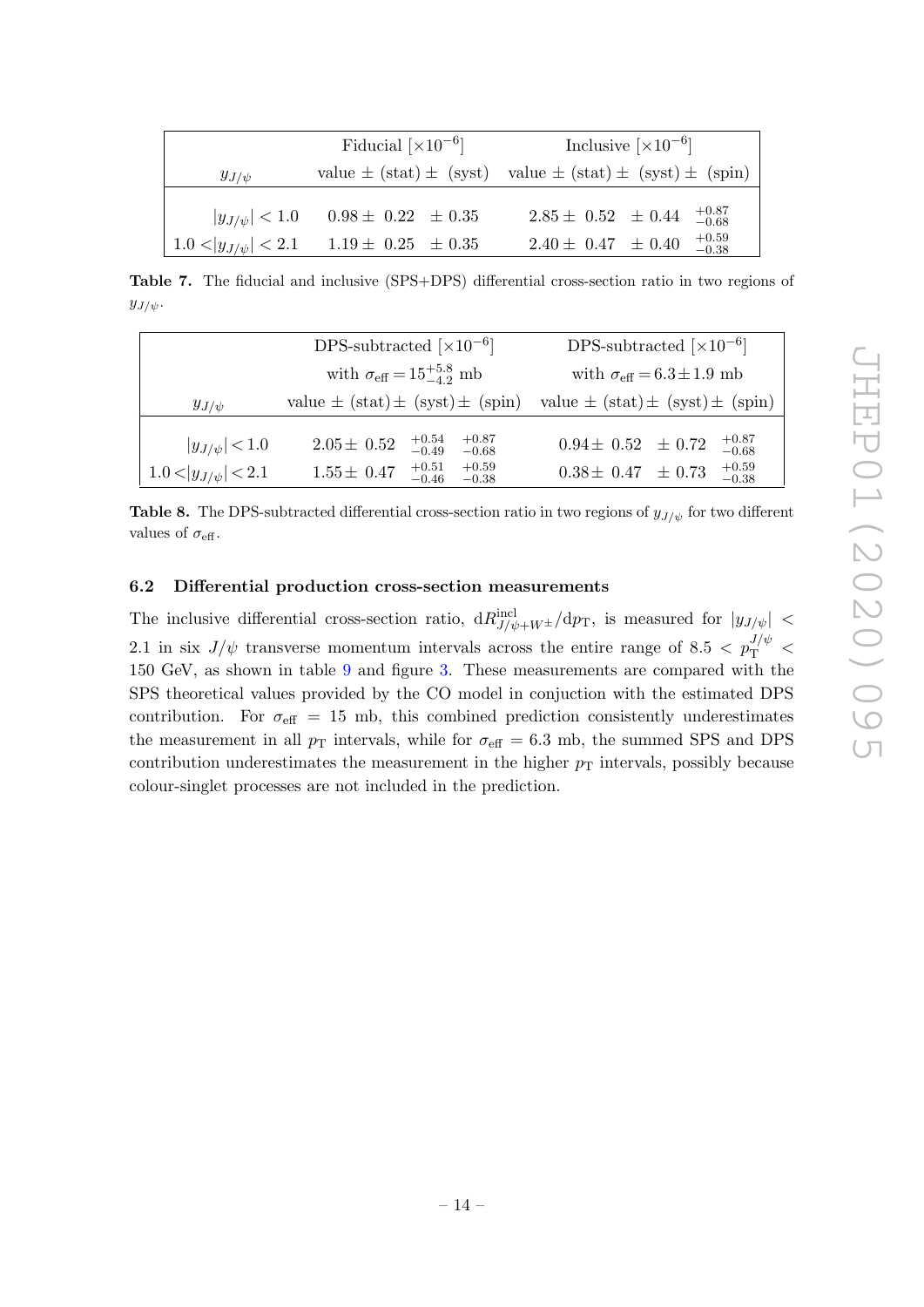| $y_{J/\psi}$ | Fiducial $[\times 10^{-6}]$ value $\pm$ (stat) $\pm$ (syst) | Inclusive $[\times 10^{-6}]$ value $\pm$ (stat) $\pm$ (syst) $\pm$ (spin) |
|---|---|---|
| $\lvert y_{J/\psi}\rvert < 1.0$ | $0.98 \pm 0.22 \pm 0.35$ | $2.85 \pm 0.52 \pm 0.44 \,^{+0.87}_{-0.68}$ |
| $1.0 < \lvert y_{J/\psi}\rvert < 2.1$ | $1.19 \pm 0.25 \pm 0.35$ | $2.40 \pm 0.47 \pm 0.40 \,^{+0.59}_{-0.38}$ |

**Table 7.** The fiducial and inclusive (SPS+DPS) differential cross-section ratio in two regions of $y_{J/\psi}$.

| $y_{J/\psi}$ | DPS-subtracted $[\times 10^{-6}]$ with $\sigma_{\text{eff}} = 15^{+5.8}_{-4.2}$ mb value $\pm$ (stat) $\pm$ (syst) $\pm$ (spin) | DPS-subtracted $[\times 10^{-6}]$ with $\sigma_{\text{eff}} = 6.3 \pm 1.9$ mb value $\pm$ (stat) $\pm$ (syst) $\pm$ (spin) |
|---|---|---|
| $\lvert y_{J/\psi}\rvert < 1.0$ | $2.05 \pm 0.52 \,^{+0.54}_{-0.49} \,^{+0.87}_{-0.68}$ | $0.94 \pm 0.52 \pm 0.72 \,^{+0.87}_{-0.68}$ |
| $1.0 < \lvert y_{J/\psi}\rvert < 2.1$ | $1.55 \pm 0.47 \,^{+0.51}_{-0.46} \,^{+0.59}_{-0.38}$ | $0.38 \pm 0.47 \pm 0.73 \,^{+0.59}_{-0.38}$ |

**Table 8.** The DPS-subtracted differential cross-section ratio in two regions of $y_{J/\psi}$ for two different values of $\sigma_{\text{eff}}$.

### 6.2 Differential production cross-section measurements

The inclusive differential cross-section ratio, $\mathrm{d}R^{\text{incl}}_{J/\psi+W^{\pm}}/\mathrm{d}p_{\mathrm{T}}$, is measured for $|y_{J/\psi}| < 2.1$ in six $J/\psi$ transverse momentum intervals across the entire range of $8.5 < p_{\mathrm{T}}^{J/\psi} < 150$ GeV, as shown in table 9 and figure 3. These measurements are compared with the SPS theoretical values provided by the CO model in conjuction with the estimated DPS contribution. For $\sigma_{\text{eff}} = 15$ mb, this combined prediction consistently underestimates the measurement in all $p_{\mathrm{T}}$ intervals, while for $\sigma_{\text{eff}} = 6.3$ mb, the summed SPS and DPS contribution underestimates the measurement in the higher $p_{\mathrm{T}}$ intervals, possibly because colour-singlet processes are not included in the prediction.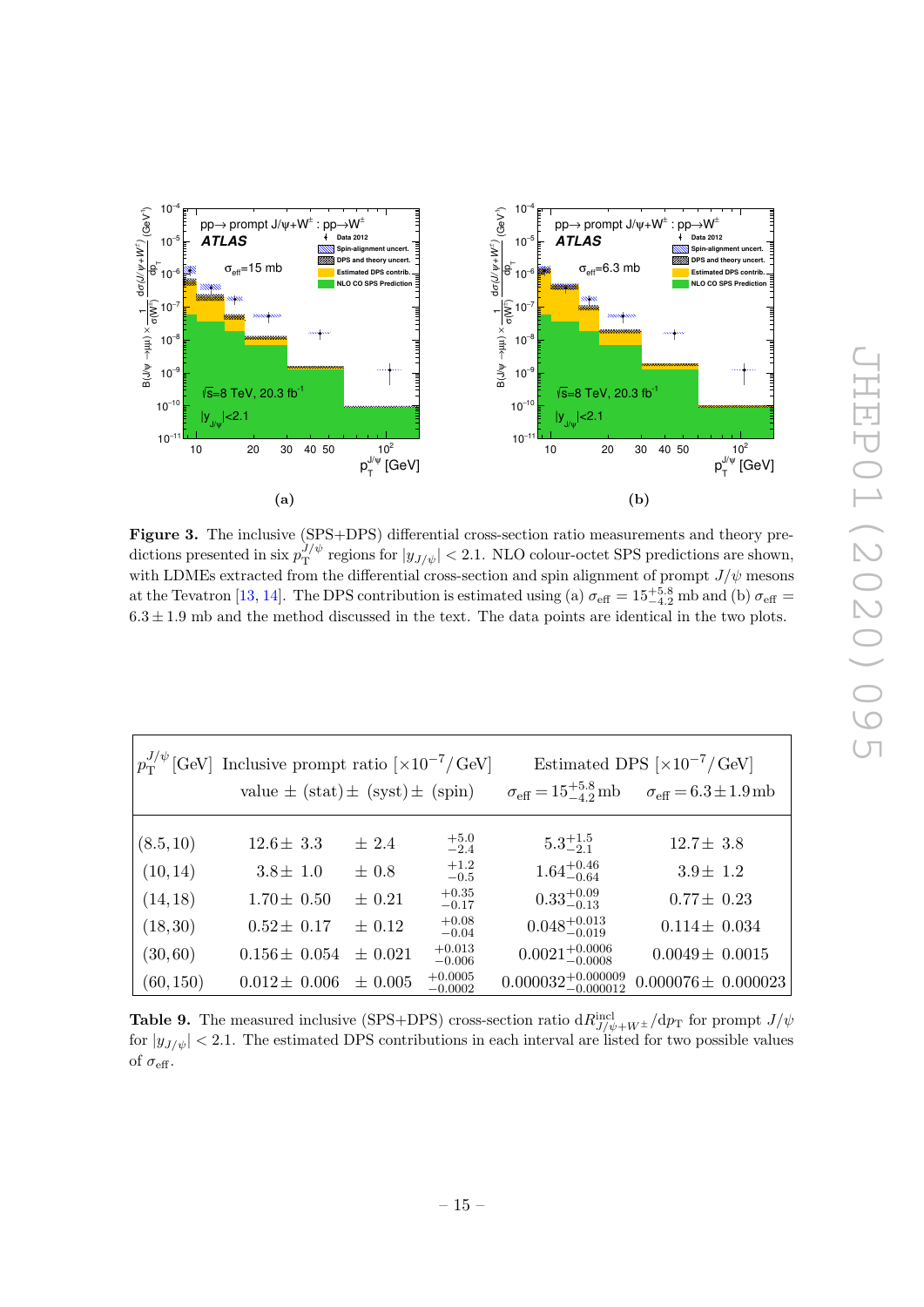**Figure 3.** The inclusive (SPS+DPS) differential cross-section ratio measurements and theory predictions presented in six $p_{\mathrm{T}}^{J/\psi}$ regions for $|y_{J/\psi}| < 2.1$. NLO colour-octet SPS predictions are shown, with LDMEs extracted from the differential cross-section and spin alignment of prompt $J/\psi$ mesons at the Tevatron [13, 14]. The DPS contribution is estimated using (a) $\sigma_{\mathrm{eff}} = 15^{+5.8}_{-4.2}$ mb and (b) $\sigma_{\mathrm{eff}} = 6.3 \pm 1.9$ mb and the method discussed in the text. The data points are identical in the two plots.

| $p_{\mathrm{T}}^{J/\psi}$ [GeV] | Inclusive prompt ratio [$\times 10^{-7}$/ GeV] value $\pm$ (stat) | $\pm$ (syst) | $\pm$ (spin) | Estimated DPS [$\times 10^{-7}$/ GeV] $\sigma_{\mathrm{eff}} = 15^{+5.8}_{-4.2}$ mb | $\sigma_{\mathrm{eff}} = 6.3 \pm 1.9$ mb |
|---|---|---|---|---|---|
| (8.5, 10) | $12.6 \pm 3.3$ | $\pm$ 2.4 | $^{+5.0}_{-2.4}$ | $5.3^{+1.5}_{-2.1}$ | $12.7 \pm 3.8$ |
| (10, 14) | $3.8 \pm 1.0$ | $\pm$ 0.8 | $^{+1.2}_{-0.5}$ | $1.64^{+0.46}_{-0.64}$ | $3.9 \pm 1.2$ |
| (14, 18) | $1.70 \pm 0.50$ | $\pm$ 0.21 | $^{+0.35}_{-0.17}$ | $0.33^{+0.09}_{-0.13}$ | $0.77 \pm 0.23$ |
| (18, 30) | $0.52 \pm 0.17$ | $\pm$ 0.12 | $^{+0.08}_{-0.04}$ | $0.048^{+0.013}_{-0.019}$ | $0.114 \pm 0.034$ |
| (30, 60) | $0.156 \pm 0.054$ | $\pm$ 0.021 | $^{+0.013}_{-0.006}$ | $0.0021^{+0.0006}_{-0.0008}$ | $0.0049 \pm 0.0015$ |
| (60, 150) | $0.012 \pm 0.006$ | $\pm$ 0.005 | $^{+0.0005}_{-0.0002}$ | $0.000032^{+0.000009}_{-0.000012}$ | $0.000076 \pm 0.000023$ |

**Table 9.** The measured inclusive (SPS+DPS) cross-section ratio $\mathrm{d}R^{\mathrm{incl}}_{J/\psi+W^{\pm}}/\mathrm{d}p_{\mathrm{T}}$ for prompt $J/\psi$ for $|y_{J/\psi}| < 2.1$. The estimated DPS contributions in each interval are listed for two possible values of $\sigma_{\mathrm{eff}}$.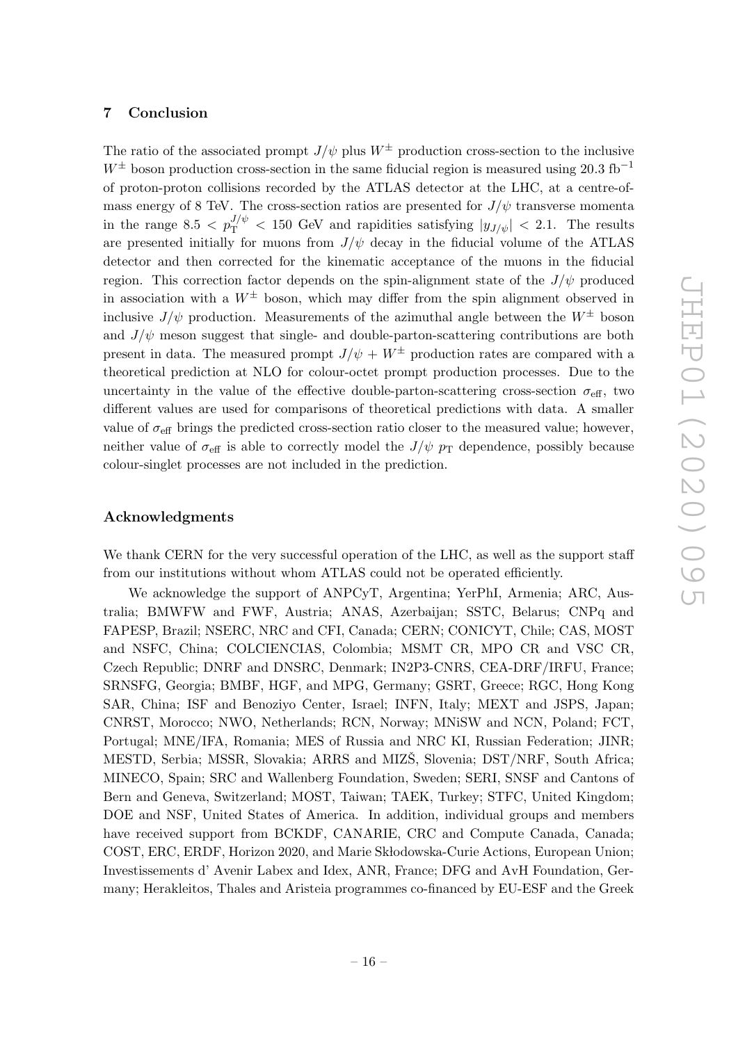## 7 Conclusion

The ratio of the associated prompt $J/\psi$ plus $W^{\pm}$ production cross-section to the inclusive $W^{\pm}$ boson production cross-section in the same fiducial region is measured using 20.3 $\text{fb}^{-1}$ of proton-proton collisions recorded by the ATLAS detector at the LHC, at a centre-of-mass energy of 8 TeV. The cross-section ratios are presented for $J/\psi$ transverse momenta in the range $8.5 < p_{\text{T}}^{J/\psi} < 150$ GeV and rapidities satisfying $|y_{J/\psi}| < 2.1$. The results are presented initially for muons from $J/\psi$ decay in the fiducial volume of the ATLAS detector and then corrected for the kinematic acceptance of the muons in the fiducial region. This correction factor depends on the spin-alignment state of the $J/\psi$ produced in association with a $W^{\pm}$ boson, which may differ from the spin alignment observed in inclusive $J/\psi$ production. Measurements of the azimuthal angle between the $W^{\pm}$ boson and $J/\psi$ meson suggest that single- and double-parton-scattering contributions are both present in data. The measured prompt $J/\psi + W^{\pm}$ production rates are compared with a theoretical prediction at NLO for colour-octet prompt production processes. Due to the uncertainty in the value of the effective double-parton-scattering cross-section $\sigma_{\text{eff}}$, two different values are used for comparisons of theoretical predictions with data. A smaller value of $\sigma_{\text{eff}}$ brings the predicted cross-section ratio closer to the measured value; however, neither value of $\sigma_{\text{eff}}$ is able to correctly model the $J/\psi$ $p_{\text{T}}$ dependence, possibly because colour-singlet processes are not included in the prediction.

## Acknowledgments

We thank CERN for the very successful operation of the LHC, as well as the support staff from our institutions without whom ATLAS could not be operated efficiently.

We acknowledge the support of ANPCyT, Argentina; YerPhI, Armenia; ARC, Australia; BMWFW and FWF, Austria; ANAS, Azerbaijan; SSTC, Belarus; CNPq and FAPESP, Brazil; NSERC, NRC and CFI, Canada; CERN; CONICYT, Chile; CAS, MOST and NSFC, China; COLCIENCIAS, Colombia; MSMT CR, MPO CR and VSC CR, Czech Republic; DNRF and DNSRC, Denmark; IN2P3-CNRS, CEA-DRF/IRFU, France; SRNSFG, Georgia; BMBF, HGF, and MPG, Germany; GSRT, Greece; RGC, Hong Kong SAR, China; ISF and Benoziyo Center, Israel; INFN, Italy; MEXT and JSPS, Japan; CNRST, Morocco; NWO, Netherlands; RCN, Norway; MNiSW and NCN, Poland; FCT, Portugal; MNE/IFA, Romania; MES of Russia and NRC KI, Russian Federation; JINR; MESTD, Serbia; MSSR, Slovakia; ARRS and MIZŠ, Slovenia; DST/NRF, South Africa; MINECO, Spain; SRC and Wallenberg Foundation, Sweden; SERI, SNSF and Cantons of Bern and Geneva, Switzerland; MOST, Taiwan; TAEK, Turkey; STFC, United Kingdom; DOE and NSF, United States of America. In addition, individual groups and members have received support from BCKDF, CANARIE, CRC and Compute Canada, Canada; COST, ERC, ERDF, Horizon 2020, and Marie Skłodowska-Curie Actions, European Union; Investissements d' Avenir Labex and Idex, ANR, France; DFG and AvH Foundation, Germany; Herakleitos, Thales and Aristeia programmes co-financed by EU-ESF and the Greek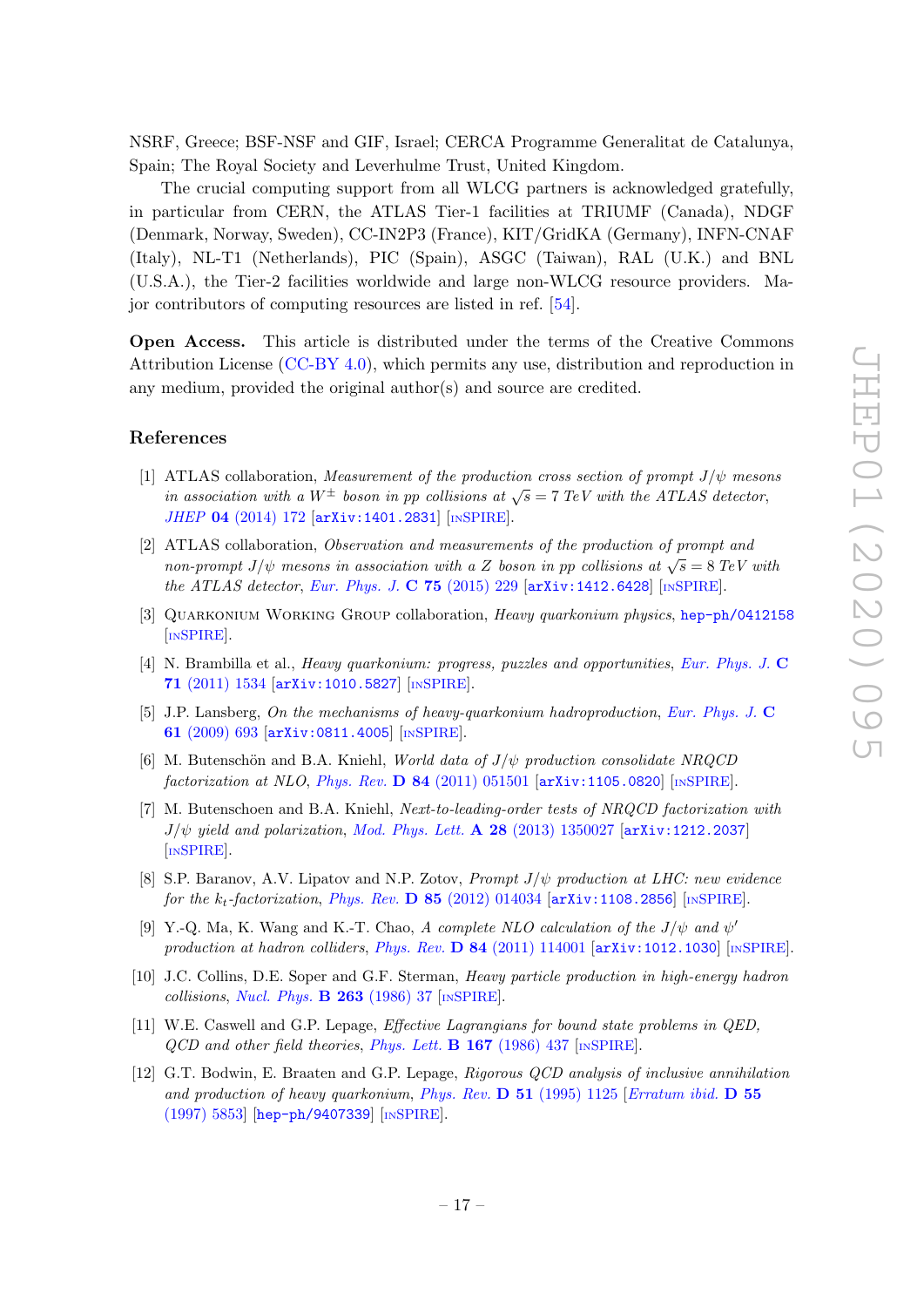NSRF, Greece; BSF-NSF and GIF, Israel; CERCA Programme Generalitat de Catalunya, Spain; The Royal Society and Leverhulme Trust, United Kingdom.

The crucial computing support from all WLCG partners is acknowledged gratefully, in particular from CERN, the ATLAS Tier-1 facilities at TRIUMF (Canada), NDGF (Denmark, Norway, Sweden), CC-IN2P3 (France), KIT/GridKA (Germany), INFN-CNAF (Italy), NL-T1 (Netherlands), PIC (Spain), ASGC (Taiwan), RAL (U.K.) and BNL (U.S.A.), the Tier-2 facilities worldwide and large non-WLCG resource providers. Major contributors of computing resources are listed in ref. [54].

**Open Access.** This article is distributed under the terms of the Creative Commons Attribution License (CC-BY 4.0), which permits any use, distribution and reproduction in any medium, provided the original author(s) and source are credited.

## References

[1] ATLAS collaboration, *Measurement of the production cross section of prompt $J/\psi$ mesons in association with a $W^{\pm}$ boson in pp collisions at $\sqrt{s} = 7$ TeV with the ATLAS detector*, *JHEP* **04** (2014) 172 [arXiv:1401.2831] [INSPIRE].

[2] ATLAS collaboration, *Observation and measurements of the production of prompt and non-prompt $J/\psi$ mesons in association with a Z boson in pp collisions at $\sqrt{s} = 8$ TeV with the ATLAS detector*, *Eur. Phys. J.* **C 75** (2015) 229 [arXiv:1412.6428] [INSPIRE].

[3] Quarkonium Working Group collaboration, *Heavy quarkonium physics*, hep-ph/0412158 [INSPIRE].

[4] N. Brambilla et al., *Heavy quarkonium: progress, puzzles and opportunities*, *Eur. Phys. J.* **C 71** (2011) 1534 [arXiv:1010.5827] [INSPIRE].

[5] J.P. Lansberg, *On the mechanisms of heavy-quarkonium hadroproduction*, *Eur. Phys. J.* **C 61** (2009) 693 [arXiv:0811.4005] [INSPIRE].

[6] M. Butenschön and B.A. Kniehl, *World data of $J/\psi$ production consolidate NRQCD factorization at NLO*, *Phys. Rev.* **D 84** (2011) 051501 [arXiv:1105.0820] [INSPIRE].

[7] M. Butenschoen and B.A. Kniehl, *Next-to-leading-order tests of NRQCD factorization with $J/\psi$ yield and polarization*, *Mod. Phys. Lett.* **A 28** (2013) 1350027 [arXiv:1212.2037] [INSPIRE].

[8] S.P. Baranov, A.V. Lipatov and N.P. Zotov, *Prompt $J/\psi$ production at LHC: new evidence for the $k_t$-factorization*, *Phys. Rev.* **D 85** (2012) 014034 [arXiv:1108.2856] [INSPIRE].

[9] Y.-Q. Ma, K. Wang and K.-T. Chao, *A complete NLO calculation of the $J/\psi$ and $\psi'$ production at hadron colliders*, *Phys. Rev.* **D 84** (2011) 114001 [arXiv:1012.1030] [INSPIRE].

[10] J.C. Collins, D.E. Soper and G.F. Sterman, *Heavy particle production in high-energy hadron collisions*, *Nucl. Phys.* **B 263** (1986) 37 [INSPIRE].

[11] W.E. Caswell and G.P. Lepage, *Effective Lagrangians for bound state problems in QED, QCD and other field theories*, *Phys. Lett.* **B 167** (1986) 437 [INSPIRE].

[12] G.T. Bodwin, E. Braaten and G.P. Lepage, *Rigorous QCD analysis of inclusive annihilation and production of heavy quarkonium*, *Phys. Rev.* **D 51** (1995) 1125 [*Erratum ibid.* **D 55** (1997) 5853] [hep-ph/9407339] [INSPIRE].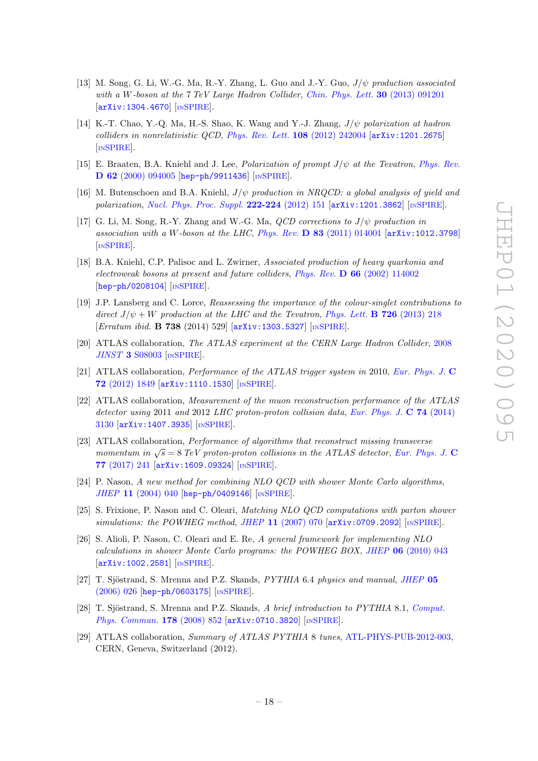[13] M. Song, G. Li, W.-G. Ma, R.-Y. Zhang, L. Guo and J.-Y. Guo, *$J/\psi$ production associated with a W-boson at the 7 TeV Large Hadron Collider*, *Chin. Phys. Lett.* **30** (2013) 091201 [arXiv:1304.4670] [INSPIRE].

[14] K.-T. Chao, Y.-Q. Ma, H.-S. Shao, K. Wang and Y.-J. Zhang, *$J/\psi$ polarization at hadron colliders in nonrelativistic QCD*, *Phys. Rev. Lett.* **108** (2012) 242004 [arXiv:1201.2675] [INSPIRE].

[15] E. Braaten, B.A. Kniehl and J. Lee, *Polarization of prompt $J/\psi$ at the Tevatron*, *Phys. Rev.* **D 62** (2000) 094005 [hep-ph/9911436] [INSPIRE].

[16] M. Butenschoen and B.A. Kniehl, *$J/\psi$ production in NRQCD: a global analysis of yield and polarization*, *Nucl. Phys. Proc. Suppl.* **222-224** (2012) 151 [arXiv:1201.3862] [INSPIRE].

[17] G. Li, M. Song, R.-Y. Zhang and W.-G. Ma, *QCD corrections to $J/\psi$ production in association with a W-boson at the LHC*, *Phys. Rev.* **D 83** (2011) 014001 [arXiv:1012.3798] [INSPIRE].

[18] B.A. Kniehl, C.P. Palisoc and L. Zwirner, *Associated production of heavy quarkonia and electroweak bosons at present and future colliders*, *Phys. Rev.* **D 66** (2002) 114002 [hep-ph/0208104] [INSPIRE].

[19] J.P. Lansberg and C. Lorce, *Reassessing the importance of the colour-singlet contributions to direct $J/\psi + W$ production at the LHC and the Tevatron*, *Phys. Lett.* **B 726** (2013) 218 [*Erratum ibid.* **B 738** (2014) 529] [arXiv:1303.5327] [INSPIRE].

[20] ATLAS collaboration, *The ATLAS experiment at the CERN Large Hadron Collider*, 2008 *JINST* **3** S08003 [INSPIRE].

[21] ATLAS collaboration, *Performance of the ATLAS trigger system in* 2010, *Eur. Phys. J.* **C 72** (2012) 1849 [arXiv:1110.1530] [INSPIRE].

[22] ATLAS collaboration, *Measurement of the muon reconstruction performance of the ATLAS detector using* 2011 *and* 2012 *LHC proton-proton collision data*, *Eur. Phys. J.* **C 74** (2014) 3130 [arXiv:1407.3935] [INSPIRE].

[23] ATLAS collaboration, *Performance of algorithms that reconstruct missing transverse momentum in $\sqrt{s} = 8$ TeV proton-proton collisions in the ATLAS detector*, *Eur. Phys. J.* **C 77** (2017) 241 [arXiv:1609.09324] [INSPIRE].

[24] P. Nason, *A new method for combining NLO QCD with shower Monte Carlo algorithms*, *JHEP* **11** (2004) 040 [hep-ph/0409146] [INSPIRE].

[25] S. Frixione, P. Nason and C. Oleari, *Matching NLO QCD computations with parton shower simulations: the POWHEG method*, *JHEP* **11** (2007) 070 [arXiv:0709.2092] [INSPIRE].

[26] S. Alioli, P. Nason, C. Oleari and E. Re, *A general framework for implementing NLO calculations in shower Monte Carlo programs: the POWHEG BOX*, *JHEP* **06** (2010) 043 [arXiv:1002.2581] [INSPIRE].

[27] T. Sjöstrand, S. Mrenna and P.Z. Skands, *PYTHIA* 6.4 *physics and manual*, *JHEP* **05** (2006) 026 [hep-ph/0603175] [INSPIRE].

[28] T. Sjöstrand, S. Mrenna and P.Z. Skands, *A brief introduction to PYTHIA* 8.1, *Comput. Phys. Commun.* **178** (2008) 852 [arXiv:0710.3820] [INSPIRE].

[29] ATLAS collaboration, *Summary of ATLAS PYTHIA* 8 *tunes*, ATL-PHYS-PUB-2012-003, CERN, Geneva, Switzerland (2012).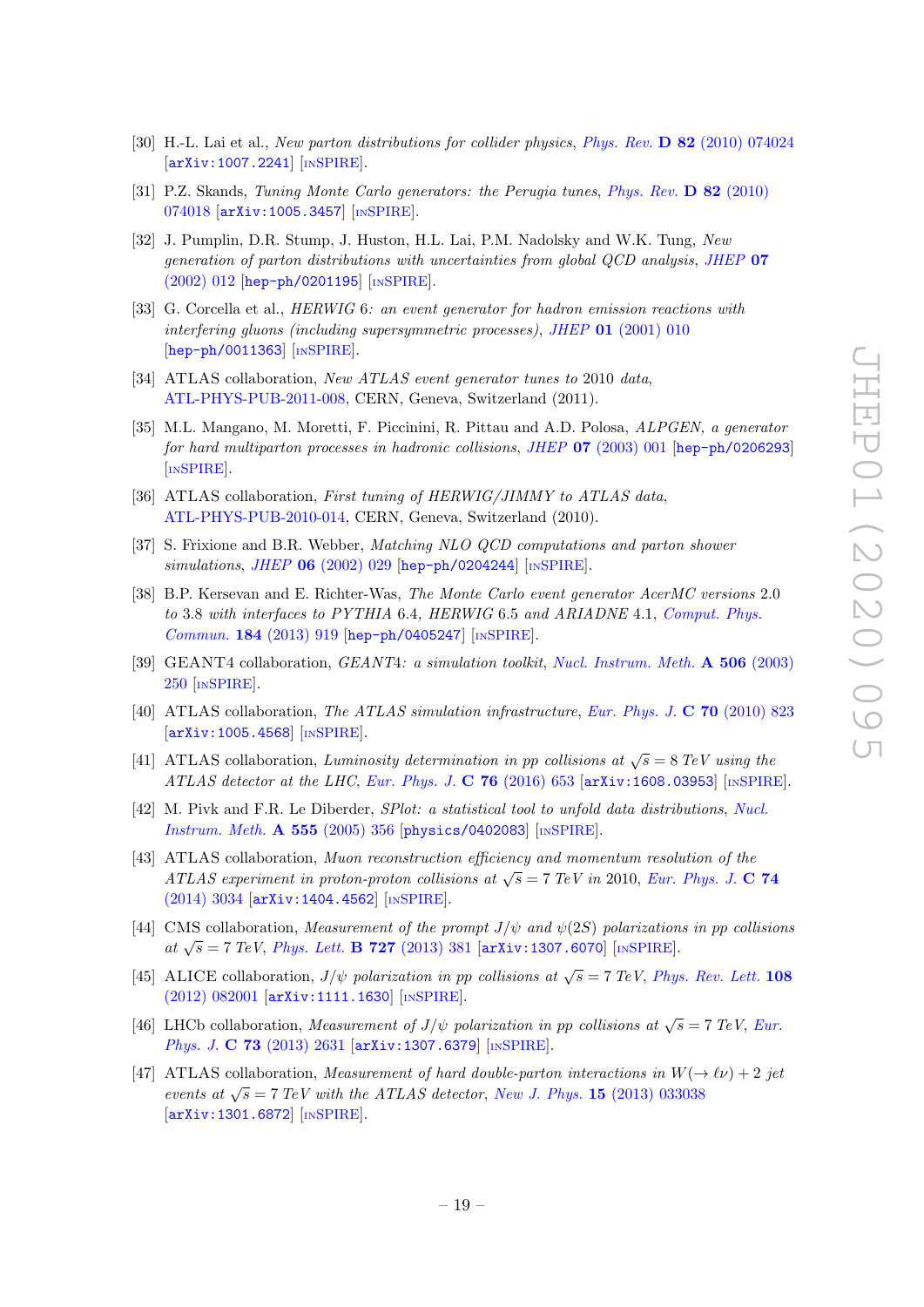[30] H.-L. Lai et al., *New parton distributions for collider physics*, *Phys. Rev.* **D 82** (2010) 074024 [arXiv:1007.2241] [INSPIRE].

[31] P.Z. Skands, *Tuning Monte Carlo generators: the Perugia tunes*, *Phys. Rev.* **D 82** (2010) 074018 [arXiv:1005.3457] [INSPIRE].

[32] J. Pumplin, D.R. Stump, J. Huston, H.L. Lai, P.M. Nadolsky and W.K. Tung, *New generation of parton distributions with uncertainties from global QCD analysis*, *JHEP* **07** (2002) 012 [hep-ph/0201195] [INSPIRE].

[33] G. Corcella et al., *HERWIG 6: an event generator for hadron emission reactions with interfering gluons (including supersymmetric processes)*, *JHEP* **01** (2001) 010 [hep-ph/0011363] [INSPIRE].

[34] ATLAS collaboration, *New ATLAS event generator tunes to* 2010 *data*, ATL-PHYS-PUB-2011-008, CERN, Geneva, Switzerland (2011).

[35] M.L. Mangano, M. Moretti, F. Piccinini, R. Pittau and A.D. Polosa, *ALPGEN, a generator for hard multiparton processes in hadronic collisions*, *JHEP* **07** (2003) 001 [hep-ph/0206293] [INSPIRE].

[36] ATLAS collaboration, *First tuning of HERWIG/JIMMY to ATLAS data*, ATL-PHYS-PUB-2010-014, CERN, Geneva, Switzerland (2010).

[37] S. Frixione and B.R. Webber, *Matching NLO QCD computations and parton shower simulations*, *JHEP* **06** (2002) 029 [hep-ph/0204244] [INSPIRE].

[38] B.P. Kersevan and E. Richter-Was, *The Monte Carlo event generator AcerMC versions* 2.0 *to* 3.8 *with interfaces to PYTHIA* 6.4*, HERWIG* 6.5 *and ARIADNE* 4.1, *Comput. Phys. Commun.* **184** (2013) 919 [hep-ph/0405247] [INSPIRE].

[39] GEANT4 collaboration, *GEANT4: a simulation toolkit*, *Nucl. Instrum. Meth.* **A 506** (2003) 250 [INSPIRE].

[40] ATLAS collaboration, *The ATLAS simulation infrastructure*, *Eur. Phys. J.* **C 70** (2010) 823 [arXiv:1005.4568] [INSPIRE].

[41] ATLAS collaboration, *Luminosity determination in pp collisions at* $\sqrt{s} = 8$ *TeV using the ATLAS detector at the LHC*, *Eur. Phys. J.* **C 76** (2016) 653 [arXiv:1608.03953] [INSPIRE].

[42] M. Pivk and F.R. Le Diberder, *SPlot: a statistical tool to unfold data distributions*, *Nucl. Instrum. Meth.* **A 555** (2005) 356 [physics/0402083] [INSPIRE].

[43] ATLAS collaboration, *Muon reconstruction efficiency and momentum resolution of the ATLAS experiment in proton-proton collisions at* $\sqrt{s} = 7$ *TeV in* 2010, *Eur. Phys. J.* **C 74** (2014) 3034 [arXiv:1404.4562] [INSPIRE].

[44] CMS collaboration, *Measurement of the prompt* $J/\psi$ *and* $\psi(2S)$ *polarizations in pp collisions at* $\sqrt{s} = 7$ *TeV*, *Phys. Lett.* **B 727** (2013) 381 [arXiv:1307.6070] [INSPIRE].

[45] ALICE collaboration, $J/\psi$ *polarization in pp collisions at* $\sqrt{s} = 7$ *TeV*, *Phys. Rev. Lett.* **108** (2012) 082001 [arXiv:1111.1630] [INSPIRE].

[46] LHCb collaboration, *Measurement of* $J/\psi$ *polarization in pp collisions at* $\sqrt{s} = 7$ *TeV*, *Eur. Phys. J.* **C 73** (2013) 2631 [arXiv:1307.6379] [INSPIRE].

[47] ATLAS collaboration, *Measurement of hard double-parton interactions in* $W(\to \ell\nu) + 2$ *jet events at* $\sqrt{s} = 7$ *TeV with the ATLAS detector*, *New J. Phys.* **15** (2013) 033038 [arXiv:1301.6872] [INSPIRE].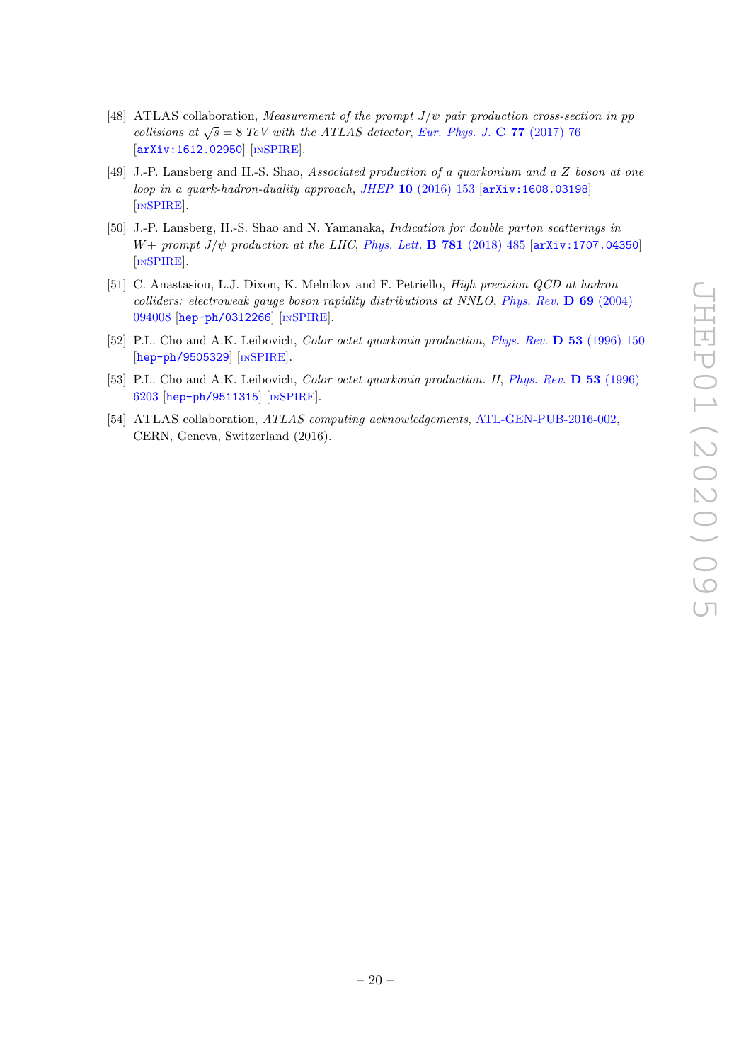[48] ATLAS collaboration, *Measurement of the prompt $J/\psi$ pair production cross-section in pp collisions at $\sqrt{s} = 8$ TeV with the ATLAS detector*, *Eur. Phys. J.* **C 77** (2017) 76 [arXiv:1612.02950] [INSPIRE].

[49] J.-P. Lansberg and H.-S. Shao, *Associated production of a quarkonium and a Z boson at one loop in a quark-hadron-duality approach*, *JHEP* **10** (2016) 153 [arXiv:1608.03198] [INSPIRE].

[50] J.-P. Lansberg, H.-S. Shao and N. Yamanaka, *Indication for double parton scatterings in W+ prompt $J/\psi$ production at the LHC*, *Phys. Lett.* **B 781** (2018) 485 [arXiv:1707.04350] [INSPIRE].

[51] C. Anastasiou, L.J. Dixon, K. Melnikov and F. Petriello, *High precision QCD at hadron colliders: electroweak gauge boson rapidity distributions at NNLO*, *Phys. Rev.* **D 69** (2004) 094008 [hep-ph/0312266] [INSPIRE].

[52] P.L. Cho and A.K. Leibovich, *Color octet quarkonia production*, *Phys. Rev.* **D 53** (1996) 150 [hep-ph/9505329] [INSPIRE].

[53] P.L. Cho and A.K. Leibovich, *Color octet quarkonia production. II*, *Phys. Rev.* **D 53** (1996) 6203 [hep-ph/9511315] [INSPIRE].

[54] ATLAS collaboration, *ATLAS computing acknowledgements*, ATL-GEN-PUB-2016-002, CERN, Geneva, Switzerland (2016).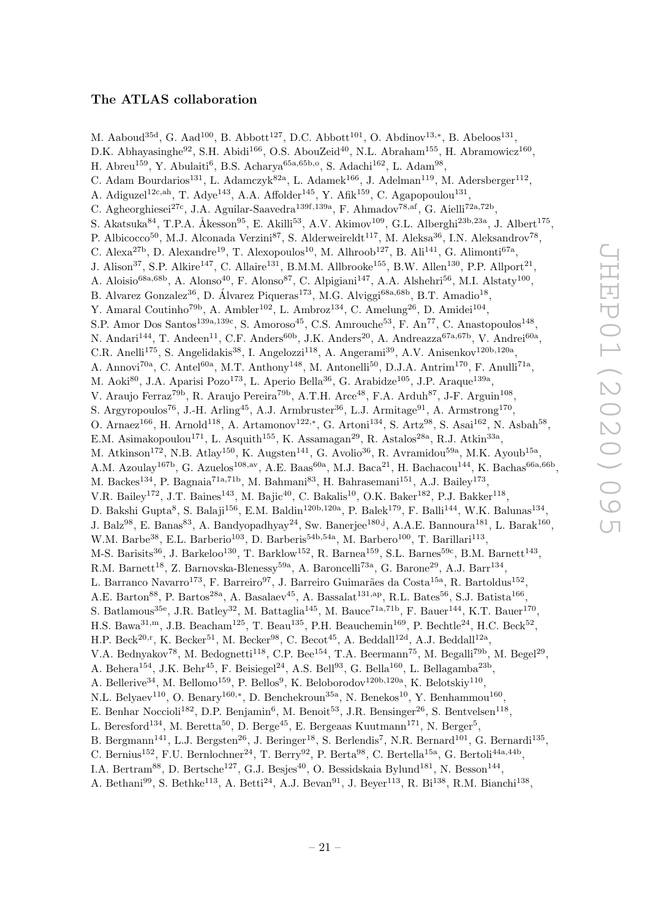### The ATLAS collaboration

M. Aaboud[35d], G. Aad[100], B. Abbott[127], D.C. Abbott[101], O. Abdinov[13,*], B. Abeloos[131], D.K. Abhayasinghe[92], S.H. Abidi[166], O.S. AbouZeid[40], N.L. Abraham[155], H. Abramowicz[160], H. Abreu[159], Y. Abulaiti[6], B.S. Acharya[65a,65b,o], S. Adachi[162], L. Adam[98], C. Adam Bourdarios[131], L. Adamczyk[82a], L. Adamek[166], J. Adelman[119], M. Adersberger[112], A. Adiguzel[12c,ah], T. Adye[143], A.A. Affolder[145], Y. Afik[159], C. Agapopoulou[131], C. Agheorghiesei[27c], J.A. Aguilar-Saavedra[139f,139a], F. Ahmadov[78,af], G. Aielli[72a,72b], S. Akatsuka[84], T.P.A. Åkesson[95], E. Akilli[53], A.V. Akimov[109], G.L. Alberghi[23b,23a], J. Albert[175], P. Albicocco[50], M.J. Alconada Verzini[87], S. Alderweireldt[117], M. Aleksa[36], I.N. Aleksandrov[78], C. Alexa[27b], D. Alexandre[19], T. Alexopoulos[10], M. Alhroob[127], B. Ali[141], G. Alimonti[67a], J. Alison[37], S.P. Alkire[147], C. Allaire[131], B.M.M. Allbrooke[155], B.W. Allen[130], P.P. Allport[21], A. Aloisio[68a,68b], A. Alonso[40], F. Alonso[87], C. Alpigiani[147], A.A. Alshehri[56], M.I. Alstaty[100], B. Alvarez Gonzalez[36], D. Álvarez Piqueras[173], M.G. Alviggi[68a,68b], B.T. Amadio[18], Y. Amaral Coutinho[79b], A. Ambler[102], L. Ambroz[134], C. Amelung[26], D. Amidei[104], S.P. Amor Dos Santos[139a,139c], S. Amoroso[45], C.S. Amrouche[53], F. An[77], C. Anastopoulos[148], N. Andari[144], T. Andeen[11], C.F. Anders[60b], J.K. Anders[20], A. Andreazza[67a,67b], V. Andrei[60a], C.R. Anelli[175], S. Angelidakis[38], I. Angelozzi[118], A. Angerami[39], A.V. Anisenkov[120b,120a], A. Annovi[70a], C. Antel[60a], M.T. Anthony[148], M. Antonelli[50], D.J.A. Antrim[170], F. Anulli[71a], M. Aoki[80], J.A. Aparisi Pozo[173], L. Aperio Bella[36], G. Arabidze[105], J.P. Araque[139a], V. Araujo Ferraz[79b], R. Araujo Pereira[79b], A.T.H. Arce[48], F.A. Arduh[87], J-F. Arguin[108], S. Argyropoulos[76], J.-H. Arling[45], A.J. Armbruster[36], L.J. Armitage[91], A. Armstrong[170], O. Arnaez[166], H. Arnold[118], A. Artamonov[122,*], G. Artoni[134], S. Artz[98], S. Asai[162], N. Asbah[58], E.M. Asimakopoulou[171], L. Asquith[155], K. Assamagan[29], R. Astalos[28a], R.J. Atkin[33a], M. Atkinson[172], N.B. Atlay[150], K. Augsten[141], G. Avolio[36], R. Avramidou[59a], M.K. Ayoub[15a], A.M. Azoulay[167b], G. Azuelos[108,av], A.E. Baas[60a], M.J. Baca[21], H. Bachacou[144], K. Bachas[66a,66b], M. Backes[134], P. Bagnaia[71a,71b], M. Bahmani[83], H. Bahrasemani[151], A.J. Bailey[173], V.R. Bailey[172], J.T. Baines[143], M. Bajic[40], C. Bakalis[10], O.K. Baker[182], P.J. Bakker[118], D. Bakshi Gupta[8], S. Balaji[156], E.M. Baldin[120b,120a], P. Balek[179], F. Balli[144], W.K. Balunas[134], J. Balz[98], E. Banas[83], A. Bandyopadhyay[24], Sw. Banerjee[180,j], A.A.E. Bannoura[181], L. Barak[160], W.M. Barbe[38], E.L. Barberio[103], D. Barberis[54b,54a], M. Barbero[100], T. Barillari[113], M-S. Barisits[36], J. Barkeloo[130], T. Barklow[152], R. Barnea[159], S.L. Barnes[59c], B.M. Barnett[143], R.M. Barnett[18], Z. Barnovska-Blenessy[59a], A. Baroncelli[73a], G. Barone[29], A.J. Barr[134], L. Barranco Navarro[173], F. Barreiro[97], J. Barreiro Guimarães da Costa[15a], R. Bartoldus[152], A.E. Barton[88], P. Bartos[28a], A. Basalaev[45], A. Bassalat[131,ap], R.L. Bates[56], S.J. Batista[166], S. Batlamous[35e], J.R. Batley[32], M. Battaglia[145], M. Bauce[71a,71b], F. Bauer[144], K.T. Bauer[170], H.S. Bawa[31,m], J.B. Beacham[125], T. Beau[135], P.H. Beauchemin[169], P. Bechtle[24], H.C. Beck[52], H.P. Beck[20,r], K. Becker[51], M. Becker[98], C. Becot[45], A. Beddall[12d], A.J. Beddall[12a], V.A. Bednyakov[78], M. Bedognetti[118], C.P. Bee[154], T.A. Beermann[75], M. Begalli[79b], M. Begel[29], A. Behera[154], J.K. Behr[45], F. Beisiegel[24], A.S. Bell[93], G. Bella[160], L. Bellagamba[23b], A. Bellerive[34], M. Bellomo[159], P. Bellos[9], K. Beloborodov[120b,120a], K. Belotskiy[110], N.L. Belyaev[110], O. Benary[160,*], D. Benchekroun[35a], N. Benekos[10], Y. Benhammou[160], E. Benhar Noccioli[182], D.P. Benjamin[6], M. Benoit[53], J.R. Bensinger[26], S. Bentvelsen[118], L. Beresford[134], M. Beretta[50], D. Berge[45], E. Bergeaas Kuutmann[171], N. Berger[5], B. Bergmann[141], L.J. Bergsten[26], J. Beringer[18], S. Berlendis[7], N.R. Bernard[101], G. Bernardi[135], C. Bernius[152], F.U. Bernlochner[24], T. Berry[92], P. Berta[98], C. Bertella[15a], G. Bertoli[44a,44b], I.A. Bertram[88], D. Bertsche[127], G.J. Besjes[40], O. Bessidskaia Bylund[181], N. Besson[144], A. Bethani[99], S. Bethke[113], A. Betti[24], A.J. Bevan[91], J. Beyer[113], R. Bi[138], R.M. Bianchi[138],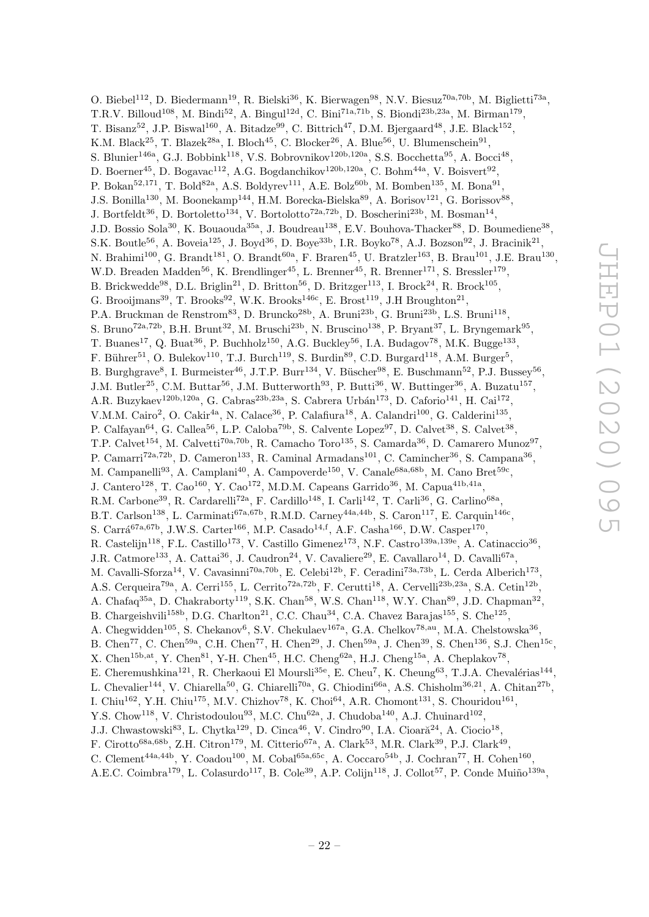O. Biebel[112], D. Biedermann[19], R. Bielski[36], K. Bierwagen[98], N.V. Biesuz[70a,70b], M. Biglietti[73a], T.R.V. Billoud[108], M. Bindi[52], A. Bingul[12d], C. Bini[71a,71b], S. Biondi[23b,23a], M. Birman[179], T. Bisanz[52], J.P. Biswal[160], A. Bitadze[99], C. Bittrich[47], D.M. Bjergaard[48], J.E. Black[152], K.M. Black[25], T. Blazek[28a], I. Bloch[45], C. Blocker[26], A. Blue[56], U. Blumenschein[91], S. Blunier[146a], G.J. Bobbink[118], V.S. Bobrovnikov[120b,120a], S.S. Bocchetta[95], A. Bocci[48], D. Boerner[45], D. Bogavac[112], A.G. Bogdanchikov[120b,120a], C. Bohm[44a], V. Boisvert[92], P. Bokan[52,171], T. Bold[82a], A.S. Boldyrev[111], A.E. Bolz[60b], M. Bomben[135], M. Bona[91], J.S. Bonilla[130], M. Boonekamp[144], H.M. Borecka-Bielska[89], A. Borisov[121], G. Borissov[88], J. Bortfeldt[36], D. Bortoletto[134], V. Bortolotto[72a,72b], D. Boscherini[23b], M. Bosman[14], J.D. Bossio Sola[30], K. Bouaouda[35a], J. Boudreau[138], E.V. Bouhova-Thacker[88], D. Boumediene[38], S.K. Boutle[56], A. Boveia[125], J. Boyd[36], D. Boye[33b], I.R. Boyko[78], A.J. Bozson[92], J. Bracinik[21], N. Brahimi[100], G. Brandt[181], O. Brandt[60a], F. Braren[45], U. Bratzler[163], B. Brau[101], J.E. Brau[130], W.D. Breaden Madden[56], K. Brendlinger[45], L. Brenner[45], R. Brenner[171], S. Bressler[179], B. Brickwedde[98], D.L. Briglin[21], D. Britton[56], D. Britzger[113], I. Brock[24], R. Brock[105], G. Brooijmans[39], T. Brooks[92], W.K. Brooks[146c], E. Brost[119], J.H Broughton[21], P.A. Bruckman de Renstrom[83], D. Bruncko[28b], A. Bruni[23b], G. Bruni[23b], L.S. Bruni[118], S. Bruno[72a,72b], B.H. Brunt[32], M. Bruschi[23b], N. Bruscino[138], P. Bryant[37], L. Bryngemark[95], T. Buanes[17], Q. Buat[36], P. Buchholz[150], A.G. Buckley[56], I.A. Budagov[78], M.K. Bugge[133], F. Bührer[51], O. Bulekov[110], T.J. Burch[119], S. Burdin[89], C.D. Burgard[118], A.M. Burger[5], B. Burghgrave[8], I. Burmeister[46], J.T.P. Burr[134], V. Büscher[98], E. Buschmann[52], P.J. Bussey[56], J.M. Butler[25], C.M. Buttar[56], J.M. Butterworth[93], P. Butti[36], W. Buttinger[36], A. Buzatu[157], A.R. Buzykaev[120b,120a], G. Cabras[23b,23a], S. Cabrera Urbán[173], D. Caforio[141], H. Cai[172], V.M.M. Cairo[2], O. Cakir[4a], N. Calace[36], P. Calafiura[18], A. Calandri[100], G. Calderini[135], P. Calfayan[64], G. Callea[56], L.P. Caloba[79b], S. Calvente Lopez[97], D. Calvet[38], S. Calvet[38], T.P. Calvet[154], M. Calvetti[70a,70b], R. Camacho Toro[135], S. Camarda[36], D. Camarero Munoz[97], P. Camarri[72a,72b], D. Cameron[133], R. Caminal Armadans[101], C. Camincher[36], S. Campana[36], M. Campanelli[93], A. Camplani[40], A. Campoverde[150], V. Canale[68a,68b], M. Cano Bret[59c], J. Cantero[128], T. Cao[160], Y. Cao[172], M.D.M. Capeans Garrido[36], M. Capua[41b,41a], R.M. Carbone[39], R. Cardarelli[72a], F. Cardillo[148], I. Carli[142], T. Carli[36], G. Carlino[68a], B.T. Carlson[138], L. Carminati[67a,67b], R.M.D. Carney[44a,44b], S. Caron[117], E. Carquin[146c], S. Carrá[67a,67b], J.W.S. Carter[166], M.P. Casado[14,f], A.F. Casha[166], D.W. Casper[170], R. Castelijn[118], F.L. Castillo[173], V. Castillo Gimenez[173], N.F. Castro[139a,139e], A. Catinaccio[36], J.R. Catmore[133], A. Cattai[36], J. Caudron[24], V. Cavaliere[29], E. Cavallaro[14], D. Cavalli[67a], M. Cavalli-Sforza[14], V. Cavasinni[70a,70b], E. Celebi[12b], F. Ceradini[73a,73b], L. Cerda Alberich[173], A.S. Cerqueira[79a], A. Cerri[155], L. Cerrito[72a,72b], F. Cerutti[18], A. Cervelli[23b,23a], S.A. Cetin[12b], A. Chafaq[35a], D. Chakraborty[119], S.K. Chan[58], W.S. Chan[118], W.Y. Chan[89], J.D. Chapman[32], B. Chargeishvili[158b], D.G. Charlton[21], C.C. Chau[34], C.A. Chavez Barajas[155], S. Che[125], A. Chegwidden[105], S. Chekanov[6], S.V. Chekulaev[167a], G.A. Chelkov[78,au], M.A. Chelstowska[36], B. Chen[77], C. Chen[59a], C.H. Chen[77], H. Chen[29], J. Chen[59a], J. Chen[39], S. Chen[136], S.J. Chen[15c], X. Chen[15b,at], Y. Chen[81], Y-H. Chen[45], H.C. Cheng[62a], H.J. Cheng[15a], A. Cheplakov[78], E. Cheremushkina[121], R. Cherkaoui El Moursli[35e], E. Cheu[7], K. Cheung[63], T.J.A. Chevalérias[144], L. Chevalier[144], V. Chiarella[50], G. Chiarelli[70a], G. Chiodini[66a], A.S. Chisholm[36,21], A. Chitan[27b], I. Chiu[162], Y.H. Chiu[175], M.V. Chizhov[78], K. Choi[64], A.R. Chomont[131], S. Chouridou[161], Y.S. Chow[118], V. Christodoulou[93], M.C. Chu[62a], J. Chudoba[140], A.J. Chuinard[102], J.J. Chwastowski[83], L. Chytka[129], D. Cinca[46], V. Cindro[90], I.A. Cioară[24], A. Ciocio[18], F. Cirotto[68a,68b], Z.H. Citron[179], M. Citterio[67a], A. Clark[53], M.R. Clark[39], P.J. Clark[49], C. Clement[44a,44b], Y. Coadou[100], M. Cobal[65a,65c], A. Coccaro[54b], J. Cochran[77], H. Cohen[160], A.E.C. Coimbra[179], L. Colasurdo[117], B. Cole[39], A.P. Colijn[118], J. Collot[57], P. Conde Muiño[139a],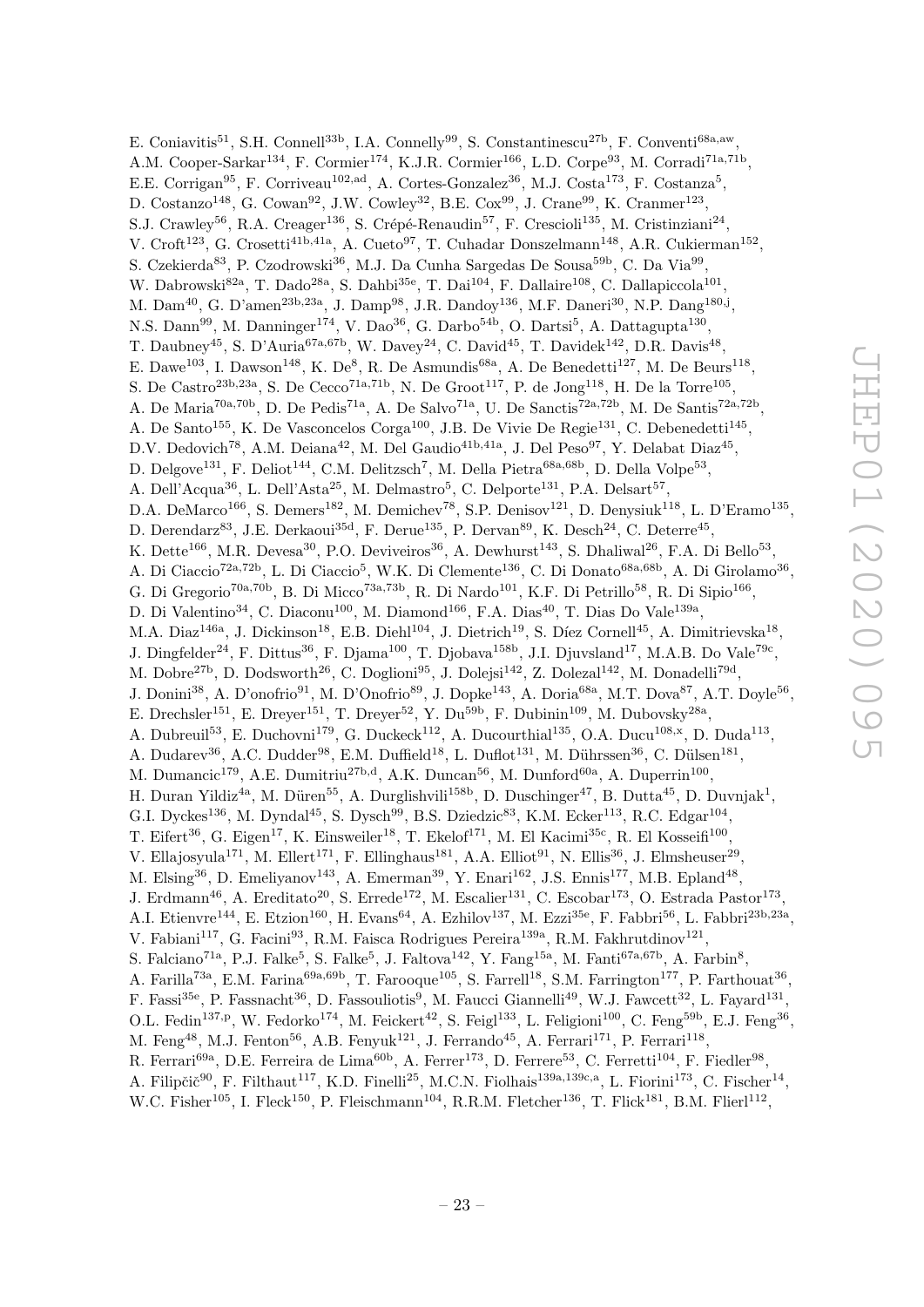E. Coniavitis[51], S.H. Connell[33b], I.A. Connelly[99], S. Constantinescu[27b], F. Conventi[68a,aw], A.M. Cooper-Sarkar[134], F. Cormier[174], K.J.R. Cormier[166], L.D. Corpe[93], M. Corradi[71a,71b], E.E. Corrigan[95], F. Corriveau[102,ad], A. Cortes-Gonzalez[36], M.J. Costa[173], F. Costanza[5], D. Costanzo[148], G. Cowan[92], J.W. Cowley[32], B.E. Cox[99], J. Crane[99], K. Cranmer[123], S.J. Crawley[56], R.A. Creager[136], S. Crépé-Renaudin[57], F. Crescioli[135], M. Cristinziani[24], V. Croft[123], G. Crosetti[41b,41a], A. Cueto[97], T. Cuhadar Donszelmann[148], A.R. Cukierman[152], S. Czekierda[83], P. Czodrowski[36], M.J. Da Cunha Sargedas De Sousa[59b], C. Da Via[99], W. Dabrowski[82a], T. Dado[28a], S. Dahbi[35e], T. Dai[104], F. Dallaire[108], C. Dallapiccola[101], M. Dam[40], G. D'amen[23b,23a], J. Damp[98], J.R. Dandoy[136], M.F. Daneri[30], N.P. Dang[180,j], N.S. Dann[99], M. Danninger[174], V. Dao[36], G. Darbo[54b], O. Dartsi[5], A. Dattagupta[130], T. Daubney[45], S. D'Auria[67a,67b], W. Davey[24], C. David[45], T. Davidek[142], D.R. Davis[48], E. Dawe[103], I. Dawson[148], K. De[8], R. De Asmundis[68a], A. De Benedetti[127], M. De Beurs[118], S. De Castro[23b,23a], S. De Cecco[71a,71b], N. De Groot[117], P. de Jong[118], H. De la Torre[105], A. De Maria[70a,70b], D. De Pedis[71a], A. De Salvo[71a], U. De Sanctis[72a,72b], M. De Santis[72a,72b], A. De Santo[155], K. De Vasconcelos Corga[100], J.B. De Vivie De Regie[131], C. Debenedetti[145], D.V. Dedovich[78], A.M. Deiana[42], M. Del Gaudio[41b,41a], J. Del Peso[97], Y. Delabat Diaz[45], D. Delgove[131], F. Deliot[144], C.M. Delitzsch[7], M. Della Pietra[68a,68b], D. Della Volpe[53], A. Dell'Acqua[36], L. Dell'Asta[25], M. Delmastro[5], C. Delporte[131], P.A. Delsart[57], D.A. DeMarco[166], S. Demers[182], M. Demichev[78], S.P. Denisov[121], D. Denysiuk[118], L. D'Eramo[135], D. Derendarz[83], J.E. Derkaoui[35d], F. Derue[135], P. Dervan[89], K. Desch[24], C. Deterre[45], K. Dette[166], M.R. Devesa[30], P.O. Deviveiros[36], A. Dewhurst[143], S. Dhaliwal[26], F.A. Di Bello[53], A. Di Ciaccio[72a,72b], L. Di Ciaccio[5], W.K. Di Clemente[136], C. Di Donato[68a,68b], A. Di Girolamo[36], G. Di Gregorio[70a,70b], B. Di Micco[73a,73b], R. Di Nardo[101], K.F. Di Petrillo[58], R. Di Sipio[166], D. Di Valentino[34], C. Diaconu[100], M. Diamond[166], F.A. Dias[40], T. Dias Do Vale[139a], M.A. Diaz[146a], J. Dickinson[18], E.B. Diehl[104], J. Dietrich[19], S. Díez Cornell[45], A. Dimitrievska[18], J. Dingfelder[24], F. Dittus[36], F. Djama[100], T. Djobava[158b], J.I. Djuvsland[17], M.A.B. Do Vale[79c], M. Dobre[27b], D. Dodsworth[26], C. Doglioni[95], J. Dolejsi[142], Z. Dolezal[142], M. Donadelli[79d], J. Donini[38], A. D'onofrio[91], M. D'Onofrio[89], J. Dopke[143], A. Doria[68a], M.T. Dova[87], A.T. Doyle[56], E. Drechsler[151], E. Dreyer[151], T. Dreyer[52], Y. Du[59b], F. Dubinin[109], M. Dubovsky[28a], A. Dubreuil[53], E. Duchovni[179], G. Duckeck[112], A. Ducourthial[135], O.A. Ducu[108,x], D. Duda[113], A. Dudarev[36], A.C. Dudder[98], E.M. Duffield[18], L. Duflot[131], M. Dührssen[36], C. Dülsen[181], M. Dumancic[179], A.E. Dumitriu[27b,d], A.K. Duncan[56], M. Dunford[60a], A. Duperrin[100], H. Duran Yildiz[4a], M. Düren[55], A. Durglishvili[158b], D. Duschinger[47], B. Dutta[45], D. Duvnjak[1], G.I. Dyckes[136], M. Dyndal[45], S. Dysch[99], B.S. Dziedzic[83], K.M. Ecker[113], R.C. Edgar[104], T. Eifert[36], G. Eigen[17], K. Einsweiler[18], T. Ekelof[171], M. El Kacimi[35c], R. El Kosseifi[100], V. Ellajosyula[171], M. Ellert[171], F. Ellinghaus[181], A.A. Elliot[91], N. Ellis[36], J. Elmsheuser[29], M. Elsing[36], D. Emeliyanov[143], A. Emerman[39], Y. Enari[162], J.S. Ennis[177], M.B. Epland[48], J. Erdmann[46], A. Ereditato[20], S. Errede[172], M. Escalier[131], C. Escobar[173], O. Estrada Pastor[173], A.I. Etienvre[144], E. Etzion[160], H. Evans[64], A. Ezhilov[137], M. Ezzi[35e], F. Fabbri[56], L. Fabbri[23b,23a], V. Fabiani[117], G. Facini[93], R.M. Faisca Rodrigues Pereira[139a], R.M. Fakhrutdinov[121], S. Falciano[71a], P.J. Falke[5], S. Falke[5], J. Faltova[142], Y. Fang[15a], M. Fanti[67a,67b], A. Farbin[8], A. Farilla[73a], E.M. Farina[69a,69b], T. Farooque[105], S. Farrell[18], S.M. Farrington[177], P. Farthouat[36], F. Fassi[35e], P. Fassnacht[36], D. Fassouliotis[9], M. Faucci Giannelli[49], W.J. Fawcett[32], L. Fayard[131], O.L. Fedin[137,p], W. Fedorko[174], M. Feickert[42], S. Feigl[133], L. Feligioni[100], C. Feng[59b], E.J. Feng[36], M. Feng[48], M.J. Fenton[56], A.B. Fenyuk[121], J. Ferrando[45], A. Ferrari[171], P. Ferrari[118], R. Ferrari[69a], D.E. Ferreira de Lima[60b], A. Ferrer[173], D. Ferrere[53], C. Ferretti[104], F. Fiedler[98], A. Filipčič[90], F. Filthaut[117], K.D. Finelli[25], M.C.N. Fiolhais[139a,139c,a], L. Fiorini[173], C. Fischer[14], W.C. Fisher[105], I. Fleck[150], P. Fleischmann[104], R.R.M. Fletcher[136], T. Flick[181], B.M. Flierl[112],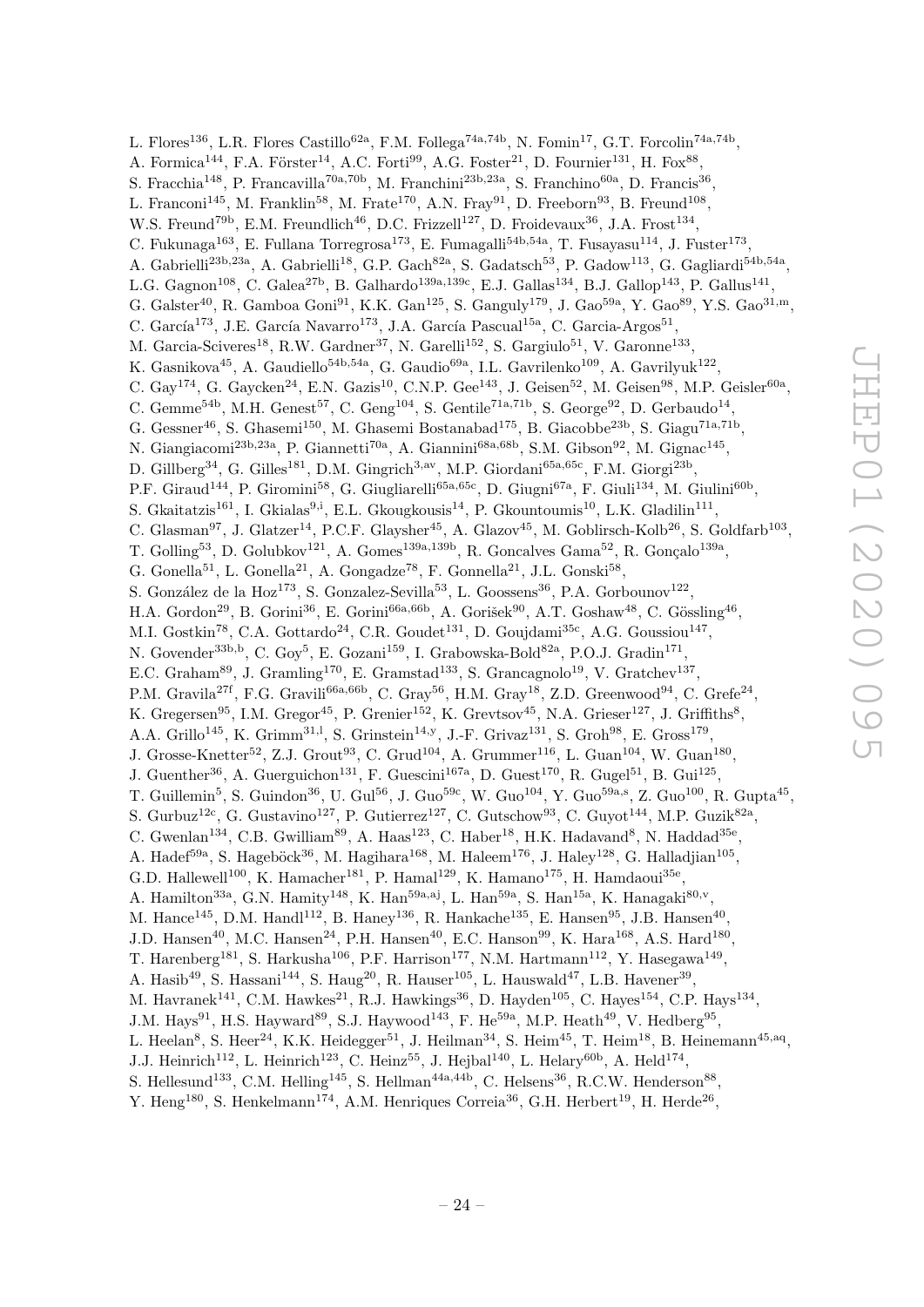L. Flores[136], L.R. Flores Castillo[62a], F.M. Follega[74a,74b], N. Fomin[17], G.T. Forcolin[74a,74b], A. Formica[144], F.A. Förster[14], A.C. Forti[99], A.G. Foster[21], D. Fournier[131], H. Fox[88], S. Fracchia[148], P. Francavilla[70a,70b], M. Franchini[23b,23a], S. Franchino[60a], D. Francis[36], L. Franconi[145], M. Franklin[58], M. Frate[170], A.N. Fray[91], D. Freeborn[93], B. Freund[108], W.S. Freund[79b], E.M. Freundlich[46], D.C. Frizzell[127], D. Froidevaux[36], J.A. Frost[134], C. Fukunaga[163], E. Fullana Torregrosa[173], E. Fumagalli[54b,54a], T. Fusayasu[114], J. Fuster[173], A. Gabrielli[23b,23a], A. Gabrielli[18], G.P. Gach[82a], S. Gadatsch[53], P. Gadow[113], G. Gagliardi[54b,54a], L.G. Gagnon[108], C. Galea[27b], B. Galhardo[139a,139c], E.J. Gallas[134], B.J. Gallop[143], P. Gallus[141], G. Galster[40], R. Gamboa Goni[91], K.K. Gan[125], S. Ganguly[179], J. Gao[59a], Y. Gao[89], Y.S. Gao[31,m], C. García[173], J.E. García Navarro[173], J.A. García Pascual[15a], C. Garcia-Argos[51], M. Garcia-Sciveres[18], R.W. Gardner[37], N. Garelli[152], S. Gargiulo[51], V. Garonne[133], K. Gasnikova[45], A. Gaudiello[54b,54a], G. Gaudio[69a], I.L. Gavrilenko[109], A. Gavrilyuk[122], C. Gay[174], G. Gaycken[24], E.N. Gazis[10], C.N.P. Gee[143], J. Geisen[52], M. Geisen[98], M.P. Geisler[60a], C. Gemme[54b], M.H. Genest[57], C. Geng[104], S. Gentile[71a,71b], S. George[92], D. Gerbaudo[14], G. Gessner[46], S. Ghasemi[150], M. Ghasemi Bostanabad[175], B. Giacobbe[23b], S. Giagu[71a,71b], N. Giangiacomi[23b,23a], P. Giannetti[70a], A. Giannini[68a,68b], S.M. Gibson[92], M. Gignac[145], D. Gillberg[34], G. Gilles[181], D.M. Gingrich[3,av], M.P. Giordani[65a,65c], F.M. Giorgi[23b], P.F. Giraud[144], P. Giromini[58], G. Giugliarelli[65a,65c], D. Giugni[67a], F. Giuli[134], M. Giulini[60b], S. Gkaitatzis[161], I. Gkialas[9,i], E.L. Gkougkousis[14], P. Gkountoumis[10], L.K. Gladilin[111], C. Glasman[97], J. Glatzer[14], P.C.F. Glaysher[45], A. Glazov[45], M. Goblirsch-Kolb[26], S. Goldfarb[103], T. Golling[53], D. Golubkov[121], A. Gomes[139a,139b], R. Goncalves Gama[52], R. Gonçalo[139a], G. Gonella[51], L. Gonella[21], A. Gongadze[78], F. Gonnella[21], J.L. Gonski[58], S. González de la Hoz[173], S. Gonzalez-Sevilla[53], L. Goossens[36], P.A. Gorbounov[122], H.A. Gordon[29], B. Gorini[36], E. Gorini[66a,66b], A. Gorišek[90], A.T. Goshaw[48], C. Gössling[46], M.I. Gostkin[78], C.A. Gottardo[24], C.R. Goudet[131], D. Goujdami[35c], A.G. Goussiou[147], N. Govender[33b,b], C. Goy[5], E. Gozani[159], I. Grabowska-Bold[82a], P.O.J. Gradin[171], E.C. Graham[89], J. Gramling[170], E. Gramstad[133], S. Grancagnolo[19], V. Gratchev[137], P.M. Gravila[27f], F.G. Gravili[66a,66b], C. Gray[56], H.M. Gray[18], Z.D. Greenwood[94], C. Grefe[24], K. Gregersen[95], I.M. Gregor[45], P. Grenier[152], K. Grevtsov[45], N.A. Grieser[127], J. Griffiths[8], A.A. Grillo[145], K. Grimm[31,l], S. Grinstein[14,y], J.-F. Grivaz[131], S. Groh[98], E. Gross[179], J. Grosse-Knetter[52], Z.J. Grout[93], C. Grud[104], A. Grummer[116], L. Guan[104], W. Guan[180], J. Guenther[36], A. Guerguichon[131], F. Guescini[167a], D. Guest[170], R. Gugel[51], B. Gui[125], T. Guillemin[5], S. Guindon[36], U. Gul[56], J. Guo[59c], W. Guo[104], Y. Guo[59a,s], Z. Guo[100], R. Gupta[45], S. Gurbuz[12c], G. Gustavino[127], P. Gutierrez[127], C. Gutschow[93], C. Guyot[144], M.P. Guzik[82a], C. Gwenlan[134], C.B. Gwilliam[89], A. Haas[123], C. Haber[18], H.K. Hadavand[8], N. Haddad[35e], A. Hadef[59a], S. Hageböck[36], M. Hagihara[168], M. Haleem[176], J. Haley[128], G. Halladjian[105], G.D. Hallewell[100], K. Hamacher[181], P. Hamal[129], K. Hamano[175], H. Hamdaoui[35e], A. Hamilton[33a], G.N. Hamity[148], K. Han[59a,aj], L. Han[59a], S. Han[15a], K. Hanagaki[80,v], M. Hance[145], D.M. Handl[112], B. Haney[136], R. Hankache[135], E. Hansen[95], J.B. Hansen[40], J.D. Hansen[40], M.C. Hansen[24], P.H. Hansen[40], E.C. Hanson[99], K. Hara[168], A.S. Hard[180], T. Harenberg[181], S. Harkusha[106], P.F. Harrison[177], N.M. Hartmann[112], Y. Hasegawa[149], A. Hasib[49], S. Hassani[144], S. Haug[20], R. Hauser[105], L. Hauswald[47], L.B. Havener[39], M. Havranek[141], C.M. Hawkes[21], R.J. Hawkings[36], D. Hayden[105], C. Hayes[154], C.P. Hays[134], J.M. Hays[91], H.S. Hayward[89], S.J. Haywood[143], F. He[59a], M.P. Heath[49], V. Hedberg[95], L. Heelan[8], S. Heer[24], K.K. Heidegger[51], J. Heilman[34], S. Heim[45], T. Heim[18], B. Heinemann[45,aq], J.J. Heinrich[112], L. Heinrich[123], C. Heinz[55], J. Hejbal[140], L. Helary[60b], A. Held[174], S. Hellesund[133], C.M. Helling[145], S. Hellman[44a,44b], C. Helsens[36], R.C.W. Henderson[88], Y. Heng[180], S. Henkelmann[174], A.M. Henriques Correia[36], G.H. Herbert[19], H. Herde[26],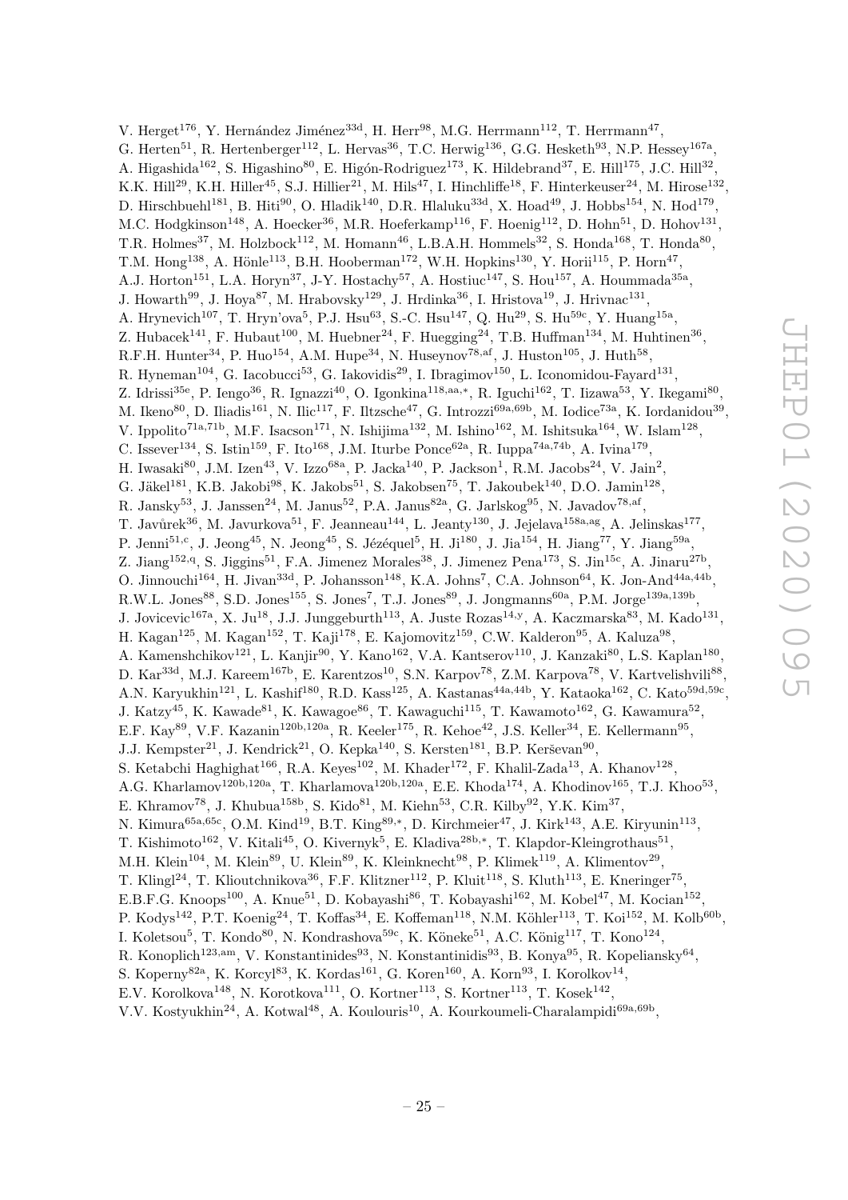V. Herget[176], Y. Hernández Jiménez[33d], H. Herr[98], M.G. Herrmann[112], T. Herrmann[47], G. Herten[51], R. Hertenberger[112], L. Hervas[36], T.C. Herwig[136], G.G. Hesketh[93], N.P. Hessey[167a], A. Higashida[162], S. Higashino[80], E. Higón-Rodriguez[173], K. Hildebrand[37], E. Hill[175], J.C. Hill[32], K.K. Hill[29], K.H. Hiller[45], S.J. Hillier[21], M. Hils[47], I. Hinchliffe[18], F. Hinterkeuser[24], M. Hirose[132], D. Hirschbuehl[181], B. Hiti[90], O. Hladik[140], D.R. Hlaluku[33d], X. Hoad[49], J. Hobbs[154], N. Hod[179], M.C. Hodgkinson[148], A. Hoecker[36], M.R. Hoeferkamp[116], F. Hoenig[112], D. Hohn[51], D. Hohov[131], T.R. Holmes[37], M. Holzbock[112], M. Homann[46], L.B.A.H. Hommels[32], S. Honda[168], T. Honda[80], T.M. Hong[138], A. Hönle[113], B.H. Hooberman[172], W.H. Hopkins[130], Y. Horii[115], P. Horn[47], A.J. Horton[151], L.A. Horyn[37], J-Y. Hostachy[57], A. Hostiuc[147], S. Hou[157], A. Hoummada[35a], J. Howarth[99], J. Hoya[87], M. Hrabovsky[129], J. Hrdinka[36], I. Hristova[19], J. Hrivnac[131], A. Hrynevich[107], T. Hryn'ova[5], P.J. Hsu[63], S.-C. Hsu[147], Q. Hu[29], S. Hu[59c], Y. Huang[15a], Z. Hubacek[141], F. Hubaut[100], M. Huebner[24], F. Huegging[24], T.B. Huffman[134], M. Huhtinen[36], R.F.H. Hunter[34], P. Huo[154], A.M. Hupe[34], N. Huseynov[78,af], J. Huston[105], J. Huth[58], R. Hyneman[104], G. Iacobucci[53], G. Iakovidis[29], I. Ibragimov[150], L. Iconomidou-Fayard[131], Z. Idrissi[35e], P. Iengo[36], R. Ignazzi[40], O. Igonkina[118,aa,*], R. Iguchi[162], T. Iizawa[53], Y. Ikegami[80], M. Ikeno[80], D. Iliadis[161], N. Ilic[117], F. Iltzsche[47], G. Introzzi[69a,69b], M. Iodice[73a], K. Iordanidou[39], V. Ippolito[71a,71b], M.F. Isacson[171], N. Ishijima[132], M. Ishino[162], M. Ishitsuka[164], W. Islam[128], C. Issever[134], S. Istin[159], F. Ito[168], J.M. Iturbe Ponce[62a], R. Iuppa[74a,74b], A. Ivina[179], H. Iwasaki[80], J.M. Izen[43], V. Izzo[68a], P. Jacka[140], P. Jackson[1], R.M. Jacobs[24], V. Jain[2], G. Jäkel[181], K.B. Jakobi[98], K. Jakobs[51], S. Jakobsen[75], T. Jakoubek[140], D.O. Jamin[128], R. Jansky[53], J. Janssen[24], M. Janus[52], P.A. Janus[82a], G. Jarlskog[95], N. Javadov[78,af], T. Javůrek[36], M. Javurkova[51], F. Jeanneau[144], L. Jeanty[130], J. Jejelava[158a,ag], A. Jelinskas[177], P. Jenni[51,c], J. Jeong[45], N. Jeong[45], S. Jézéquel[5], H. Ji[180], J. Jia[154], H. Jiang[77], Y. Jiang[59a], Z. Jiang[152,q], S. Jiggins[51], F.A. Jimenez Morales[38], J. Jimenez Pena[173], S. Jin[15c], A. Jinaru[27b], O. Jinnouchi[164], H. Jivan[33d], P. Johansson[148], K.A. Johns[7], C.A. Johnson[64], K. Jon-And[44a,44b], R.W.L. Jones[88], S.D. Jones[155], S. Jones[7], T.J. Jones[89], J. Jongmanns[60a], P.M. Jorge[139a,139b], J. Jovicevic[167a], X. Ju[18], J.J. Junggeburth[113], A. Juste Rozas[14,y], A. Kaczmarska[83], M. Kado[131], H. Kagan[125], M. Kagan[152], T. Kaji[178], E. Kajomovitz[159], C.W. Kalderon[95], A. Kaluza[98], A. Kamenshchikov[121], L. Kanjir[90], Y. Kano[162], V.A. Kantserov[110], J. Kanzaki[80], L.S. Kaplan[180], D. Kar[33d], M.J. Kareem[167b], E. Karentzos[10], S.N. Karpov[78], Z.M. Karpova[78], V. Kartvelishvili[88], A.N. Karyukhin[121], L. Kashif[180], R.D. Kass[125], A. Kastanas[44a,44b], Y. Kataoka[162], C. Kato[59d,59c], J. Katzy[45], K. Kawade[81], K. Kawagoe[86], T. Kawaguchi[115], T. Kawamoto[162], G. Kawamura[52], E.F. Kay[89], V.F. Kazanin[120b,120a], R. Keeler[175], R. Kehoe[42], J.S. Keller[34], E. Kellermann[95], J.J. Kempster[21], J. Kendrick[21], O. Kepka[140], S. Kersten[181], B.P. Kerševan[90], S. Ketabchi Haghighat[166], R.A. Keyes[102], M. Khader[172], F. Khalil-Zada[13], A. Khanov[128], A.G. Kharlamov[120b,120a], T. Kharlamova[120b,120a], E.E. Khoda[174], A. Khodinov[165], T.J. Khoo[53], E. Khramov[78], J. Khubua[158b], S. Kido[81], M. Kiehn[53], C.R. Kilby[92], Y.K. Kim[37], N. Kimura[65a,65c], O.M. Kind[19], B.T. King[89,*], D. Kirchmeier[47], J. Kirk[143], A.E. Kiryunin[113], T. Kishimoto[162], V. Kitali[45], O. Kivernyk[5], E. Kladiva[28b,*], T. Klapdor-Kleingrothaus[51], M.H. Klein[104], M. Klein[89], U. Klein[89], K. Kleinknecht[98], P. Klimek[119], A. Klimentov[29], T. Klingl[24], T. Klioutchnikova[36], F.F. Klitzner[112], P. Kluit[118], S. Kluth[113], E. Kneringer[75], E.B.F.G. Knoops[100], A. Knue[51], D. Kobayashi[86], T. Kobayashi[162], M. Kobel[47], M. Kocian[152], P. Kodys[142], P.T. Koenig[24], T. Koffas[34], E. Koffeman[118], N.M. Köhler[113], T. Koi[152], M. Kolb[60b], I. Koletsou[5], T. Kondo[80], N. Kondrashova[59c], K. Köneke[51], A.C. König[117], T. Kono[124], R. Konoplich[123,am], V. Konstantinides[93], N. Konstantinidis[93], B. Konya[95], R. Kopeliansky[64], S. Koperny[82a], K. Korcyl[83], K. Kordas[161], G. Koren[160], A. Korn[93], I. Korolkov[14], E.V. Korolkova[148], N. Korotkova[111], O. Kortner[113], S. Kortner[113], T. Kosek[142], V.V. Kostyukhin[24], A. Kotwal[48], A. Koulouris[10], A. Kourkoumeli-Charalampidi[69a,69b],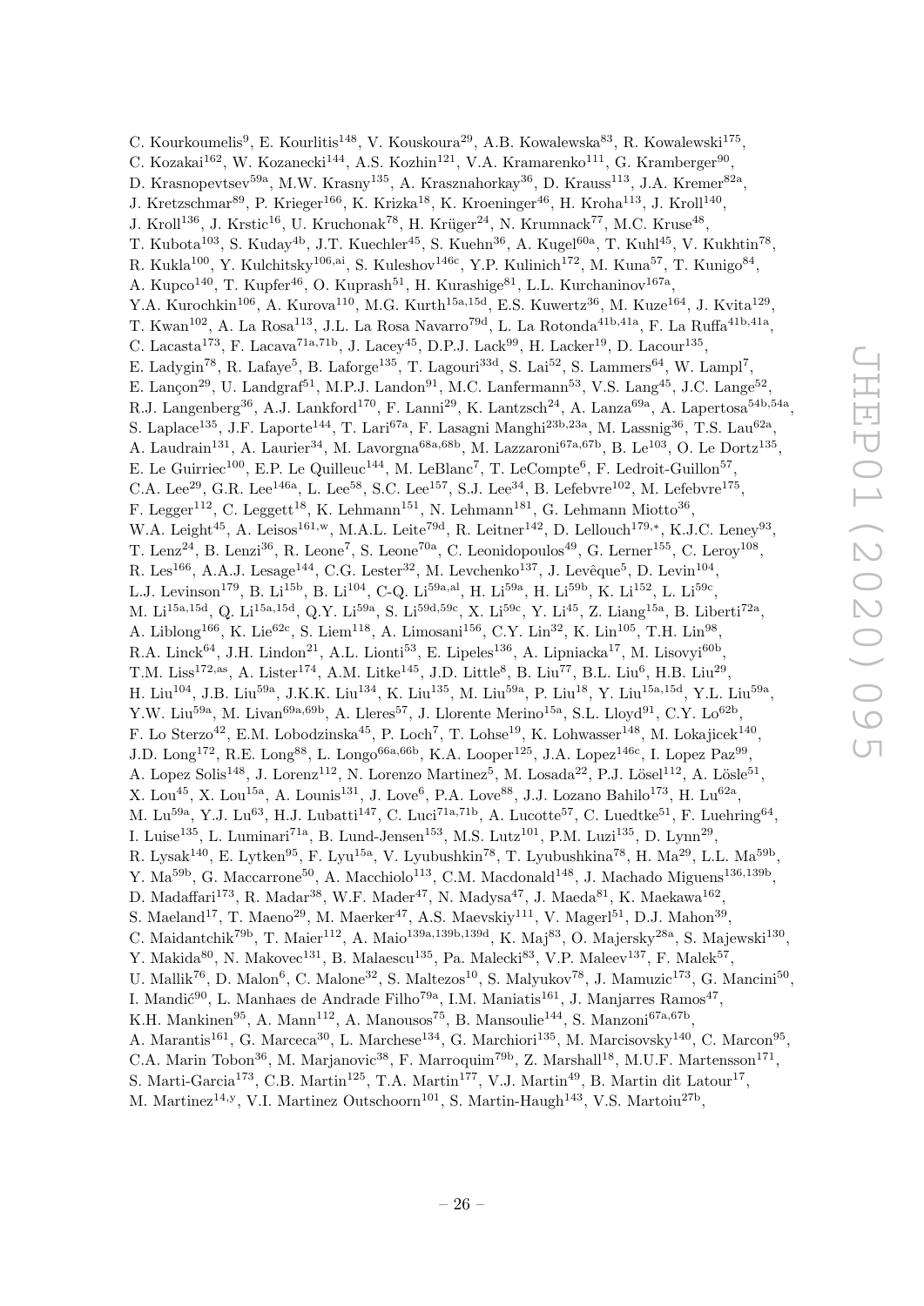C. Kourkoumelis[9], E. Kourlitis[148], V. Kouskoura[29], A.B. Kowalewska[83], R. Kowalewski[175], C. Kozakai[162], W. Kozanecki[144], A.S. Kozhin[121], V.A. Kramarenko[111], G. Kramberger[90], D. Krasnopevtsev[59a], M.W. Krasny[135], A. Krasznahorkay[36], D. Krauss[113], J.A. Kremer[82a], J. Kretzschmar[89], P. Krieger[166], K. Krizka[18], K. Kroeninger[46], H. Kroha[113], J. Kroll[140], J. Kroll[136], J. Krstic[16], U. Kruchonak[78], H. Krüger[24], N. Krumnack[77], M.C. Kruse[48], T. Kubota[103], S. Kuday[4b], J.T. Kuechler[45], S. Kuehn[36], A. Kugel[60a], T. Kuhl[45], V. Kukhtin[78], R. Kukla[100], Y. Kulchitsky[106,ai], S. Kuleshov[146c], Y.P. Kulinich[172], M. Kuna[57], T. Kunigo[84], A. Kupco[140], T. Kupfer[46], O. Kuprash[51], H. Kurashige[81], L.L. Kurchaninov[167a], Y.A. Kurochkin[106], A. Kurova[110], M.G. Kurth[15a,15d], E.S. Kuwertz[36], M. Kuze[164], J. Kvita[129], T. Kwan[102], A. La Rosa[113], J.L. La Rosa Navarro[79d], L. La Rotonda[41b,41a], F. La Ruffa[41b,41a], C. Lacasta[173], F. Lacava[71a,71b], J. Lacey[45], D.P.J. Lack[99], H. Lacker[19], D. Lacour[135], E. Ladygin[78], R. Lafaye[5], B. Laforge[135], T. Lagouri[33d], S. Lai[52], S. Lammers[64], W. Lampl[7], E. Lançon[29], U. Landgraf[51], M.P.J. Landon[91], M.C. Lanfermann[53], V.S. Lang[45], J.C. Lange[52], R.J. Langenberg[36], A.J. Lankford[170], F. Lanni[29], K. Lantzsch[24], A. Lanza[69a], A. Lapertosa[54b,54a], S. Laplace[135], J.F. Laporte[144], T. Lari[67a], F. Lasagni Manghi[23b,23a], M. Lassnig[36], T.S. Lau[62a], A. Laudrain[131], A. Laurier[34], M. Lavorgna[68a,68b], M. Lazzaroni[67a,67b], B. Le[103], O. Le Dortz[135], E. Le Guirriec[100], E.P. Le Quilleuc[144], M. LeBlanc[7], T. LeCompte[6], F. Ledroit-Guillon[57], C.A. Lee[29], G.R. Lee[146a], L. Lee[58], S.C. Lee[157], S.J. Lee[34], B. Lefebvre[102], M. Lefebvre[175], F. Legger[112], C. Leggett[18], K. Lehmann[151], N. Lehmann[181], G. Lehmann Miotto[36], W.A. Leight[45], A. Leisos[161,w], M.A.L. Leite[79d], R. Leitner[142], D. Lellouch[179,*], K.J.C. Leney[93], T. Lenz[24], B. Lenzi[36], R. Leone[7], S. Leone[70a], C. Leonidopoulos[49], G. Lerner[155], C. Leroy[108], R. Les[166], A.A.J. Lesage[144], C.G. Lester[32], M. Levchenko[137], J. Levêque[5], D. Levin[104], L.J. Levinson[179], B. Li[15b], B. Li[104], C-Q. Li[59a,al], H. Li[59a], H. Li[59b], K. Li[152], L. Li[59c], M. Li[15a,15d], Q. Li[15a,15d], Q.Y. Li[59a], S. Li[59d,59c], X. Li[59c], Y. Li[45], Z. Liang[15a], B. Liberti[72a], A. Liblong[166], K. Lie[62c], S. Liem[118], A. Limosani[156], C.Y. Lin[32], K. Lin[105], T.H. Lin[98], R.A. Linck[64], J.H. Lindon[21], A.L. Lionti[53], E. Lipeles[136], A. Lipniacka[17], M. Lisovyi[60b], T.M. Liss[172,as], A. Lister[174], A.M. Litke[145], J.D. Little[8], B. Liu[77], B.L. Liu[6], H.B. Liu[29], H. Liu[104], J.B. Liu[59a], J.K.K. Liu[134], K. Liu[135], M. Liu[59a], P. Liu[18], Y. Liu[15a,15d], Y.L. Liu[59a], Y.W. Liu[59a], M. Livan[69a,69b], A. Lleres[57], J. Llorente Merino[15a], S.L. Lloyd[91], C.Y. Lo[62b], F. Lo Sterzo[42], E.M. Lobodzinska[45], P. Loch[7], T. Lohse[19], K. Lohwasser[148], M. Lokajicek[140], J.D. Long[172], R.E. Long[88], L. Longo[66a,66b], K.A. Looper[125], J.A. Lopez[146c], I. Lopez Paz[99], A. Lopez Solis[148], J. Lorenz[112], N. Lorenzo Martinez[5], M. Losada[22], P.J. Lösel[112], A. Lösle[51], X. Lou[45], X. Lou[15a], A. Lounis[131], J. Love[6], P.A. Love[88], J.J. Lozano Bahilo[173], H. Lu[62a], M. Lu[59a], Y.J. Lu[63], H.J. Lubatti[147], C. Luci[71a,71b], A. Lucotte[57], C. Luedtke[51], F. Luehring[64], I. Luise[135], L. Luminari[71a], B. Lund-Jensen[153], M.S. Lutz[101], P.M. Luzi[135], D. Lynn[29], R. Lysak[140], E. Lytken[95], F. Lyu[15a], V. Lyubushkin[78], T. Lyubushkina[78], H. Ma[29], L.L. Ma[59b], Y. Ma[59b], G. Maccarrone[50], A. Macchiolo[113], C.M. Macdonald[148], J. Machado Miguens[136,139b], D. Madaffari[173], R. Madar[38], W.F. Mader[47], N. Madysa[47], J. Maeda[81], K. Maekawa[162], S. Maeland[17], T. Maeno[29], M. Maerker[47], A.S. Maevskiy[111], V. Magerl[51], D.J. Mahon[39], C. Maidantchik[79b], T. Maier[112], A. Maio[139a,139b,139d], K. Maj[83], O. Majersky[28a], S. Majewski[130], Y. Makida[80], N. Makovec[131], B. Malaescu[135], Pa. Malecki[83], V.P. Maleev[137], F. Malek[57], U. Mallik[76], D. Malon[6], C. Malone[32], S. Maltezos[10], S. Malyukov[78], J. Mamuzic[173], G. Mancini[50], I. Mandić[90], L. Manhaes de Andrade Filho[79a], I.M. Maniatis[161], J. Manjarres Ramos[47], K.H. Mankinen[95], A. Mann[112], A. Manousos[75], B. Mansoulie[144], S. Manzoni[67a,67b], A. Marantis[161], G. Marceca[30], L. Marchese[134], G. Marchiori[135], M. Marcisovsky[140], C. Marcon[95], C.A. Marin Tobon[36], M. Marjanovic[38], F. Marroquim[79b], Z. Marshall[18], M.U.F. Martensson[171], S. Marti-Garcia[173], C.B. Martin[125], T.A. Martin[177], V.J. Martin[49], B. Martin dit Latour[17], M. Martinez[14,y], V.I. Martinez Outschoorn[101], S. Martin-Haugh[143], V.S. Martoiu[27b],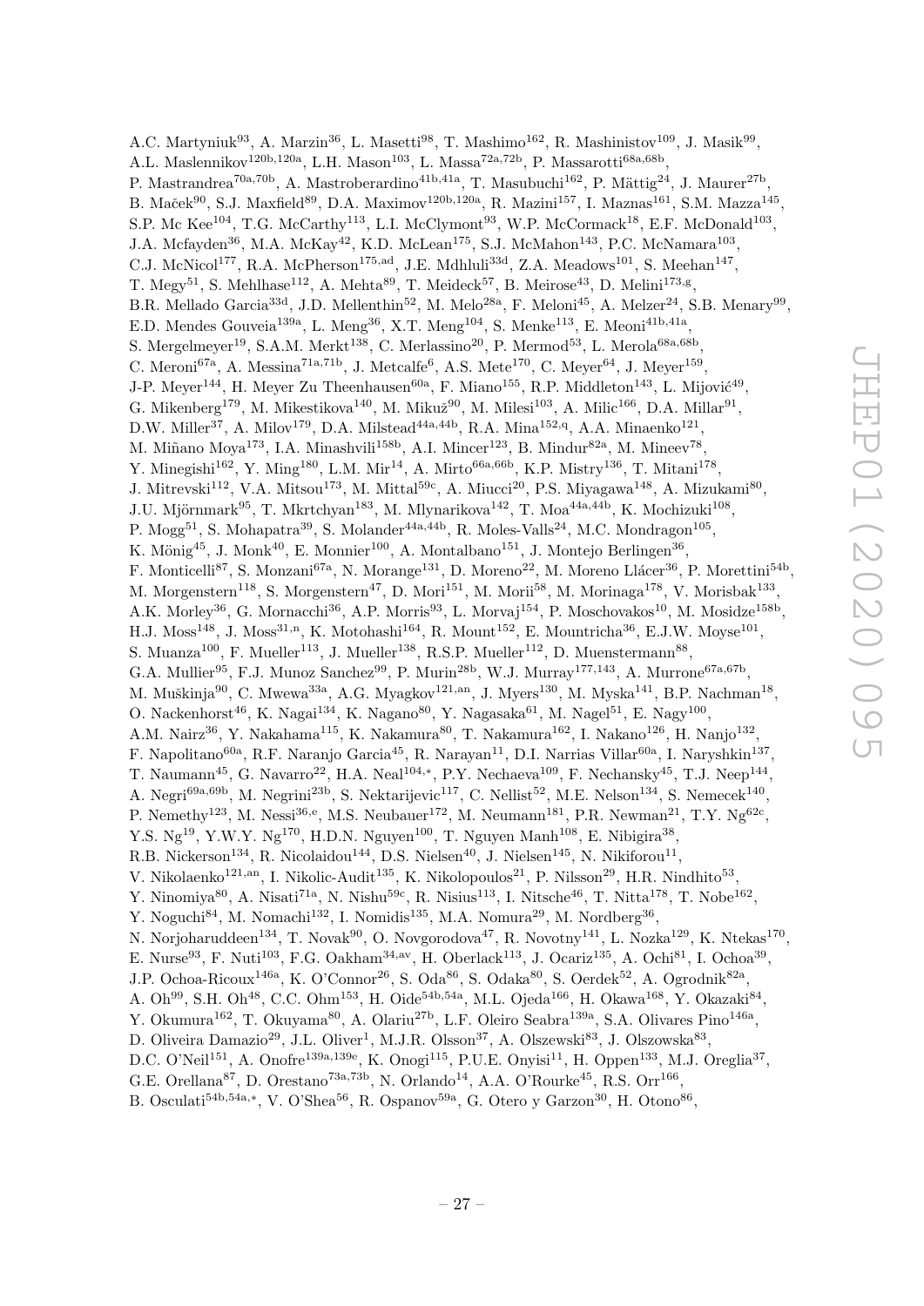A.C. Martyniuk[93], A. Marzin[36], L. Masetti[98], T. Mashimo[162], R. Mashinistov[109], J. Masik[99], A.L. Maslennikov[120b,120a], L.H. Mason[103], L. Massa[72a,72b], P. Massarotti[68a,68b], P. Mastrandrea[70a,70b], A. Mastroberardino[41b,41a], T. Masubuchi[162], P. Mättig[24], J. Maurer[27b], B. Maček[90], S.J. Maxfield[89], D.A. Maximov[120b,120a], R. Mazini[157], I. Maznas[161], S.M. Mazza[145], S.P. Mc Kee[104], T.G. McCarthy[113], L.I. McClymont[93], W.P. McCormack[18], E.F. McDonald[103], J.A. Mcfayden[36], M.A. McKay[42], K.D. McLean[175], S.J. McMahon[143], P.C. McNamara[103], C.J. McNicol[177], R.A. McPherson[175,ad], J.E. Mdhluli[33d], Z.A. Meadows[101], S. Meehan[147], T. Megy[51], S. Mehlhase[112], A. Mehta[89], T. Meideck[57], B. Meirose[43], D. Melini[173,g], B.R. Mellado Garcia[33d], J.D. Mellenthin[52], M. Melo[28a], F. Meloni[45], A. Melzer[24], S.B. Menary[99], E.D. Mendes Gouveia[139a], L. Meng[36], X.T. Meng[104], S. Menke[113], E. Meoni[41b,41a], S. Mergelmeyer[19], S.A.M. Merkt[138], C. Merlassino[20], P. Mermod[53], L. Merola[68a,68b], C. Meroni[67a], A. Messina[71a,71b], J. Metcalfe[6], A.S. Mete[170], C. Meyer[64], J. Meyer[159], J-P. Meyer[144], H. Meyer Zu Theenhausen[60a], F. Miano[155], R.P. Middleton[143], L. Mijović[49], G. Mikenberg[179], M. Mikestikova[140], M. Mikuž[90], M. Milesi[103], A. Milic[166], D.A. Millar[91], D.W. Miller[37], A. Milov[179], D.A. Milstead[44a,44b], R.A. Mina[152,q], A.A. Minaenko[121], M. Miñano Moya[173], I.A. Minashvili[158b], A.I. Mincer[123], B. Mindur[82a], M. Mineev[78], Y. Minegishi[162], Y. Ming[180], L.M. Mir[14], A. Mirto[66a,66b], K.P. Mistry[136], T. Mitani[178], J. Mitrevski[112], V.A. Mitsou[173], M. Mittal[59c], A. Miucci[20], P.S. Miyagawa[148], A. Mizukami[80], J.U. Mjörnmark[95], T. Mkrtchyan[183], M. Mlynarikova[142], T. Moa[44a,44b], K. Mochizuki[108], P. Mogg[51], S. Mohapatra[39], S. Molander[44a,44b], R. Moles-Valls[24], M.C. Mondragon[105], K. Mönig[45], J. Monk[40], E. Monnier[100], A. Montalbano[151], J. Montejo Berlingen[36], F. Monticelli[87], S. Monzani[67a], N. Morange[131], D. Moreno[22], M. Moreno Llácer[36], P. Morettini[54b], M. Morgenstern[118], S. Morgenstern[47], D. Mori[151], M. Morii[58], M. Morinaga[178], V. Morisbak[133], A.K. Morley[36], G. Mornacchi[36], A.P. Morris[93], L. Morvaj[154], P. Moschovakos[10], M. Mosidze[158b], H.J. Moss[148], J. Moss[31,n], K. Motohashi[164], R. Mount[152], E. Mountricha[36], E.J.W. Moyse[101], S. Muanza[100], F. Mueller[113], J. Mueller[138], R.S.P. Mueller[112], D. Muenstermann[88], G.A. Mullier[95], F.J. Munoz Sanchez[99], P. Murin[28b], W.J. Murray[177,143], A. Murrone[67a,67b], M. Muškinja[90], C. Mwewa[33a], A.G. Myagkov[121,an], J. Myers[130], M. Myska[141], B.P. Nachman[18], O. Nackenhorst[46], K. Nagai[134], K. Nagano[80], Y. Nagasaka[61], M. Nagel[51], E. Nagy[100], A.M. Nairz[36], Y. Nakahama[115], K. Nakamura[80], T. Nakamura[162], I. Nakano[126], H. Nanjo[132], F. Napolitano[60a], R.F. Naranjo Garcia[45], R. Narayan[11], D.I. Narrias Villar[60a], I. Naryshkin[137], T. Naumann[45], G. Navarro[22], H.A. Neal[104,*], P.Y. Nechaeva[109], F. Nechansky[45], T.J. Neep[144], A. Negri[69a,69b], M. Negrini[23b], S. Nektarijevic[117], C. Nellist[52], M.E. Nelson[134], S. Nemecek[140], P. Nemethy[123], M. Nessi[36,e], M.S. Neubauer[172], M. Neumann[181], P.R. Newman[21], T.Y. Ng[62c], Y.S. Ng[19], Y.W.Y. Ng[170], H.D.N. Nguyen[100], T. Nguyen Manh[108], E. Nibigira[38], R.B. Nickerson[134], R. Nicolaidou[144], D.S. Nielsen[40], J. Nielsen[145], N. Nikiforou[11], V. Nikolaenko[121,an], I. Nikolic-Audit[135], K. Nikolopoulos[21], P. Nilsson[29], H.R. Nindhito[53], Y. Ninomiya[80], A. Nisati[71a], N. Nishu[59c], R. Nisius[113], I. Nitsche[46], T. Nitta[178], T. Nobe[162], Y. Noguchi[84], M. Nomachi[132], I. Nomidis[135], M.A. Nomura[29], M. Nordberg[36], N. Norjoharuddeen[134], T. Novak[90], O. Novgorodova[47], R. Novotny[141], L. Nozka[129], K. Ntekas[170], E. Nurse[93], F. Nuti[103], F.G. Oakham[34,av], H. Oberlack[113], J. Ocariz[135], A. Ochi[81], I. Ochoa[39], J.P. Ochoa-Ricoux[146a], K. O'Connor[26], S. Oda[86], S. Odaka[80], S. Oerdek[52], A. Ogrodnik[82a], A. Oh[99], S.H. Oh[48], C.C. Ohm[153], H. Oide[54b,54a], M.L. Ojeda[166], H. Okawa[168], Y. Okazaki[84], Y. Okumura[162], T. Okuyama[80], A. Olariu[27b], L.F. Oleiro Seabra[139a], S.A. Olivares Pino[146a], D. Oliveira Damazio[29], J.L. Oliver[1], M.J.R. Olsson[37], A. Olszewski[83], J. Olszowska[83], D.C. O'Neil[151], A. Onofre[139a,139e], K. Onogi[115], P.U.E. Onyisi[11], H. Oppen[133], M.J. Oreglia[37], G.E. Orellana[87], D. Orestano[73a,73b], N. Orlando[14], A.A. O'Rourke[45], R.S. Orr[166], B. Osculati[54b,54a,*], V. O'Shea[56], R. Ospanov[59a], G. Otero y Garzon[30], H. Otono[86],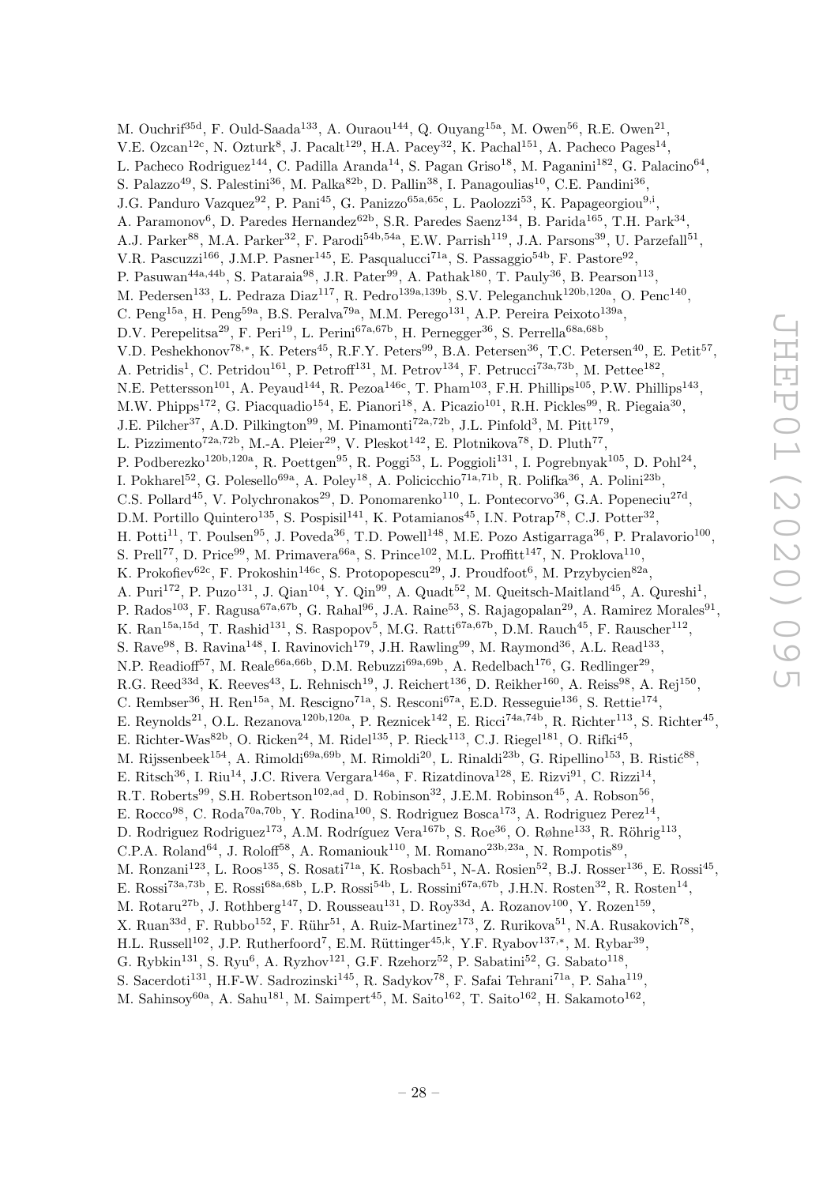M. Ouchrif[35d], F. Ould-Saada[133], A. Ouraou[144], Q. Ouyang[15a], M. Owen[56], R.E. Owen[21], V.E. Ozcan[12c], N. Ozturk[8], J. Pacalt[129], H.A. Pacey[32], K. Pachal[151], A. Pacheco Pages[14], L. Pacheco Rodriguez[144], C. Padilla Aranda[14], S. Pagan Griso[18], M. Paganini[182], G. Palacino[64], S. Palazzo[49], S. Palestini[36], M. Palka[82b], D. Pallin[38], I. Panagoulias[10], C.E. Pandini[36], J.G. Panduro Vazquez[92], P. Pani[45], G. Panizzo[65a,65c], L. Paolozzi[53], K. Papageorgiou[9,i], A. Paramonov[6], D. Paredes Hernandez[62b], S.R. Paredes Saenz[134], B. Parida[165], T.H. Park[34], A.J. Parker[88], M.A. Parker[32], F. Parodi[54b,54a], E.W. Parrish[119], J.A. Parsons[39], U. Parzefall[51], V.R. Pascuzzi[166], J.M.P. Pasner[145], E. Pasqualucci[71a], S. Passaggio[54b], F. Pastore[92], P. Pasuwan[44a,44b], S. Pataraia[98], J.R. Pater[99], A. Pathak[180], T. Pauly[36], B. Pearson[113], M. Pedersen[133], L. Pedraza Diaz[117], R. Pedro[139a,139b], S.V. Peleganchuk[120b,120a], O. Penc[140], C. Peng[15a], H. Peng[59a], B.S. Peralva[79a], M.M. Perego[131], A.P. Pereira Peixoto[139a], D.V. Perepelitsa[29], F. Peri[19], L. Perini[67a,67b], H. Pernegger[36], S. Perrella[68a,68b], V.D. Peshekhonov[78,*], K. Peters[45], R.F.Y. Peters[99], B.A. Petersen[36], T.C. Petersen[40], E. Petit[57], A. Petridis[1], C. Petridou[161], P. Petroff[131], M. Petrov[134], F. Petrucci[73a,73b], M. Pettee[182], N.E. Pettersson[101], A. Peyaud[144], R. Pezoa[146c], T. Pham[103], F.H. Phillips[105], P.W. Phillips[143], M.W. Phipps[172], G. Piacquadio[154], E. Pianori[18], A. Picazio[101], R.H. Pickles[99], R. Piegaia[30], J.E. Pilcher[37], A.D. Pilkington[99], M. Pinamonti[72a,72b], J.L. Pinfold[3], M. Pitt[179], L. Pizzimento[72a,72b], M.-A. Pleier[29], V. Pleskot[142], E. Plotnikova[78], D. Pluth[77], P. Podberezko[120b,120a], R. Poettgen[95], R. Poggi[53], L. Poggioli[131], I. Pogrebnyak[105], D. Pohl[24], I. Pokharel[52], G. Polesello[69a], A. Poley[18], A. Policicchio[71a,71b], R. Polifka[36], A. Polini[23b], C.S. Pollard[45], V. Polychronakos[29], D. Ponomarenko[110], L. Pontecorvo[36], G.A. Popeneciu[27d], D.M. Portillo Quintero[135], S. Pospisil[141], K. Potamianos[45], I.N. Potrap[78], C.J. Potter[32], H. Potti[11], T. Poulsen[95], J. Poveda[36], T.D. Powell[148], M.E. Pozo Astigarraga[36], P. Pralavorio[100], S. Prell[77], D. Price[99], M. Primavera[66a], S. Prince[102], M.L. Proffitt[147], N. Proklova[110], K. Prokofiev[62c], F. Prokoshin[146c], S. Protopopescu[29], J. Proudfoot[6], M. Przybycien[82a], A. Puri[172], P. Puzo[131], J. Qian[104], Y. Qin[99], A. Quadt[52], M. Queitsch-Maitland[45], A. Qureshi[1], P. Rados[103], F. Ragusa[67a,67b], G. Rahal[96], J.A. Raine[53], S. Rajagopalan[29], A. Ramirez Morales[91], K. Ran[15a,15d], T. Rashid[131], S. Raspopov[5], M.G. Ratti[67a,67b], D.M. Rauch[45], F. Rauscher[112], S. Rave[98], B. Ravina[148], I. Ravinovich[179], J.H. Rawling[99], M. Raymond[36], A.L. Read[133], N.P. Readioff[57], M. Reale[66a,66b], D.M. Rebuzzi[69a,69b], A. Redelbach[176], G. Redlinger[29], R.G. Reed[33d], K. Reeves[43], L. Rehnisch[19], J. Reichert[136], D. Reikher[160], A. Reiss[98], A. Rej[150], C. Rembser[36], H. Ren[15a], M. Rescigno[71a], S. Resconi[67a], E.D. Resseguie[136], S. Rettie[174], E. Reynolds[21], O.L. Rezanova[120b,120a], P. Reznicek[142], E. Ricci[74a,74b], R. Richter[113], S. Richter[45], E. Richter-Was[82b], O. Ricken[24], M. Ridel[135], P. Rieck[113], C.J. Riegel[181], O. Rifki[45], M. Rijssenbeek[154], A. Rimoldi[69a,69b], M. Rimoldi[20], L. Rinaldi[23b], G. Ripellino[153], B. Ristić[88], E. Ritsch[36], I. Riu[14], J.C. Rivera Vergara[146a], F. Rizatdinova[128], E. Rizvi[91], C. Rizzi[14], R.T. Roberts[99], S.H. Robertson[102,ad], D. Robinson[32], J.E.M. Robinson[45], A. Robson[56], E. Rocco[98], C. Roda[70a,70b], Y. Rodina[100], S. Rodriguez Bosca[173], A. Rodriguez Perez[14], D. Rodriguez Rodriguez[173], A.M. Rodríguez Vera[167b], S. Roe[36], O. Røhne[133], R. Röhrig[113], C.P.A. Roland[64], J. Roloff[58], A. Romaniouk[110], M. Romano[23b,23a], N. Rompotis[89], M. Ronzani[123], L. Roos[135], S. Rosati[71a], K. Rosbach[51], N-A. Rosien[52], B.J. Rosser[136], E. Rossi[45], E. Rossi[73a,73b], E. Rossi[68a,68b], L.P. Rossi[54b], L. Rossini[67a,67b], J.H.N. Rosten[32], R. Rosten[14], M. Rotaru[27b], J. Rothberg[147], D. Rousseau[131], D. Roy[33d], A. Rozanov[100], Y. Rozen[159], X. Ruan[33d], F. Rubbo[152], F. Rühr[51], A. Ruiz-Martinez[173], Z. Rurikova[51], N.A. Rusakovich[78], H.L. Russell[102], J.P. Rutherfoord[7], E.M. Rüttinger[45,k], Y.F. Ryabov[137,*], M. Rybar[39], G. Rybkin[131], S. Ryu[6], A. Ryzhov[121], G.F. Rzehorz[52], P. Sabatini[52], G. Sabato[118], S. Sacerdoti[131], H.F-W. Sadrozinski[145], R. Sadykov[78], F. Safai Tehrani[71a], P. Saha[119], M. Sahinsoy[60a], A. Sahu[181], M. Saimpert[45], M. Saito[162], T. Saito[162], H. Sakamoto[162],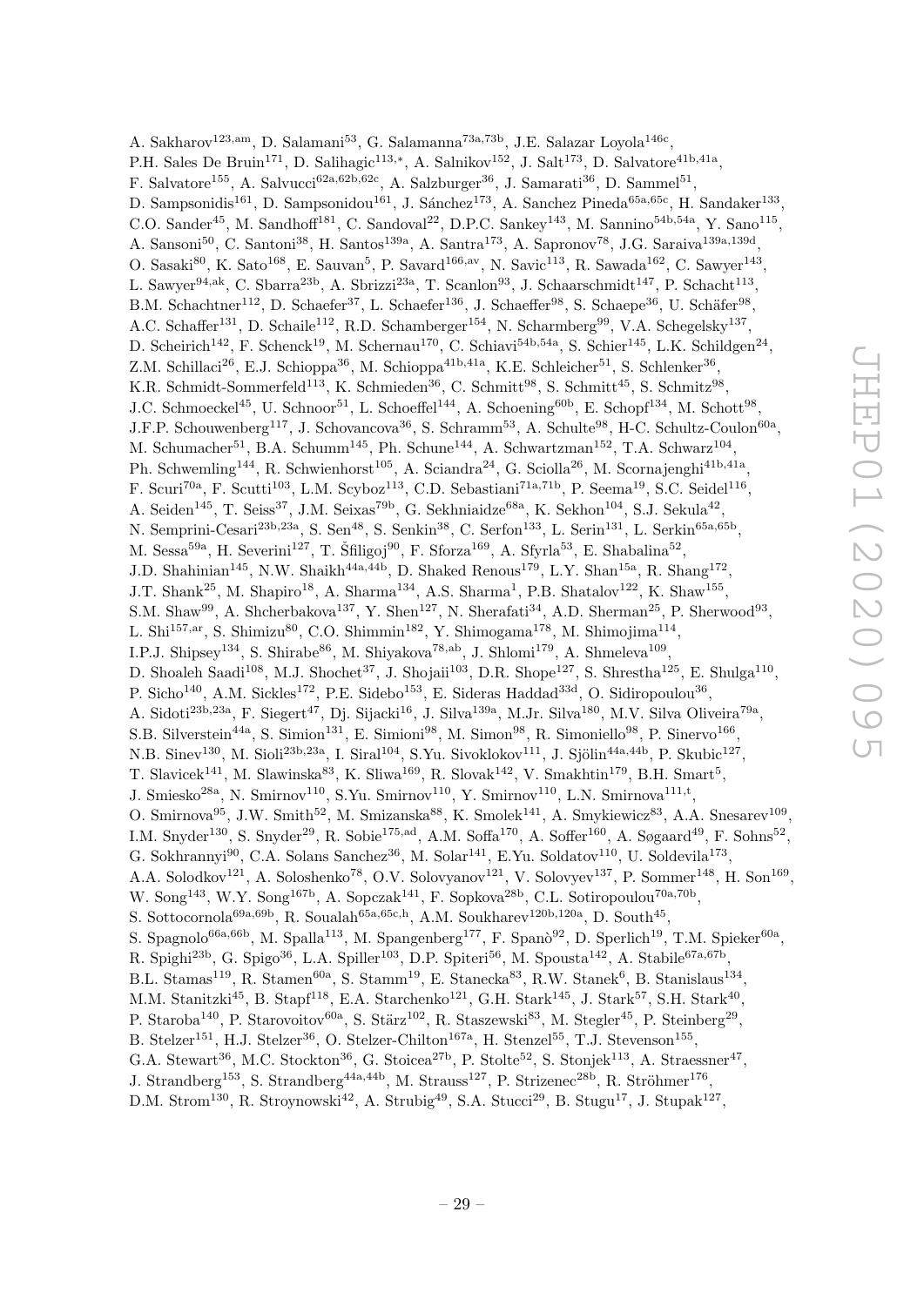A. Sakharov[123,am], D. Salamani[53], G. Salamanna[73a,73b], J.E. Salazar Loyola[146c], P.H. Sales De Bruin[171], D. Salihagic[113,*], A. Salnikov[152], J. Salt[173], D. Salvatore[41b,41a], F. Salvatore[155], A. Salvucci[62a,62b,62c], A. Salzburger[36], J. Samarati[36], D. Sammel[51], D. Sampsonidis[161], D. Sampsonidou[161], J. Sánchez[173], A. Sanchez Pineda[65a,65c], H. Sandaker[133], C.O. Sander[45], M. Sandhoff[181], C. Sandoval[22], D.P.C. Sankey[143], M. Sannino[54b,54a], Y. Sano[115], A. Sansoni[50], C. Santoni[38], H. Santos[139a], A. Santra[173], A. Sapronov[78], J.G. Saraiva[139a,139d], O. Sasaki[80], K. Sato[168], E. Sauvan[5], P. Savard[166,av], N. Savic[113], R. Sawada[162], C. Sawyer[143], L. Sawyer[94,ak], C. Sbarra[23b], A. Sbrizzi[23a], T. Scanlon[93], J. Schaarschmidt[147], P. Schacht[113], B.M. Schachtner[112], D. Schaefer[37], L. Schaefer[136], J. Schaeffer[98], S. Schaepe[36], U. Schäfer[98], A.C. Schaffer[131], D. Schaile[112], R.D. Schamberger[154], N. Scharmberg[99], V.A. Schegelsky[137], D. Scheirich[142], F. Schenck[19], M. Schernau[170], C. Schiavi[54b,54a], S. Schier[145], L.K. Schildgen[24], Z.M. Schillaci[26], E.J. Schioppa[36], M. Schioppa[41b,41a], K.E. Schleicher[51], S. Schlenker[36], K.R. Schmidt-Sommerfeld[113], K. Schmieden[36], C. Schmitt[98], S. Schmitt[45], S. Schmitz[98], J.C. Schmoeckel[45], U. Schnoor[51], L. Schoeffel[144], A. Schoening[60b], E. Schopf[134], M. Schott[98], J.F.P. Schouwenberg[117], J. Schovancova[36], S. Schramm[53], A. Schulte[98], H-C. Schultz-Coulon[60a], M. Schumacher[51], B.A. Schumm[145], Ph. Schune[144], A. Schwartzman[152], T.A. Schwarz[104], Ph. Schwemling[144], R. Schwienhorst[105], A. Sciandra[24], G. Sciolla[26], M. Scornajenghi[41b,41a], F. Scuri[70a], F. Scutti[103], L.M. Scyboz[113], C.D. Sebastiani[71a,71b], P. Seema[19], S.C. Seidel[116], A. Seiden[145], T. Seiss[37], J.M. Seixas[79b], G. Sekhniaidze[68a], K. Sekhon[104], S.J. Sekula[42], N. Semprini-Cesari[23b,23a], S. Sen[48], S. Senkin[38], C. Serfon[133], L. Serin[131], L. Serkin[65a,65b], M. Sessa[59a], H. Severini[127], T. Šfiligoj[90], F. Sforza[169], A. Sfyrla[53], E. Shabalina[52], J.D. Shahinian[145], N.W. Shaikh[44a,44b], D. Shaked Renous[179], L.Y. Shan[15a], R. Shang[172], J.T. Shank[25], M. Shapiro[18], A. Sharma[134], A.S. Sharma[1], P.B. Shatalov[122], K. Shaw[155], S.M. Shaw[99], A. Shcherbakova[137], Y. Shen[127], N. Sherafati[34], A.D. Sherman[25], P. Sherwood[93], L. Shi[157,ar], S. Shimizu[80], C.O. Shimmin[182], Y. Shimogama[178], M. Shimojima[114], I.P.J. Shipsey[134], S. Shirabe[86], M. Shiyakova[78,ab], J. Shlomi[179], A. Shmeleva[109], D. Shoaleh Saadi[108], M.J. Shochet[37], J. Shojaii[103], D.R. Shope[127], S. Shrestha[125], E. Shulga[110], P. Sicho[140], A.M. Sickles[172], P.E. Sidebo[153], E. Sideras Haddad[33d], O. Sidiropoulou[36], A. Sidoti[23b,23a], F. Siegert[47], Dj. Sijacki[16], J. Silva[139a], M.Jr. Silva[180], M.V. Silva Oliveira[79a], S.B. Silverstein[44a], S. Simion[131], E. Simioni[98], M. Simon[98], R. Simoniello[98], P. Sinervo[166], N.B. Sinev[130], M. Sioli[23b,23a], I. Siral[104], S.Yu. Sivoklokov[111], J. Sjölin[44a,44b], P. Skubic[127], T. Slavicek[141], M. Slawinska[83], K. Sliwa[169], R. Slovak[142], V. Smakhtin[179], B.H. Smart[5], J. Smiesko[28a], N. Smirnov[110], S.Yu. Smirnov[110], Y. Smirnov[110], L.N. Smirnova[111,t], O. Smirnova[95], J.W. Smith[52], M. Smizanska[88], K. Smolek[141], A. Smykiewicz[83], A.A. Snesarev[109], I.M. Snyder[130], S. Snyder[29], R. Sobie[175,ad], A.M. Soffa[170], A. Soffer[160], A. Søgaard[49], F. Sohns[52], G. Sokhrannyi[90], C.A. Solans Sanchez[36], M. Solar[141], E.Yu. Soldatov[110], U. Soldevila[173], A.A. Solodkov[121], A. Soloshenko[78], O.V. Solovyanov[121], V. Solovyev[137], P. Sommer[148], H. Son[169], W. Song[143], W.Y. Song[167b], A. Sopczak[141], F. Sopkova[28b], C.L. Sotiropoulou[70a,70b], S. Sottocornola[69a,69b], R. Soualah[65a,65c,h], A.M. Soukharev[120b,120a], D. South[45], S. Spagnolo[66a,66b], M. Spalla[113], M. Spangenberg[177], F. Spanò[92], D. Sperlich[19], T.M. Spieker[60a], R. Spighi[23b], G. Spigo[36], L.A. Spiller[103], D.P. Spiteri[56], M. Spousta[142], A. Stabile[67a,67b], B.L. Stamas[119], R. Stamen[60a], S. Stamm[19], E. Stanecka[83], R.W. Stanek[6], B. Stanislaus[134], M.M. Stanitzki[45], B. Stapf[118], E.A. Starchenko[121], G.H. Stark[145], J. Stark[57], S.H. Stark[40], P. Staroba[140], P. Starovoitov[60a], S. Stärz[102], R. Staszewski[83], M. Stegler[45], P. Steinberg[29], B. Stelzer[151], H.J. Stelzer[36], O. Stelzer-Chilton[167a], H. Stenzel[55], T.J. Stevenson[155], G.A. Stewart[36], M.C. Stockton[36], G. Stoicea[27b], P. Stolte[52], S. Stonjek[113], A. Straessner[47], J. Strandberg[153], S. Strandberg[44a,44b], M. Strauss[127], P. Strizenec[28b], R. Ströhmer[176], D.M. Strom[130], R. Stroynowski[42], A. Strubig[49], S.A. Stucci[29], B. Stugu[17], J. Stupak[127],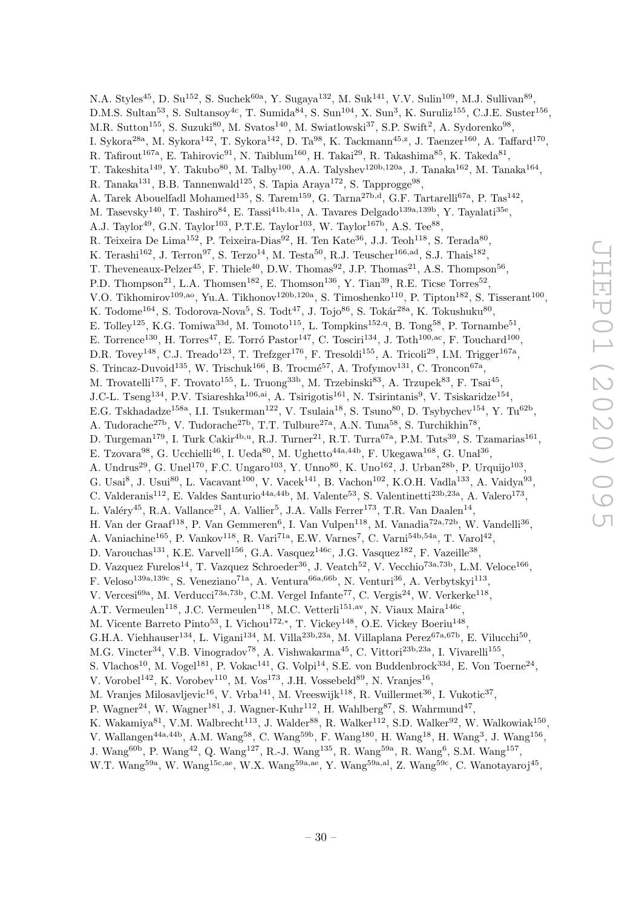N.A. Styles[45], D. Su[152], S. Suchek[60a], Y. Sugaya[132], M. Suk[141], V.V. Sulin[109], M.J. Sullivan[89], D.M.S. Sultan[53], S. Sultansoy[4c], T. Sumida[84], S. Sun[104], X. Sun[3], K. Suruliz[155], C.J.E. Suster[156], M.R. Sutton[155], S. Suzuki[80], M. Svatos[140], M. Swiatlowski[37], S.P. Swift[2], A. Sydorenko[98], I. Sykora[28a], M. Sykora[142], T. Sykora[142], D. Ta[98], K. Tackmann[45,z], J. Taenzer[160], A. Taffard[170], R. Tafirout[167a], E. Tahirovic[91], N. Taiblum[160], H. Takai[29], R. Takashima[85], K. Takeda[81], T. Takeshita[149], Y. Takubo[80], M. Talby[100], A.A. Talyshev[120b,120a], J. Tanaka[162], M. Tanaka[164], R. Tanaka[131], B.B. Tannenwald[125], S. Tapia Araya[172], S. Tapprogge[98], A. Tarek Abouelfadl Mohamed[135], S. Tarem[159], G. Tarna[27b,d], G.F. Tartarelli[67a], P. Tas[142], M. Tasevsky[140], T. Tashiro[84], E. Tassi[41b,41a], A. Tavares Delgado[139a,139b], Y. Tayalati[35e], A.J. Taylor[49], G.N. Taylor[103], P.T.E. Taylor[103], W. Taylor[167b], A.S. Tee[88], R. Teixeira De Lima[152], P. Teixeira-Dias[92], H. Ten Kate[36], J.J. Teoh[118], S. Terada[80], K. Terashi[162], J. Terron[97], S. Terzo[14], M. Testa[50], R.J. Teuscher[166,ad], S.J. Thais[182], T. Theveneaux-Pelzer[45], F. Thiele[40], D.W. Thomas[92], J.P. Thomas[21], A.S. Thompson[56], P.D. Thompson[21], L.A. Thomsen[182], E. Thomson[136], Y. Tian[39], R.E. Ticse Torres[52], V.O. Tikhomirov[109,ao], Yu.A. Tikhonov[120b,120a], S. Timoshenko[110], P. Tipton[182], S. Tisserant[100], K. Todome[164], S. Todorova-Nova[5], S. Todt[47], J. Tojo[86], S. Tokár[28a], K. Tokushuku[80], E. Tolley[125], K.G. Tomiwa[33d], M. Tomoto[115], L. Tompkins[152,q], B. Tong[58], P. Tornambe[51], E. Torrence[130], H. Torres[47], E. Torró Pastor[147], C. Tosciri[134], J. Toth[100,ac], F. Touchard[100], D.R. Tovey[148], C.J. Treado[123], T. Trefzger[176], F. Tresoldi[155], A. Tricoli[29], I.M. Trigger[167a], S. Trincaz-Duvoid[135], W. Trischuk[166], B. Trocmé[57], A. Trofymov[131], C. Troncon[67a], M. Trovatelli[175], F. Trovato[155], L. Truong[33b], M. Trzebinski[83], A. Trzupek[83], F. Tsai[45], J.C-L. Tseng[134], P.V. Tsiareshka[106,ai], A. Tsirigotis[161], N. Tsirintanis[9], V. Tsiskaridze[154], E.G. Tskhadadze[158a], I.I. Tsukerman[122], V. Tsulaia[18], S. Tsuno[80], D. Tsybychev[154], Y. Tu[62b], A. Tudorache[27b], V. Tudorache[27b], T.T. Tulbure[27a], A.N. Tuna[58], S. Turchikhin[78], D. Turgeman[179], I. Turk Cakir[4b,u], R.J. Turner[21], R.T. Turra[67a], P.M. Tuts[39], S. Tzamarias[161], E. Tzovara[98], G. Ucchielli[46], I. Ueda[80], M. Ughetto[44a,44b], F. Ukegawa[168], G. Unal[36], A. Undrus[29], G. Unel[170], F.C. Ungaro[103], Y. Unno[80], K. Uno[162], J. Urban[28b], P. Urquijo[103], G. Usai[8], J. Usui[80], L. Vacavant[100], V. Vacek[141], B. Vachon[102], K.O.H. Vadla[133], A. Vaidya[93], C. Valderanis[112], E. Valdes Santurio[44a,44b], M. Valente[53], S. Valentinetti[23b,23a], A. Valero[173], L. Valéry[45], R.A. Vallance[21], A. Vallier[5], J.A. Valls Ferrer[173], T.R. Van Daalen[14], H. Van der Graaf[118], P. Van Gemmeren[6], I. Van Vulpen[118], M. Vanadia[72a,72b], W. Vandelli[36], A. Vaniachine[165], P. Vankov[118], R. Vari[71a], E.W. Varnes[7], C. Varni[54b,54a], T. Varol[42], D. Varouchas[131], K.E. Varvell[156], G.A. Vasquez[146c], J.G. Vasquez[182], F. Vazeille[38], D. Vazquez Furelos[14], T. Vazquez Schroeder[36], J. Veatch[52], V. Vecchio[73a,73b], L.M. Veloce[166], F. Veloso[139a,139c], S. Veneziano[71a], A. Ventura[66a,66b], N. Venturi[36], A. Verbytskyi[113], V. Vercesi[69a], M. Verducci[73a,73b], C.M. Vergel Infante[77], C. Vergis[24], W. Verkerke[118], A.T. Vermeulen[118], J.C. Vermeulen[118], M.C. Vetterli[151,av], N. Viaux Maira[146c], M. Vicente Barreto Pinto[53], I. Vichou[172,*], T. Vickey[148], O.E. Vickey Boeriu[148], G.H.A. Viehhauser[134], L. Vigani[134], M. Villa[23b,23a], M. Villaplana Perez[67a,67b], E. Vilucchi[50], M.G. Vincter[34], V.B. Vinogradov[78], A. Vishwakarma[45], C. Vittori[23b,23a], I. Vivarelli[155], S. Vlachos[10], M. Vogel[181], P. Vokac[141], G. Volpi[14], S.E. von Buddenbrock[33d], E. Von Toerne[24], V. Vorobel[142], K. Vorobev[110], M. Vos[173], J.H. Vossebeld[89], N. Vranjes[16], M. Vranjes Milosavljevic[16], V. Vrba[141], M. Vreeswijk[118], R. Vuillermet[36], I. Vukotic[37], P. Wagner[24], W. Wagner[181], J. Wagner-Kuhr[112], H. Wahlberg[87], S. Wahrmund[47], K. Wakamiya[81], V.M. Walbrecht[113], J. Walder[88], R. Walker[112], S.D. Walker[92], W. Walkowiak[150], V. Wallangen[44a,44b], A.M. Wang[58], C. Wang[59b], F. Wang[180], H. Wang[18], H. Wang[3], J. Wang[156], J. Wang[60b], P. Wang[42], Q. Wang[127], R.-J. Wang[135], R. Wang[59a], R. Wang[6], S.M. Wang[157], W.T. Wang[59a], W. Wang[15c,ae], W.X. Wang[59a,ae], Y. Wang[59a,al], Z. Wang[59c], C. Wanotayaroj[45],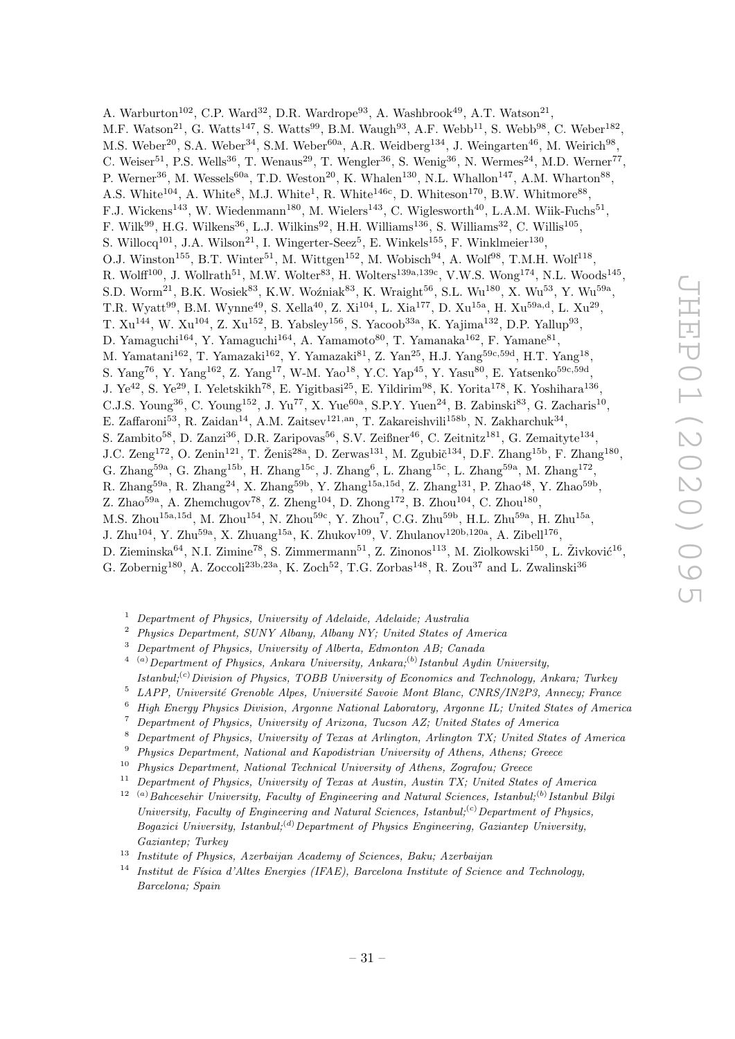A. Warburton[102], C.P. Ward[32], D.R. Wardrope[93], A. Washbrook[49], A.T. Watson[21], M.F. Watson[21], G. Watts[147], S. Watts[99], B.M. Waugh[93], A.F. Webb[11], S. Webb[98], C. Weber[182], M.S. Weber[20], S.A. Weber[34], S.M. Weber[60a], A.R. Weidberg[134], J. Weingarten[46], M. Weirich[98], C. Weiser[51], P.S. Wells[36], T. Wenaus[29], T. Wengler[36], S. Wenig[36], N. Wermes[24], M.D. Werner[77], P. Werner[36], M. Wessels[60a], T.D. Weston[20], K. Whalen[130], N.L. Whallon[147], A.M. Wharton[88], A.S. White[104], A. White[8], M.J. White[1], R. White[146c], D. Whiteson[170], B.W. Whitmore[88], F.J. Wickens[143], W. Wiedenmann[180], M. Wielers[143], C. Wiglesworth[40], L.A.M. Wiik-Fuchs[51], F. Wilk[99], H.G. Wilkens[36], L.J. Wilkins[92], H.H. Williams[136], S. Williams[32], C. Willis[105], S. Willocq[101], J.A. Wilson[21], I. Wingerter-Seez[5], E. Winkels[155], F. Winklmeier[130], O.J. Winston[155], B.T. Winter[51], M. Wittgen[152], M. Wobisch[94], A. Wolf[98], T.M.H. Wolf[118], R. Wolff[100], J. Wollrath[51], M.W. Wolter[83], H. Wolters[139a,139c], V.W.S. Wong[174], N.L. Woods[145], S.D. Worm[21], B.K. Wosiek[83], K.W. Woźniak[83], K. Wraight[56], S.L. Wu[180], X. Wu[53], Y. Wu[59a], T.R. Wyatt[99], B.M. Wynne[49], S. Xella[40], Z. Xi[104], L. Xia[177], D. Xu[15a], H. Xu[59a,d], L. Xu[29], T. Xu[144], W. Xu[104], Z. Xu[152], B. Yabsley[156], S. Yacoob[33a], K. Yajima[132], D.P. Yallup[93], D. Yamaguchi[164], Y. Yamaguchi[164], A. Yamamoto[80], T. Yamanaka[162], F. Yamane[81], M. Yamatani[162], T. Yamazaki[162], Y. Yamazaki[81], Z. Yan[25], H.J. Yang[59c,59d], H.T. Yang[18], S. Yang[76], Y. Yang[162], Z. Yang[17], W-M. Yao[18], Y.C. Yap[45], Y. Yasu[80], E. Yatsenko[59c,59d], J. Ye[42], S. Ye[29], I. Yeletskikh[78], E. Yigitbasi[25], E. Yildirim[98], K. Yorita[178], K. Yoshihara[136], C.J.S. Young[36], C. Young[152], J. Yu[77], X. Yue[60a], S.P.Y. Yuen[24], B. Zabinski[83], G. Zacharis[10], E. Zaffaroni[53], R. Zaidan[14], A.M. Zaitsev[121,an], T. Zakareishvili[158b], N. Zakharchuk[34], S. Zambito[58], D. Zanzi[36], D.R. Zaripovas[56], S.V. Zeißner[46], C. Zeitnitz[181], G. Zemaityte[134], J.C. Zeng[172], O. Zenin[121], T. Ženiš[28a], D. Zerwas[131], M. Zgubič[134], D.F. Zhang[15b], F. Zhang[180], G. Zhang[59a], G. Zhang[15b], H. Zhang[15c], J. Zhang[6], L. Zhang[15c], L. Zhang[59a], M. Zhang[172], R. Zhang[59a], R. Zhang[24], X. Zhang[59b], Y. Zhang[15a,15d], Z. Zhang[131], P. Zhao[48], Y. Zhao[59b], Z. Zhao[59a], A. Zhemchugov[78], Z. Zheng[104], D. Zhong[172], B. Zhou[104], C. Zhou[180], M.S. Zhou[15a,15d], M. Zhou[154], N. Zhou[59c], Y. Zhou[7], C.G. Zhu[59b], H.L. Zhu[59a], H. Zhu[15a], J. Zhu[104], Y. Zhu[59a], X. Zhuang[15a], K. Zhukov[109], V. Zhulanov[120b,120a], A. Zibell[176], D. Zieminska[64], N.I. Zimine[78], S. Zimmermann[51], Z. Zinonos[113], M. Ziolkowski[150], L. Živković[16], G. Zobernig[180], A. Zoccoli[23b,23a], K. Zoch[52], T.G. Zorbas[148], R. Zou[37] and L. Zwalinski[36]

[1] *Department of Physics, University of Adelaide, Adelaide; Australia*

[2] *Physics Department, SUNY Albany, Albany NY; United States of America*

[3] *Department of Physics, University of Alberta, Edmonton AB; Canada*

[4] [(a)] *Department of Physics, Ankara University, Ankara;* [(b)] *Istanbul Aydin University, Istanbul;* [(c)] *Division of Physics, TOBB University of Economics and Technology, Ankara; Turkey*

[5] *LAPP, Université Grenoble Alpes, Université Savoie Mont Blanc, CNRS/IN2P3, Annecy; France*

[6] *High Energy Physics Division, Argonne National Laboratory, Argonne IL; United States of America*

[7] *Department of Physics, University of Arizona, Tucson AZ; United States of America*

[8] *Department of Physics, University of Texas at Arlington, Arlington TX; United States of America*

[9] *Physics Department, National and Kapodistrian University of Athens, Athens; Greece*

[10] *Physics Department, National Technical University of Athens, Zografou; Greece*

[11] *Department of Physics, University of Texas at Austin, Austin TX; United States of America*

[12] [(a)] *Bahcesehir University, Faculty of Engineering and Natural Sciences, Istanbul;* [(b)] *Istanbul Bilgi University, Faculty of Engineering and Natural Sciences, Istanbul;* [(c)] *Department of Physics, Bogazici University, Istanbul;* [(d)] *Department of Physics Engineering, Gaziantep University, Gaziantep; Turkey*

[13] *Institute of Physics, Azerbaijan Academy of Sciences, Baku; Azerbaijan*

[14] *Institut de Física d'Altes Energies (IFAE), Barcelona Institute of Science and Technology, Barcelona; Spain*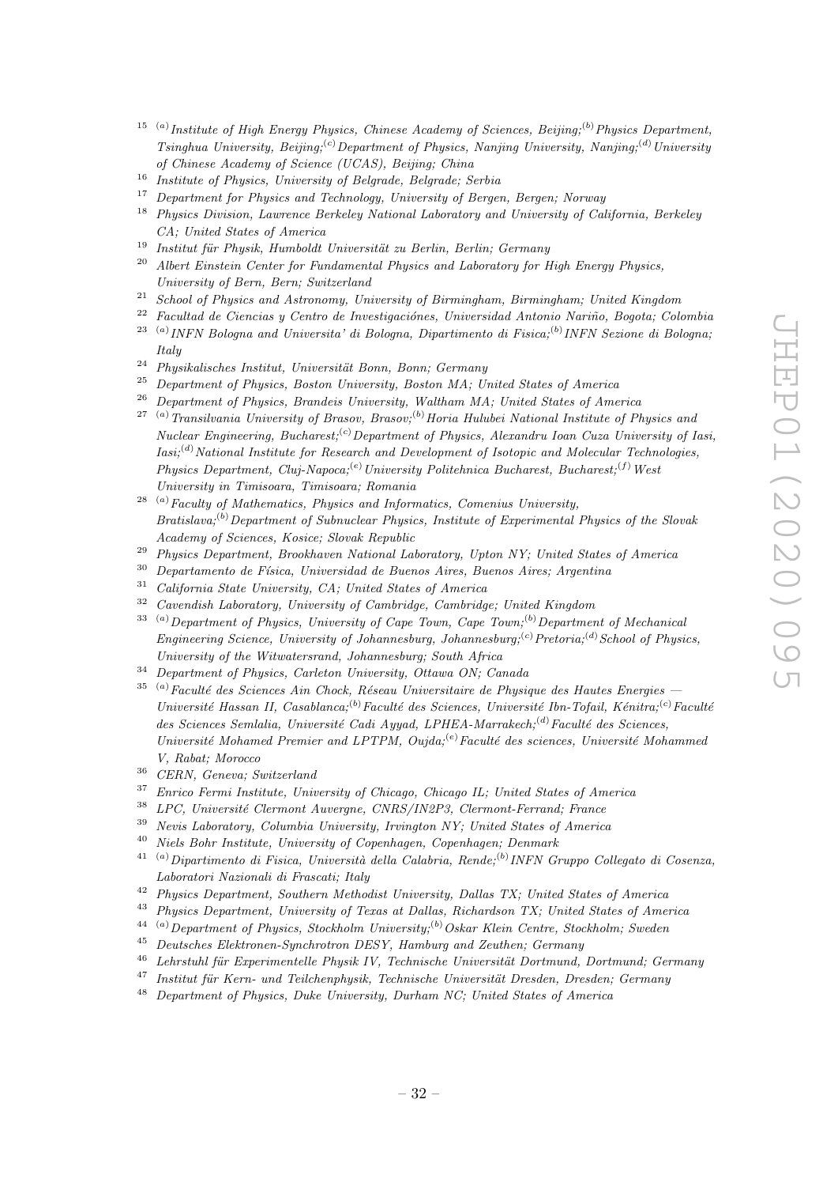[15] [(a)] *Institute of High Energy Physics, Chinese Academy of Sciences, Beijing;*[(b)] *Physics Department, Tsinghua University, Beijing;*[(c)] *Department of Physics, Nanjing University, Nanjing;*[(d)] *University of Chinese Academy of Science (UCAS), Beijing; China*

[16] *Institute of Physics, University of Belgrade, Belgrade; Serbia*

[17] *Department for Physics and Technology, University of Bergen, Bergen; Norway*

[18] *Physics Division, Lawrence Berkeley National Laboratory and University of California, Berkeley CA; United States of America*

[19] *Institut für Physik, Humboldt Universität zu Berlin, Berlin; Germany*

[20] *Albert Einstein Center for Fundamental Physics and Laboratory for High Energy Physics, University of Bern, Bern; Switzerland*

[21] *School of Physics and Astronomy, University of Birmingham, Birmingham; United Kingdom*

[22] *Facultad de Ciencias y Centro de Investigaciónes, Universidad Antonio Nariño, Bogota; Colombia*

[23] [(a)] *INFN Bologna and Universita' di Bologna, Dipartimento di Fisica;*[(b)] *INFN Sezione di Bologna; Italy*

[24] *Physikalisches Institut, Universität Bonn, Bonn; Germany*

[25] *Department of Physics, Boston University, Boston MA; United States of America*

[26] *Department of Physics, Brandeis University, Waltham MA; United States of America*

[27] [(a)] *Transilvania University of Brasov, Brasov;*[(b)] *Horia Hulubei National Institute of Physics and Nuclear Engineering, Bucharest;*[(c)] *Department of Physics, Alexandru Ioan Cuza University of Iasi, Iasi;*[(d)] *National Institute for Research and Development of Isotopic and Molecular Technologies, Physics Department, Cluj-Napoca;*[(e)] *University Politehnica Bucharest, Bucharest;*[(f)] *West University in Timisoara, Timisoara; Romania*

[28] [(a)] *Faculty of Mathematics, Physics and Informatics, Comenius University, Bratislava;*[(b)] *Department of Subnuclear Physics, Institute of Experimental Physics of the Slovak Academy of Sciences, Kosice; Slovak Republic*

[29] *Physics Department, Brookhaven National Laboratory, Upton NY; United States of America*

[30] *Departamento de Física, Universidad de Buenos Aires, Buenos Aires; Argentina*

[31] *California State University, CA; United States of America*

[32] *Cavendish Laboratory, University of Cambridge, Cambridge; United Kingdom*

[33] [(a)] *Department of Physics, University of Cape Town, Cape Town;*[(b)] *Department of Mechanical Engineering Science, University of Johannesburg, Johannesburg;*[(c)] *Pretoria;*[(d)] *School of Physics, University of the Witwatersrand, Johannesburg; South Africa*

[34] *Department of Physics, Carleton University, Ottawa ON; Canada*

[35] [(a)] *Faculté des Sciences Ain Chock, Réseau Universitaire de Physique des Hautes Energies — Université Hassan II, Casablanca;*[(b)] *Faculté des Sciences, Université Ibn-Tofail, Kénitra;*[(c)] *Faculté des Sciences Semlalia, Université Cadi Ayyad, LPHEA-Marrakech;*[(d)] *Faculté des Sciences, Université Mohamed Premier and LPTPM, Oujda;*[(e)] *Faculté des sciences, Université Mohammed V, Rabat; Morocco*

[36] *CERN, Geneva; Switzerland*

[37] *Enrico Fermi Institute, University of Chicago, Chicago IL; United States of America*

[38] *LPC, Université Clermont Auvergne, CNRS/IN2P3, Clermont-Ferrand; France*

[39] *Nevis Laboratory, Columbia University, Irvington NY; United States of America*

[40] *Niels Bohr Institute, University of Copenhagen, Copenhagen; Denmark*

[41] [(a)] *Dipartimento di Fisica, Università della Calabria, Rende;*[(b)] *INFN Gruppo Collegato di Cosenza, Laboratori Nazionali di Frascati; Italy*

[42] *Physics Department, Southern Methodist University, Dallas TX; United States of America*

[43] *Physics Department, University of Texas at Dallas, Richardson TX; United States of America*

[44] [(a)] *Department of Physics, Stockholm University;*[(b)] *Oskar Klein Centre, Stockholm; Sweden*

[45] *Deutsches Elektronen-Synchrotron DESY, Hamburg and Zeuthen; Germany*

[46] *Lehrstuhl für Experimentelle Physik IV, Technische Universität Dortmund, Dortmund; Germany*

[47] *Institut für Kern- und Teilchenphysik, Technische Universität Dresden, Dresden; Germany*

[48] *Department of Physics, Duke University, Durham NC; United States of America*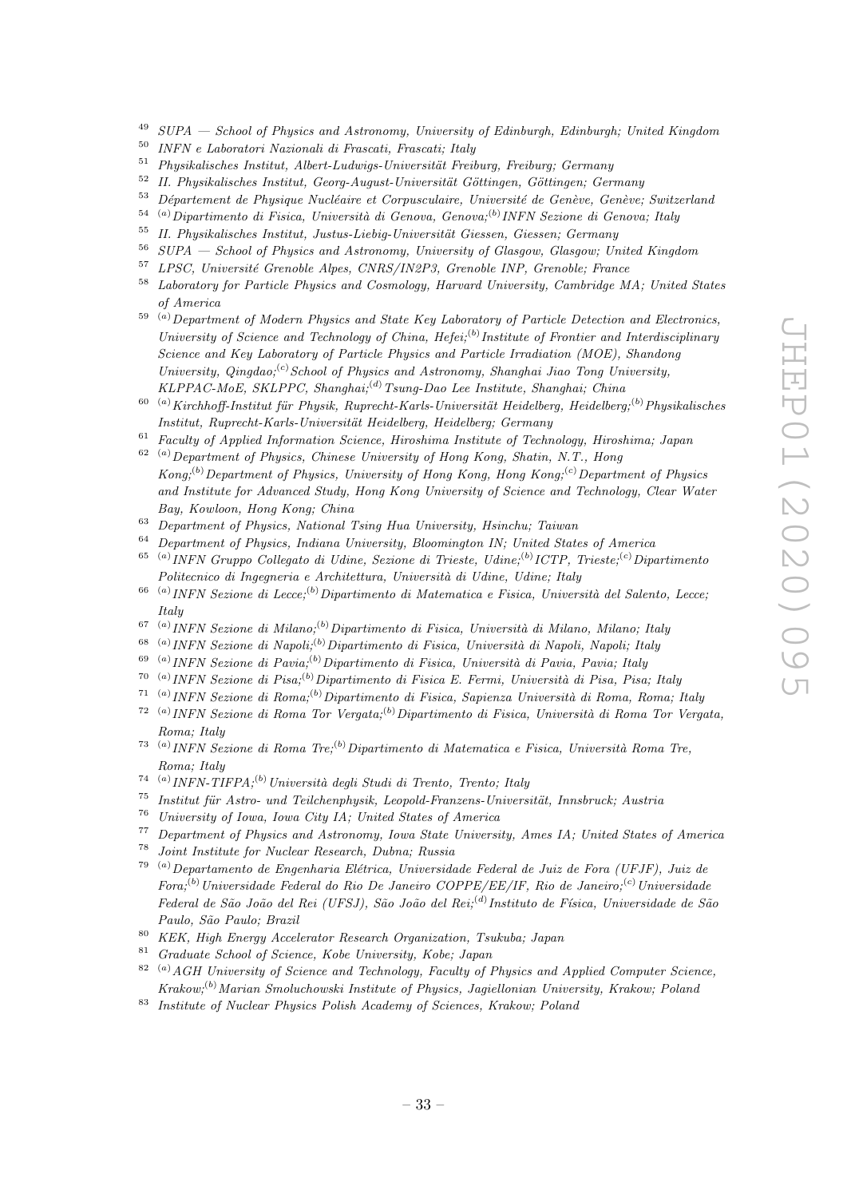[49] *SUPA — School of Physics and Astronomy, University of Edinburgh, Edinburgh; United Kingdom*

[50] *INFN e Laboratori Nazionali di Frascati, Frascati; Italy*

[51] *Physikalisches Institut, Albert-Ludwigs-Universität Freiburg, Freiburg; Germany*

[52] *II. Physikalisches Institut, Georg-August-Universität Göttingen, Göttingen; Germany*

[53] *Département de Physique Nucléaire et Corpusculaire, Université de Genève, Genève; Switzerland*

[54] [(a)] *Dipartimento di Fisica, Università di Genova, Genova;* [(b)] *INFN Sezione di Genova; Italy*

[55] *II. Physikalisches Institut, Justus-Liebig-Universität Giessen, Giessen; Germany*

[56] *SUPA — School of Physics and Astronomy, University of Glasgow, Glasgow; United Kingdom*

[57] *LPSC, Université Grenoble Alpes, CNRS/IN2P3, Grenoble INP, Grenoble; France*

[58] *Laboratory for Particle Physics and Cosmology, Harvard University, Cambridge MA; United States of America*

[59] [(a)] *Department of Modern Physics and State Key Laboratory of Particle Detection and Electronics, University of Science and Technology of China, Hefei;* [(b)] *Institute of Frontier and Interdisciplinary Science and Key Laboratory of Particle Physics and Particle Irradiation (MOE), Shandong University, Qingdao;* [(c)] *School of Physics and Astronomy, Shanghai Jiao Tong University, KLPPAC-MoE, SKLPPC, Shanghai;* [(d)] *Tsung-Dao Lee Institute, Shanghai; China*

[60] [(a)] *Kirchhoff-Institut für Physik, Ruprecht-Karls-Universität Heidelberg, Heidelberg;* [(b)] *Physikalisches Institut, Ruprecht-Karls-Universität Heidelberg, Heidelberg; Germany*

[61] *Faculty of Applied Information Science, Hiroshima Institute of Technology, Hiroshima; Japan*

[62] [(a)] *Department of Physics, Chinese University of Hong Kong, Shatin, N.T., Hong Kong;* [(b)] *Department of Physics, University of Hong Kong, Hong Kong;* [(c)] *Department of Physics and Institute for Advanced Study, Hong Kong University of Science and Technology, Clear Water Bay, Kowloon, Hong Kong; China*

[63] *Department of Physics, National Tsing Hua University, Hsinchu; Taiwan*

[64] *Department of Physics, Indiana University, Bloomington IN; United States of America*

[65] [(a)] *INFN Gruppo Collegato di Udine, Sezione di Trieste, Udine;* [(b)] *ICTP, Trieste;* [(c)] *Dipartimento Politecnico di Ingegneria e Architettura, Università di Udine, Udine; Italy*

[66] [(a)] *INFN Sezione di Lecce;* [(b)] *Dipartimento di Matematica e Fisica, Università del Salento, Lecce; Italy*

[67] [(a)] *INFN Sezione di Milano;* [(b)] *Dipartimento di Fisica, Università di Milano, Milano; Italy*

[68] [(a)] *INFN Sezione di Napoli;* [(b)] *Dipartimento di Fisica, Università di Napoli, Napoli; Italy*

[69] [(a)] *INFN Sezione di Pavia;* [(b)] *Dipartimento di Fisica, Università di Pavia, Pavia; Italy*

[70] [(a)] *INFN Sezione di Pisa;* [(b)] *Dipartimento di Fisica E. Fermi, Università di Pisa, Pisa; Italy*

[71] [(a)] *INFN Sezione di Roma;* [(b)] *Dipartimento di Fisica, Sapienza Università di Roma, Roma; Italy*

[72] [(a)] *INFN Sezione di Roma Tor Vergata;* [(b)] *Dipartimento di Fisica, Università di Roma Tor Vergata, Roma; Italy*

[73] [(a)] *INFN Sezione di Roma Tre;* [(b)] *Dipartimento di Matematica e Fisica, Università Roma Tre, Roma; Italy*

[74] [(a)] *INFN-TIFPA;* [(b)] *Università degli Studi di Trento, Trento; Italy*

[75] *Institut für Astro- und Teilchenphysik, Leopold-Franzens-Universität, Innsbruck; Austria*

[76] *University of Iowa, Iowa City IA; United States of America*

[77] *Department of Physics and Astronomy, Iowa State University, Ames IA; United States of America*

[78] *Joint Institute for Nuclear Research, Dubna; Russia*

[79] [(a)] *Departamento de Engenharia Elétrica, Universidade Federal de Juiz de Fora (UFJF), Juiz de Fora;* [(b)] *Universidade Federal do Rio De Janeiro COPPE/EE/IF, Rio de Janeiro;* [(c)] *Universidade Federal de São João del Rei (UFSJ), São João del Rei;* [(d)] *Instituto de Física, Universidade de São Paulo, São Paulo; Brazil*

[80] *KEK, High Energy Accelerator Research Organization, Tsukuba; Japan*

[81] *Graduate School of Science, Kobe University, Kobe; Japan*

[82] [(a)] *AGH University of Science and Technology, Faculty of Physics and Applied Computer Science, Krakow;* [(b)] *Marian Smoluchowski Institute of Physics, Jagiellonian University, Krakow; Poland*

[83] *Institute of Nuclear Physics Polish Academy of Sciences, Krakow; Poland*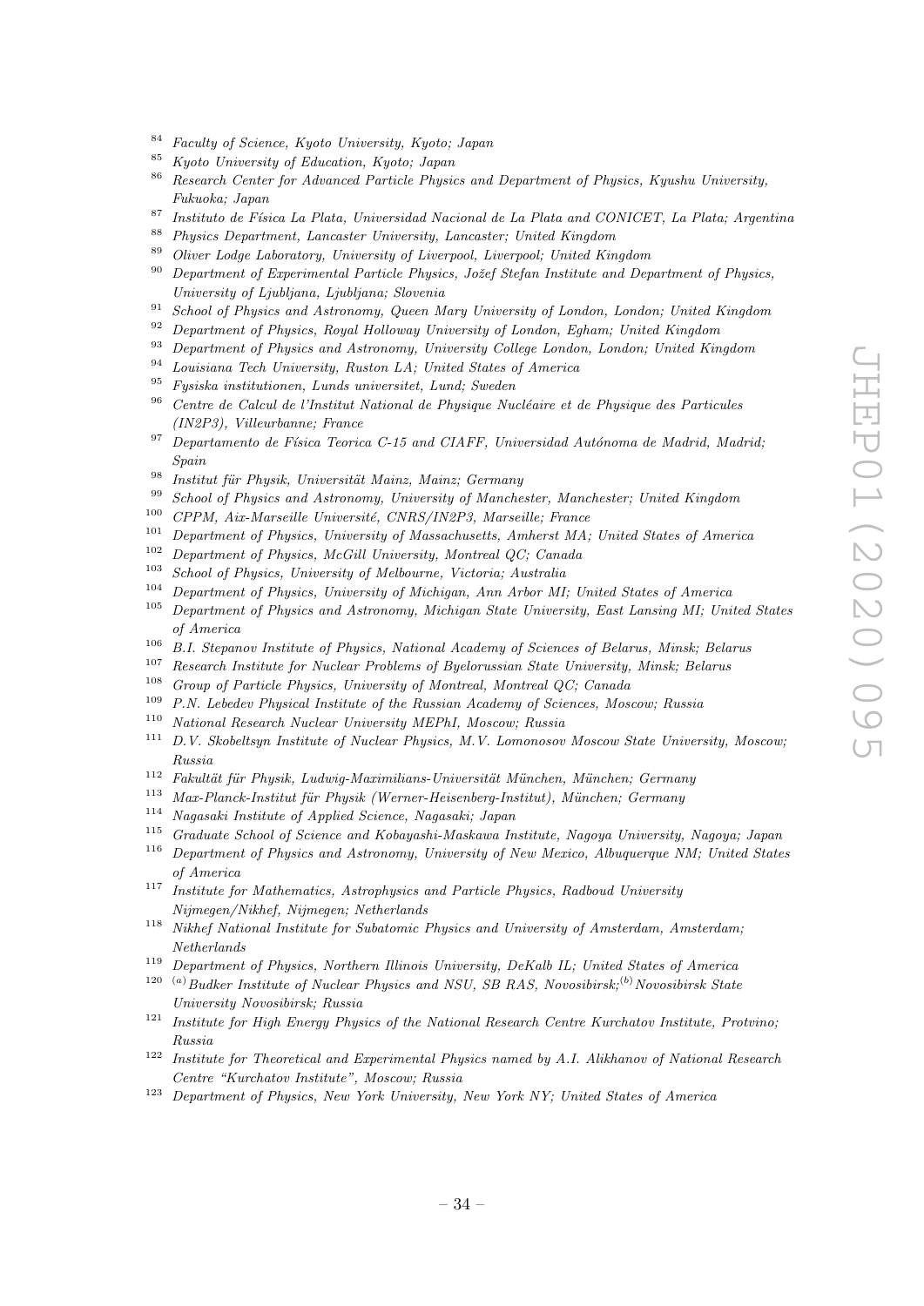[84] *Faculty of Science, Kyoto University, Kyoto; Japan*

[85] *Kyoto University of Education, Kyoto; Japan*

[86] *Research Center for Advanced Particle Physics and Department of Physics, Kyushu University, Fukuoka; Japan*

[87] *Instituto de Física La Plata, Universidad Nacional de La Plata and CONICET, La Plata; Argentina*

[88] *Physics Department, Lancaster University, Lancaster; United Kingdom*

[89] *Oliver Lodge Laboratory, University of Liverpool, Liverpool; United Kingdom*

[90] *Department of Experimental Particle Physics, Jožef Stefan Institute and Department of Physics, University of Ljubljana, Ljubljana; Slovenia*

[91] *School of Physics and Astronomy, Queen Mary University of London, London; United Kingdom*

[92] *Department of Physics, Royal Holloway University of London, Egham; United Kingdom*

[93] *Department of Physics and Astronomy, University College London, London; United Kingdom*

[94] *Louisiana Tech University, Ruston LA; United States of America*

[95] *Fysiska institutionen, Lunds universitet, Lund; Sweden*

[96] *Centre de Calcul de l'Institut National de Physique Nucléaire et de Physique des Particules (IN2P3), Villeurbanne; France*

[97] *Departamento de Física Teorica C-15 and CIAFF, Universidad Autónoma de Madrid, Madrid; Spain*

[98] *Institut für Physik, Universität Mainz, Mainz; Germany*

[99] *School of Physics and Astronomy, University of Manchester, Manchester; United Kingdom*

[100] *CPPM, Aix-Marseille Université, CNRS/IN2P3, Marseille; France*

[101] *Department of Physics, University of Massachusetts, Amherst MA; United States of America*

[102] *Department of Physics, McGill University, Montreal QC; Canada*

[103] *School of Physics, University of Melbourne, Victoria; Australia*

[104] *Department of Physics, University of Michigan, Ann Arbor MI; United States of America*

[105] *Department of Physics and Astronomy, Michigan State University, East Lansing MI; United States of America*

[106] *B.I. Stepanov Institute of Physics, National Academy of Sciences of Belarus, Minsk; Belarus*

[107] *Research Institute for Nuclear Problems of Byelorussian State University, Minsk; Belarus*

[108] *Group of Particle Physics, University of Montreal, Montreal QC; Canada*

[109] *P.N. Lebedev Physical Institute of the Russian Academy of Sciences, Moscow; Russia*

[110] *National Research Nuclear University MEPhI, Moscow; Russia*

[111] *D.V. Skobeltsyn Institute of Nuclear Physics, M.V. Lomonosov Moscow State University, Moscow; Russia*

[112] *Fakultät für Physik, Ludwig-Maximilians-Universität München, München; Germany*

[113] *Max-Planck-Institut für Physik (Werner-Heisenberg-Institut), München; Germany*

[114] *Nagasaki Institute of Applied Science, Nagasaki; Japan*

[115] *Graduate School of Science and Kobayashi-Maskawa Institute, Nagoya University, Nagoya; Japan*

[116] *Department of Physics and Astronomy, University of New Mexico, Albuquerque NM; United States of America*

[117] *Institute for Mathematics, Astrophysics and Particle Physics, Radboud University Nijmegen/Nikhef, Nijmegen; Netherlands*

[118] *Nikhef National Institute for Subatomic Physics and University of Amsterdam, Amsterdam; Netherlands*

[119] *Department of Physics, Northern Illinois University, DeKalb IL; United States of America*

[120] [(a)] *Budker Institute of Nuclear Physics and NSU, SB RAS, Novosibirsk;*[(b)] *Novosibirsk State University Novosibirsk; Russia*

[121] *Institute for High Energy Physics of the National Research Centre Kurchatov Institute, Protvino; Russia*

[122] *Institute for Theoretical and Experimental Physics named by A.I. Alikhanov of National Research Centre "Kurchatov Institute", Moscow; Russia*

[123] *Department of Physics, New York University, New York NY; United States of America*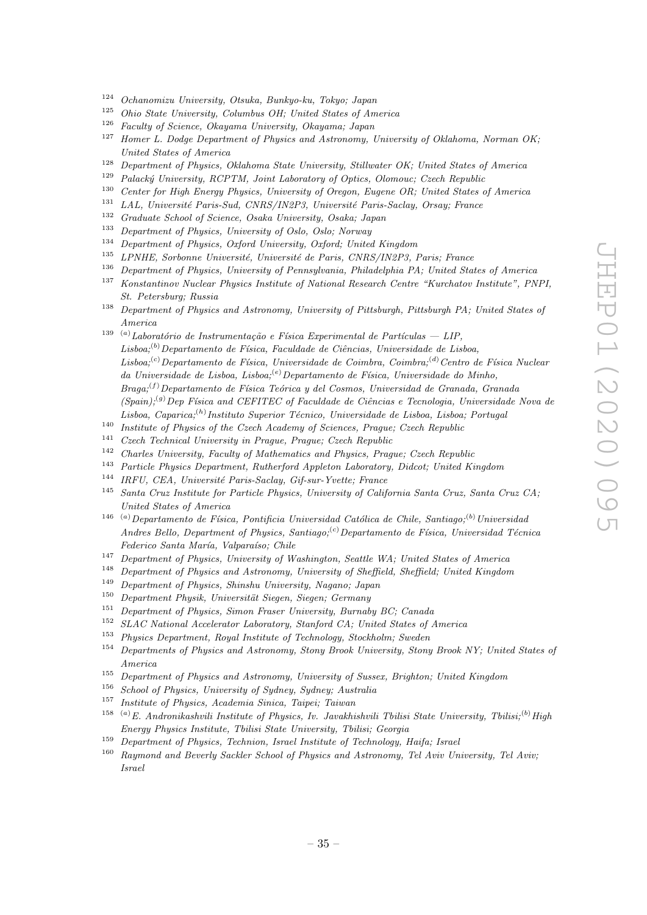[124] *Ochanomizu University, Otsuka, Bunkyo-ku, Tokyo; Japan*
[125] *Ohio State University, Columbus OH; United States of America*
[126] *Faculty of Science, Okayama University, Okayama; Japan*
[127] *Homer L. Dodge Department of Physics and Astronomy, University of Oklahoma, Norman OK; United States of America*
[128] *Department of Physics, Oklahoma State University, Stillwater OK; United States of America*
[129] *Palacký University, RCPTM, Joint Laboratory of Optics, Olomouc; Czech Republic*
[130] *Center for High Energy Physics, University of Oregon, Eugene OR; United States of America*
[131] *LAL, Université Paris-Sud, CNRS/IN2P3, Université Paris-Saclay, Orsay; France*
[132] *Graduate School of Science, Osaka University, Osaka; Japan*
[133] *Department of Physics, University of Oslo, Oslo; Norway*
[134] *Department of Physics, Oxford University, Oxford; United Kingdom*
[135] *LPNHE, Sorbonne Université, Université de Paris, CNRS/IN2P3, Paris; France*
[136] *Department of Physics, University of Pennsylvania, Philadelphia PA; United States of America*
[137] *Konstantinov Nuclear Physics Institute of National Research Centre "Kurchatov Institute", PNPI, St. Petersburg; Russia*
[138] *Department of Physics and Astronomy, University of Pittsburgh, Pittsburgh PA; United States of America*
[139] [(a)] *Laboratório de Instrumentação e Física Experimental de Partículas — LIP, Lisboa;* [(b)] *Departamento de Física, Faculdade de Ciências, Universidade de Lisboa, Lisboa;* [(c)] *Departamento de Física, Universidade de Coimbra, Coimbra;* [(d)] *Centro de Física Nuclear da Universidade de Lisboa, Lisboa;* [(e)] *Departamento de Física, Universidade do Minho, Braga;* [(f)] *Departamento de Física Teórica y del Cosmos, Universidad de Granada, Granada (Spain);* [(g)] *Dep Física and CEFITEC of Faculdade de Ciências e Tecnologia, Universidade Nova de Lisboa, Caparica;* [(h)] *Instituto Superior Técnico, Universidade de Lisboa, Lisboa; Portugal*
[140] *Institute of Physics of the Czech Academy of Sciences, Prague; Czech Republic*
[141] *Czech Technical University in Prague, Prague; Czech Republic*
[142] *Charles University, Faculty of Mathematics and Physics, Prague; Czech Republic*
[143] *Particle Physics Department, Rutherford Appleton Laboratory, Didcot; United Kingdom*
[144] *IRFU, CEA, Université Paris-Saclay, Gif-sur-Yvette; France*
[145] *Santa Cruz Institute for Particle Physics, University of California Santa Cruz, Santa Cruz CA; United States of America*
[146] [(a)] *Departamento de Física, Pontificia Universidad Católica de Chile, Santiago;* [(b)] *Universidad Andres Bello, Department of Physics, Santiago;* [(c)] *Departamento de Física, Universidad Técnica Federico Santa María, Valparaíso; Chile*
[147] *Department of Physics, University of Washington, Seattle WA; United States of America*
[148] *Department of Physics and Astronomy, University of Sheffield, Sheffield; United Kingdom*
[149] *Department of Physics, Shinshu University, Nagano; Japan*
[150] *Department Physik, Universität Siegen, Siegen; Germany*
[151] *Department of Physics, Simon Fraser University, Burnaby BC; Canada*
[152] *SLAC National Accelerator Laboratory, Stanford CA; United States of America*
[153] *Physics Department, Royal Institute of Technology, Stockholm; Sweden*
[154] *Departments of Physics and Astronomy, Stony Brook University, Stony Brook NY; United States of America*
[155] *Department of Physics and Astronomy, University of Sussex, Brighton; United Kingdom*
[156] *School of Physics, University of Sydney, Sydney; Australia*
[157] *Institute of Physics, Academia Sinica, Taipei; Taiwan*
[158] [(a)] *E. Andronikashvili Institute of Physics, Iv. Javakhishvili Tbilisi State University, Tbilisi;* [(b)] *High Energy Physics Institute, Tbilisi State University, Tbilisi; Georgia*
[159] *Department of Physics, Technion, Israel Institute of Technology, Haifa; Israel*
[160] *Raymond and Beverly Sackler School of Physics and Astronomy, Tel Aviv University, Tel Aviv; Israel*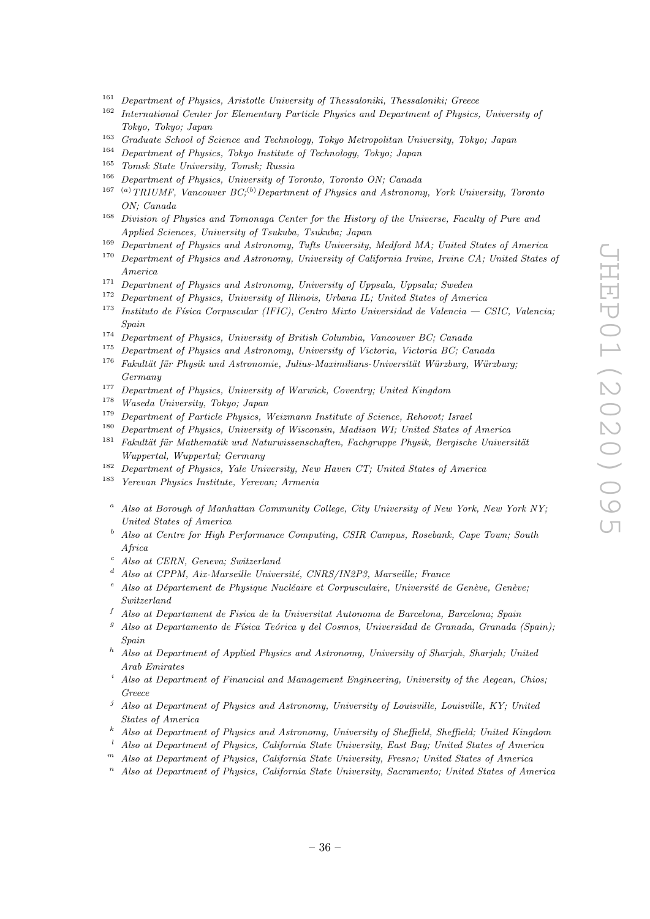[161] Department of Physics, Aristotle University of Thessaloniki, Thessaloniki; Greece

[162] International Center for Elementary Particle Physics and Department of Physics, University of Tokyo, Tokyo; Japan

[163] Graduate School of Science and Technology, Tokyo Metropolitan University, Tokyo; Japan

[164] Department of Physics, Tokyo Institute of Technology, Tokyo; Japan

[165] Tomsk State University, Tomsk; Russia

[166] Department of Physics, University of Toronto, Toronto ON; Canada

[167] [(a)] TRIUMF, Vancouver BC; [(b)] Department of Physics and Astronomy, York University, Toronto ON; Canada

[168] Division of Physics and Tomonaga Center for the History of the Universe, Faculty of Pure and Applied Sciences, University of Tsukuba, Tsukuba; Japan

[169] Department of Physics and Astronomy, Tufts University, Medford MA; United States of America

[170] Department of Physics and Astronomy, University of California Irvine, Irvine CA; United States of America

[171] Department of Physics and Astronomy, University of Uppsala, Uppsala; Sweden

[172] Department of Physics, University of Illinois, Urbana IL; United States of America

[173] Instituto de Física Corpuscular (IFIC), Centro Mixto Universidad de Valencia — CSIC, Valencia; Spain

[174] Department of Physics, University of British Columbia, Vancouver BC; Canada

[175] Department of Physics and Astronomy, University of Victoria, Victoria BC; Canada

[176] Fakultät für Physik und Astronomie, Julius-Maximilians-Universität Würzburg, Würzburg; Germany

[177] Department of Physics, University of Warwick, Coventry; United Kingdom

[178] Waseda University, Tokyo; Japan

[179] Department of Particle Physics, Weizmann Institute of Science, Rehovot; Israel

[180] Department of Physics, University of Wisconsin, Madison WI; United States of America

[181] Fakultät für Mathematik und Naturwissenschaften, Fachgruppe Physik, Bergische Universität Wuppertal, Wuppertal; Germany

[182] Department of Physics, Yale University, New Haven CT; United States of America

[183] Yerevan Physics Institute, Yerevan; Armenia

[a] Also at Borough of Manhattan Community College, City University of New York, New York NY; United States of America

[b] Also at Centre for High Performance Computing, CSIR Campus, Rosebank, Cape Town; South Africa

[c] Also at CERN, Geneva; Switzerland

[d] Also at CPPM, Aix-Marseille Université, CNRS/IN2P3, Marseille; France

[e] Also at Département de Physique Nucléaire et Corpusculaire, Université de Genève, Genève; Switzerland

[f] Also at Departament de Fisica de la Universitat Autonoma de Barcelona, Barcelona; Spain

[g] Also at Departamento de Física Teórica y del Cosmos, Universidad de Granada, Granada (Spain); Spain

[h] Also at Department of Applied Physics and Astronomy, University of Sharjah, Sharjah; United Arab Emirates

[i] Also at Department of Financial and Management Engineering, University of the Aegean, Chios; Greece

[j] Also at Department of Physics and Astronomy, University of Louisville, Louisville, KY; United States of America

[k] Also at Department of Physics and Astronomy, University of Sheffield, Sheffield; United Kingdom

[l] Also at Department of Physics, California State University, East Bay; United States of America

[m] Also at Department of Physics, California State University, Fresno; United States of America

[n] Also at Department of Physics, California State University, Sacramento; United States of America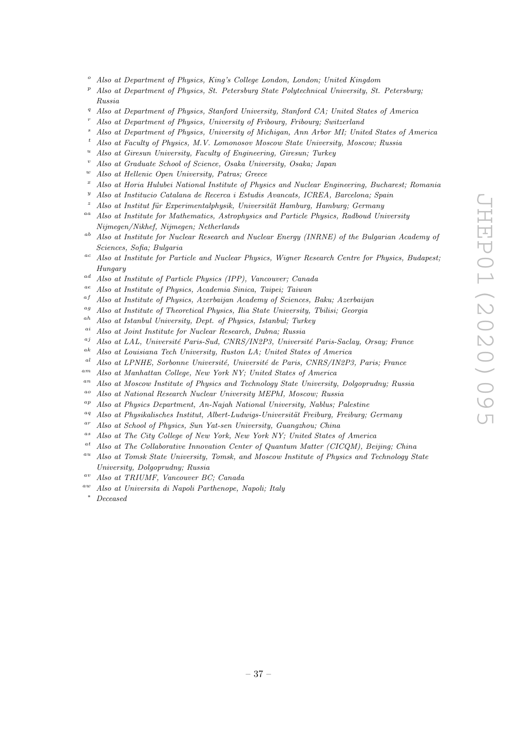[o] Also at Department of Physics, King's College London, London; United Kingdom

[p] Also at Department of Physics, St. Petersburg State Polytechnical University, St. Petersburg; Russia

[q] Also at Department of Physics, Stanford University, Stanford CA; United States of America

[r] Also at Department of Physics, University of Fribourg, Fribourg; Switzerland

[s] Also at Department of Physics, University of Michigan, Ann Arbor MI; United States of America

[t] Also at Faculty of Physics, M.V. Lomonosov Moscow State University, Moscow; Russia

[u] Also at Giresun University, Faculty of Engineering, Giresun; Turkey

[v] Also at Graduate School of Science, Osaka University, Osaka; Japan

[w] Also at Hellenic Open University, Patras; Greece

[x] Also at Horia Hulubei National Institute of Physics and Nuclear Engineering, Bucharest; Romania

[y] Also at Institucio Catalana de Recerca i Estudis Avancats, ICREA, Barcelona; Spain

[z] Also at Institut für Experimentalphysik, Universität Hamburg, Hamburg; Germany

[aa] Also at Institute for Mathematics, Astrophysics and Particle Physics, Radboud University Nijmegen/Nikhef, Nijmegen; Netherlands

[ab] Also at Institute for Nuclear Research and Nuclear Energy (INRNE) of the Bulgarian Academy of Sciences, Sofia; Bulgaria

[ac] Also at Institute for Particle and Nuclear Physics, Wigner Research Centre for Physics, Budapest; Hungary

[ad] Also at Institute of Particle Physics (IPP), Vancouver; Canada

[ae] Also at Institute of Physics, Academia Sinica, Taipei; Taiwan

[af] Also at Institute of Physics, Azerbaijan Academy of Sciences, Baku; Azerbaijan

[ag] Also at Institute of Theoretical Physics, Ilia State University, Tbilisi; Georgia

[ah] Also at Istanbul University, Dept. of Physics, Istanbul; Turkey

[ai] Also at Joint Institute for Nuclear Research, Dubna; Russia

[aj] Also at LAL, Université Paris-Sud, CNRS/IN2P3, Université Paris-Saclay, Orsay; France

[ak] Also at Louisiana Tech University, Ruston LA; United States of America

[al] Also at LPNHE, Sorbonne Université, Université de Paris, CNRS/IN2P3, Paris; France

[am] Also at Manhattan College, New York NY; United States of America

[an] Also at Moscow Institute of Physics and Technology State University, Dolgoprudny; Russia

[ao] Also at National Research Nuclear University MEPhI, Moscow; Russia

[ap] Also at Physics Department, An-Najah National University, Nablus; Palestine

[aq] Also at Physikalisches Institut, Albert-Ludwigs-Universität Freiburg, Freiburg; Germany

[ar] Also at School of Physics, Sun Yat-sen University, Guangzhou; China

[as] Also at The City College of New York, New York NY; United States of America

[at] Also at The Collaborative Innovation Center of Quantum Matter (CICQM), Beijing; China

[au] Also at Tomsk State University, Tomsk, and Moscow Institute of Physics and Technology State University, Dolgoprudny; Russia

[av] Also at TRIUMF, Vancouver BC; Canada

[aw] Also at Universita di Napoli Parthenope, Napoli; Italy

[*] Deceased